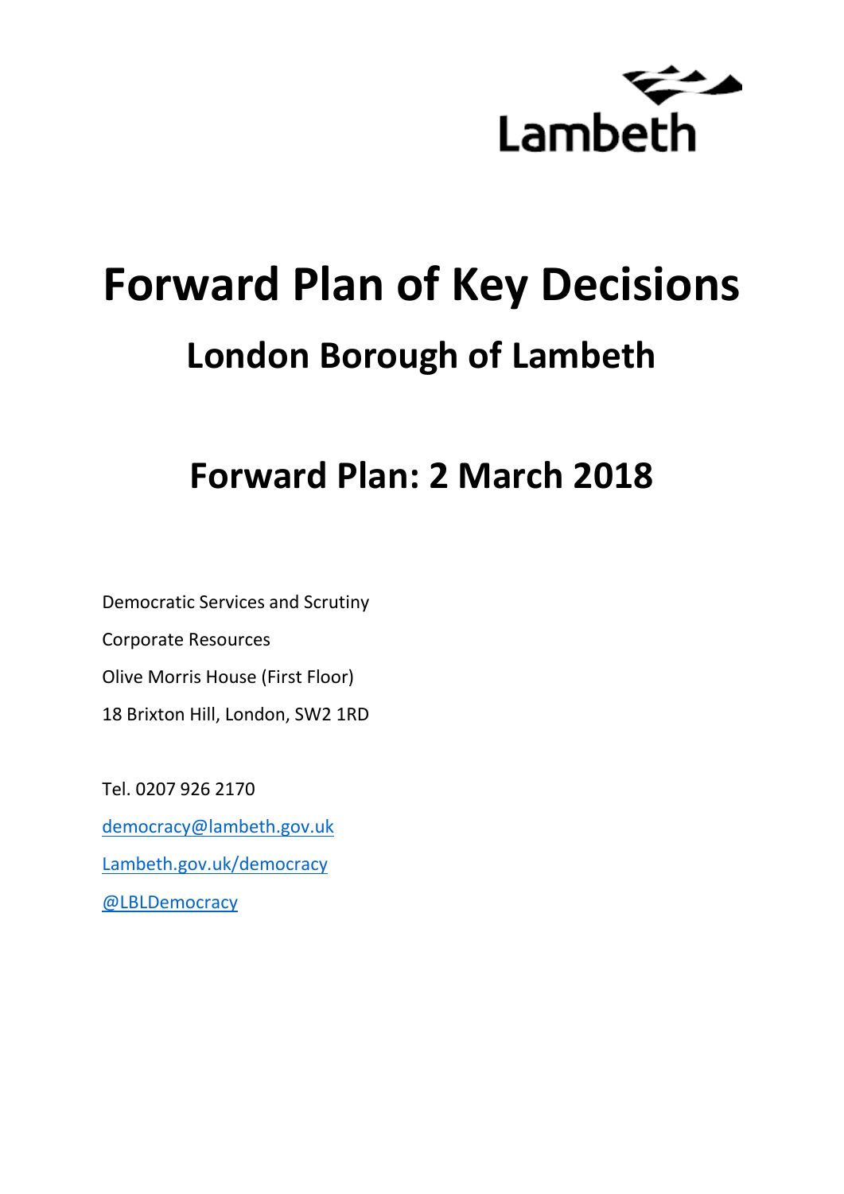Lambeth

# Forward Plan of Key Decisions

## London Borough of Lambeth

## Forward Plan: 2 March 2018

Democratic Services and Scrutiny

Corporate Resources

Olive Morris House (First Floor)

18 Brixton Hill, London, SW2 1RD

Tel. 0207 926 2170

democracy@lambeth.gov.uk

Lambeth.gov.uk/democracy

@LBLDemocracy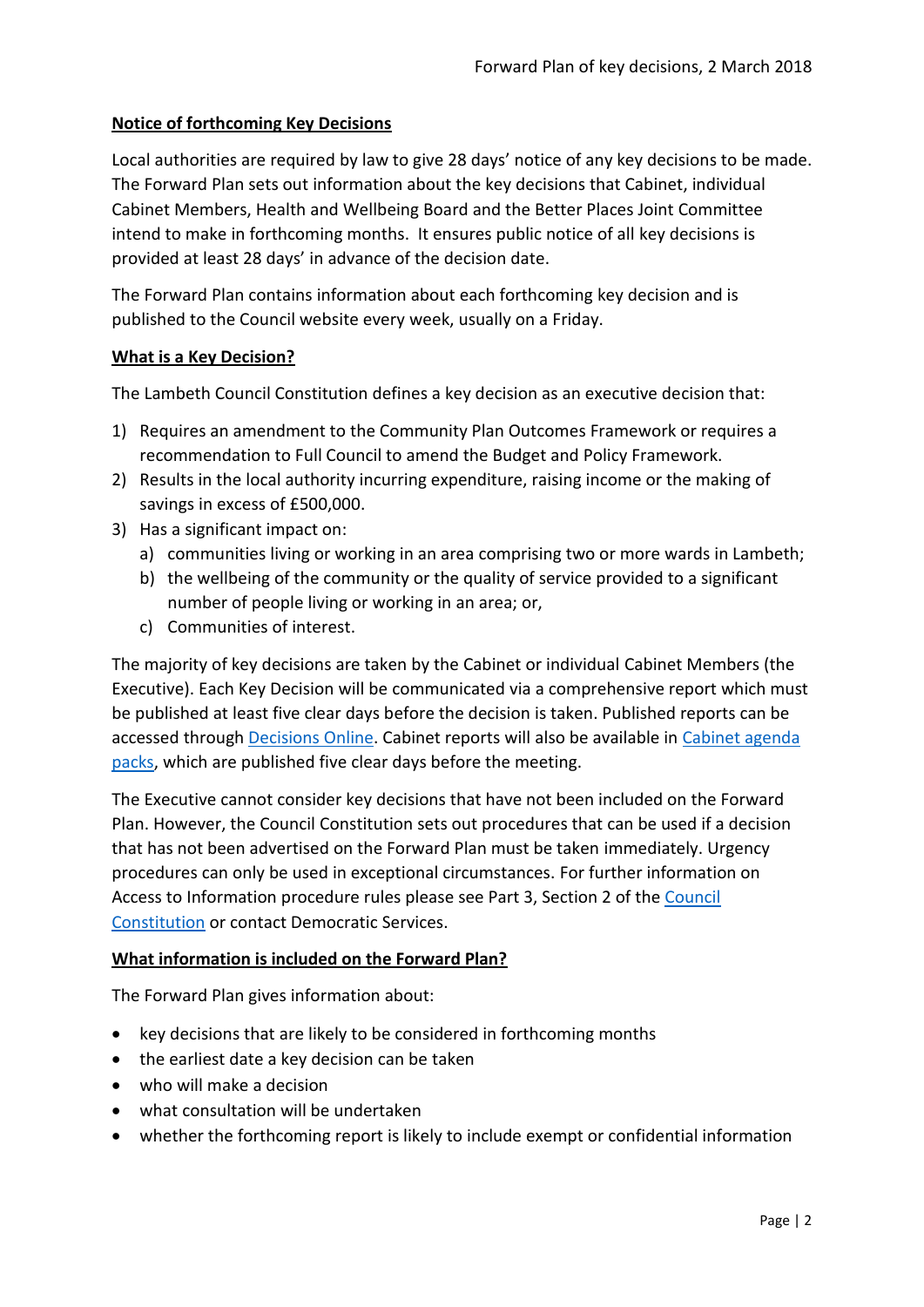**Notice of forthcoming Key Decisions**

Local authorities are required by law to give 28 days' notice of any key decisions to be made. The Forward Plan sets out information about the key decisions that Cabinet, individual Cabinet Members, Health and Wellbeing Board and the Better Places Joint Committee intend to make in forthcoming months. It ensures public notice of all key decisions is provided at least 28 days' in advance of the decision date.

The Forward Plan contains information about each forthcoming key decision and is published to the Council website every week, usually on a Friday.

**What is a Key Decision?**

The Lambeth Council Constitution defines a key decision as an executive decision that:

1) Requires an amendment to the Community Plan Outcomes Framework or requires a recommendation to Full Council to amend the Budget and Policy Framework.
2) Results in the local authority incurring expenditure, raising income or the making of savings in excess of £500,000.
3) Has a significant impact on:
   a) communities living or working in an area comprising two or more wards in Lambeth;
   b) the wellbeing of the community or the quality of service provided to a significant number of people living or working in an area; or,
   c) Communities of interest.

The majority of key decisions are taken by the Cabinet or individual Cabinet Members (the Executive). Each Key Decision will be communicated via a comprehensive report which must be published at least five clear days before the decision is taken. Published reports can be accessed through Decisions Online. Cabinet reports will also be available in Cabinet agenda packs, which are published five clear days before the meeting.

The Executive cannot consider key decisions that have not been included on the Forward Plan. However, the Council Constitution sets out procedures that can be used if a decision that has not been advertised on the Forward Plan must be taken immediately. Urgency procedures can only be used in exceptional circumstances. For further information on Access to Information procedure rules please see Part 3, Section 2 of the Council Constitution or contact Democratic Services.

**What information is included on the Forward Plan?**

The Forward Plan gives information about:

- key decisions that are likely to be considered in forthcoming months
- the earliest date a key decision can be taken
- who will make a decision
- what consultation will be undertaken
- whether the forthcoming report is likely to include exempt or confidential information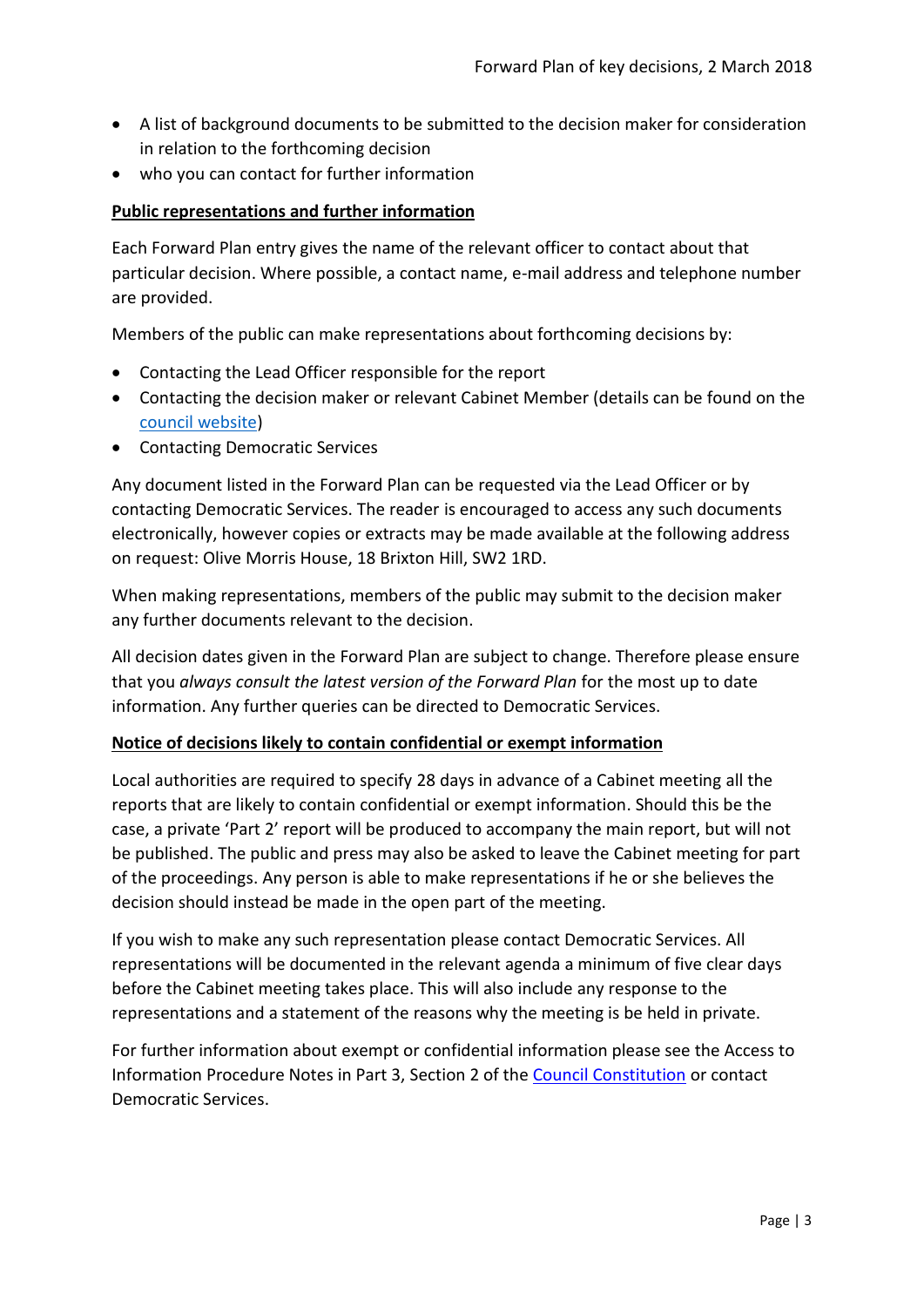- A list of background documents to be submitted to the decision maker for consideration in relation to the forthcoming decision
- who you can contact for further information

**Public representations and further information**

Each Forward Plan entry gives the name of the relevant officer to contact about that particular decision. Where possible, a contact name, e-mail address and telephone number are provided.

Members of the public can make representations about forthcoming decisions by:

- Contacting the Lead Officer responsible for the report
- Contacting the decision maker or relevant Cabinet Member (details can be found on the council website)
- Contacting Democratic Services

Any document listed in the Forward Plan can be requested via the Lead Officer or by contacting Democratic Services. The reader is encouraged to access any such documents electronically, however copies or extracts may be made available at the following address on request: Olive Morris House, 18 Brixton Hill, SW2 1RD.

When making representations, members of the public may submit to the decision maker any further documents relevant to the decision.

All decision dates given in the Forward Plan are subject to change. Therefore please ensure that you *always consult the latest version of the Forward Plan* for the most up to date information. Any further queries can be directed to Democratic Services.

**Notice of decisions likely to contain confidential or exempt information**

Local authorities are required to specify 28 days in advance of a Cabinet meeting all the reports that are likely to contain confidential or exempt information. Should this be the case, a private 'Part 2' report will be produced to accompany the main report, but will not be published. The public and press may also be asked to leave the Cabinet meeting for part of the proceedings. Any person is able to make representations if he or she believes the decision should instead be made in the open part of the meeting.

If you wish to make any such representation please contact Democratic Services. All representations will be documented in the relevant agenda a minimum of five clear days before the Cabinet meeting takes place. This will also include any response to the representations and a statement of the reasons why the meeting is be held in private.

For further information about exempt or confidential information please see the Access to Information Procedure Notes in Part 3, Section 2 of the Council Constitution or contact Democratic Services.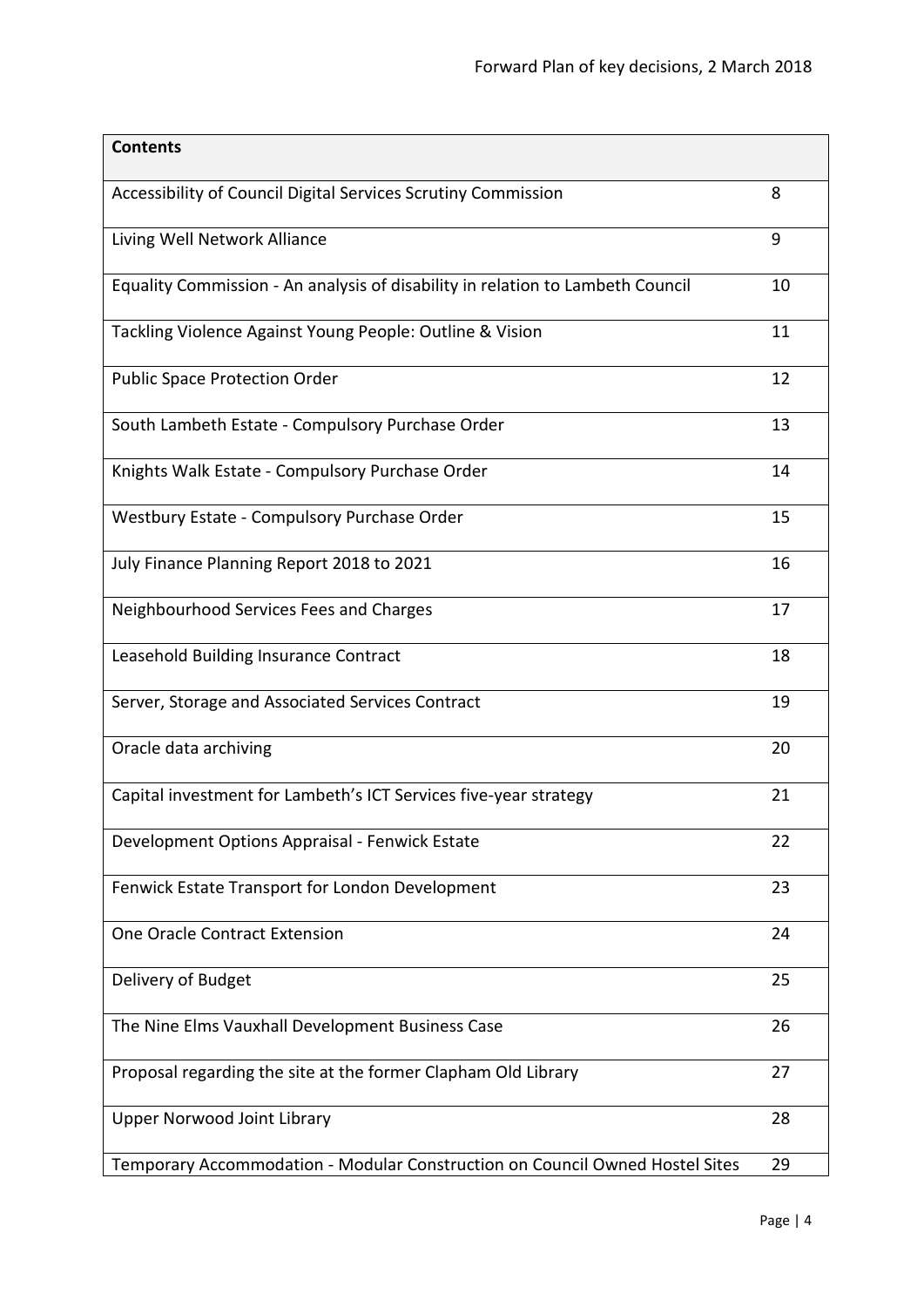| Contents | |
|---|---|
| Accessibility of Council Digital Services Scrutiny Commission | 8 |
| Living Well Network Alliance | 9 |
| Equality Commission - An analysis of disability in relation to Lambeth Council | 10 |
| Tackling Violence Against Young People: Outline & Vision | 11 |
| Public Space Protection Order | 12 |
| South Lambeth Estate - Compulsory Purchase Order | 13 |
| Knights Walk Estate - Compulsory Purchase Order | 14 |
| Westbury Estate - Compulsory Purchase Order | 15 |
| July Finance Planning Report 2018 to 2021 | 16 |
| Neighbourhood Services Fees and Charges | 17 |
| Leasehold Building Insurance Contract | 18 |
| Server, Storage and Associated Services Contract | 19 |
| Oracle data archiving | 20 |
| Capital investment for Lambeth's ICT Services five-year strategy | 21 |
| Development Options Appraisal - Fenwick Estate | 22 |
| Fenwick Estate Transport for London Development | 23 |
| One Oracle Contract Extension | 24 |
| Delivery of Budget | 25 |
| The Nine Elms Vauxhall Development Business Case | 26 |
| Proposal regarding the site at the former Clapham Old Library | 27 |
| Upper Norwood Joint Library | 28 |
| Temporary Accommodation - Modular Construction on Council Owned Hostel Sites | 29 |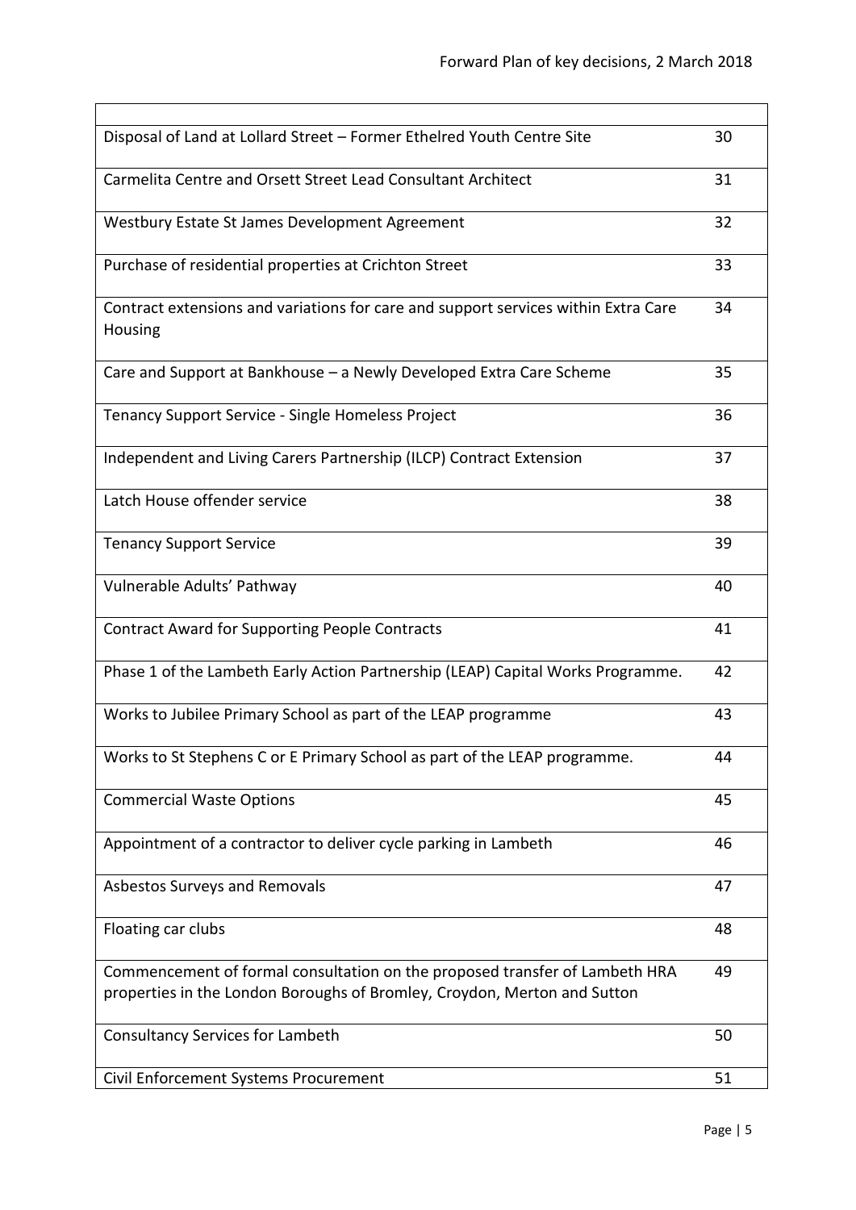| | |
|---|---|
| Disposal of Land at Lollard Street – Former Ethelred Youth Centre Site | 30 |
| Carmelita Centre and Orsett Street Lead Consultant Architect | 31 |
| Westbury Estate St James Development Agreement | 32 |
| Purchase of residential properties at Crichton Street | 33 |
| Contract extensions and variations for care and support services within Extra Care Housing | 34 |
| Care and Support at Bankhouse – a Newly Developed Extra Care Scheme | 35 |
| Tenancy Support Service - Single Homeless Project | 36 |
| Independent and Living Carers Partnership (ILCP) Contract Extension | 37 |
| Latch House offender service | 38 |
| Tenancy Support Service | 39 |
| Vulnerable Adults' Pathway | 40 |
| Contract Award for Supporting People Contracts | 41 |
| Phase 1 of the Lambeth Early Action Partnership (LEAP) Capital Works Programme. | 42 |
| Works to Jubilee Primary School as part of the LEAP programme | 43 |
| Works to St Stephens C or E Primary School as part of the LEAP programme. | 44 |
| Commercial Waste Options | 45 |
| Appointment of a contractor to deliver cycle parking in Lambeth | 46 |
| Asbestos Surveys and Removals | 47 |
| Floating car clubs | 48 |
| Commencement of formal consultation on the proposed transfer of Lambeth HRA properties in the London Boroughs of Bromley, Croydon, Merton and Sutton | 49 |
| Consultancy Services for Lambeth | 50 |
| Civil Enforcement Systems Procurement | 51 |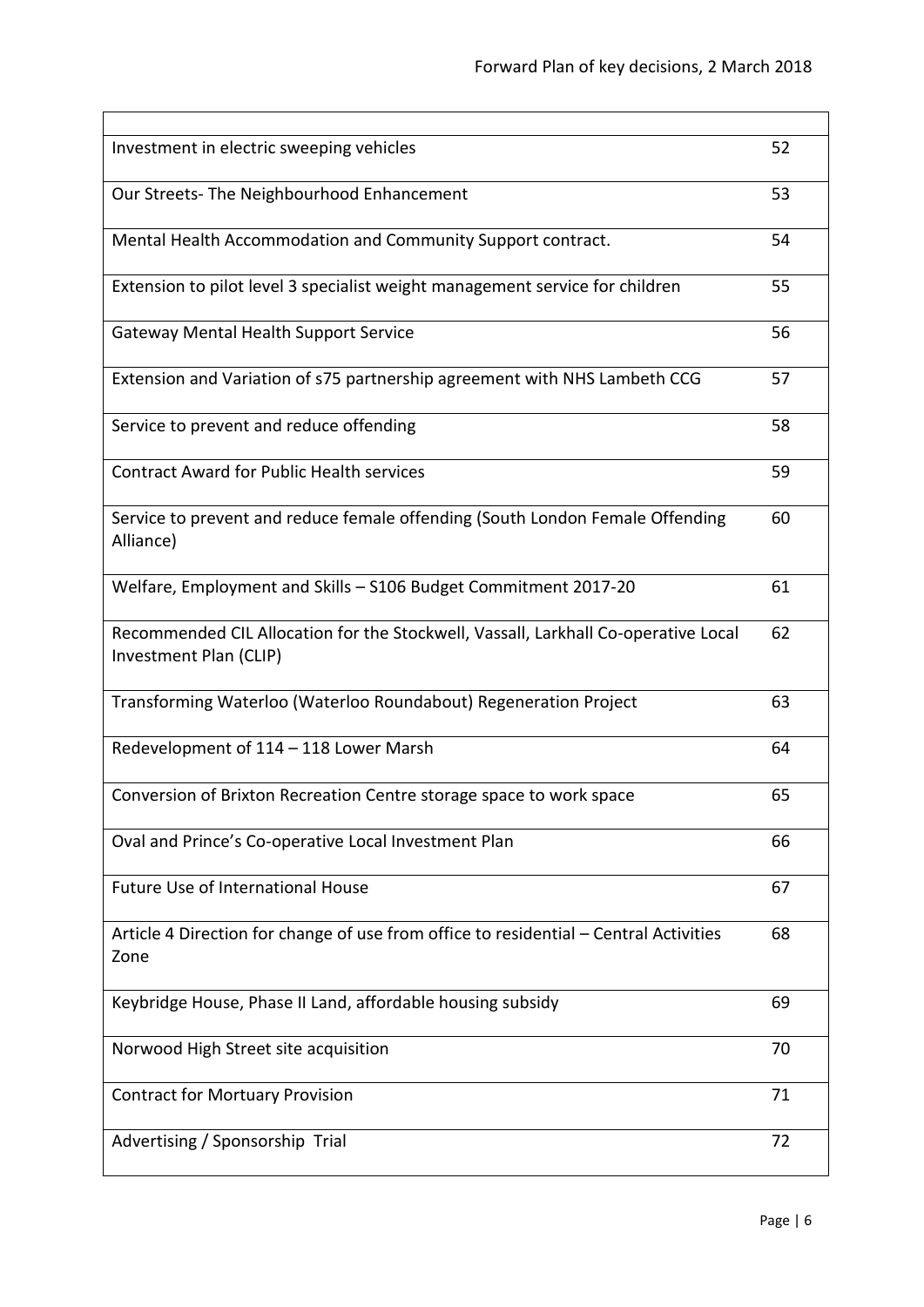| | |
|---|---|
| Investment in electric sweeping vehicles | 52 |
| Our Streets- The Neighbourhood Enhancement | 53 |
| Mental Health Accommodation and Community Support contract. | 54 |
| Extension to pilot level 3 specialist weight management service for children | 55 |
| Gateway Mental Health Support Service | 56 |
| Extension and Variation of s75 partnership agreement with NHS Lambeth CCG | 57 |
| Service to prevent and reduce offending | 58 |
| Contract Award for Public Health services | 59 |
| Service to prevent and reduce female offending (South London Female Offending Alliance) | 60 |
| Welfare, Employment and Skills – S106 Budget Commitment 2017-20 | 61 |
| Recommended CIL Allocation for the Stockwell, Vassall, Larkhall Co-operative Local Investment Plan (CLIP) | 62 |
| Transforming Waterloo (Waterloo Roundabout) Regeneration Project | 63 |
| Redevelopment of 114 – 118 Lower Marsh | 64 |
| Conversion of Brixton Recreation Centre storage space to work space | 65 |
| Oval and Prince's Co-operative Local Investment Plan | 66 |
| Future Use of International House | 67 |
| Article 4 Direction for change of use from office to residential – Central Activities Zone | 68 |
| Keybridge House, Phase II Land, affordable housing subsidy | 69 |
| Norwood High Street site acquisition | 70 |
| Contract for Mortuary Provision | 71 |
| Advertising / Sponsorship Trial | 72 |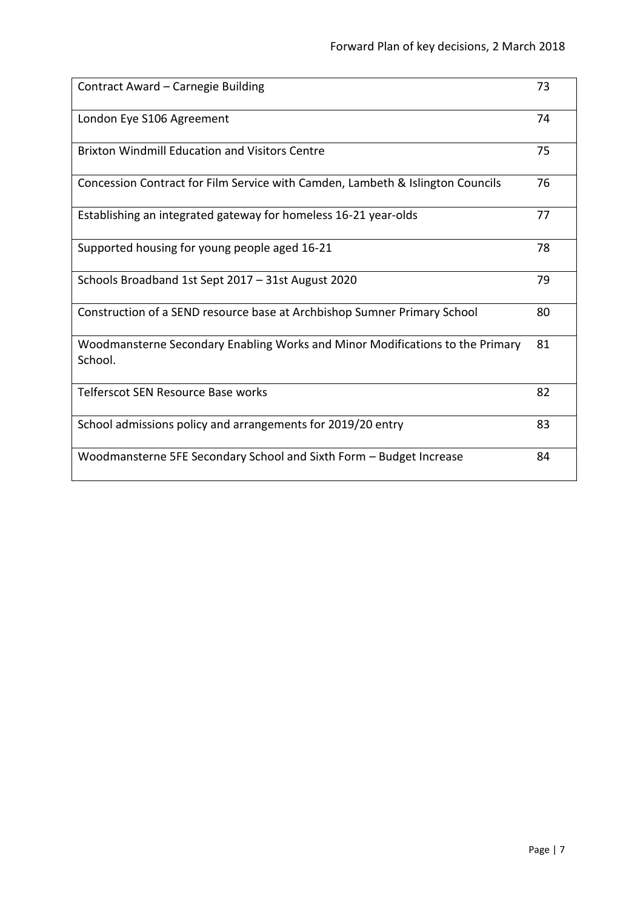| | |
|---|---|
| Contract Award – Carnegie Building | 73 |
| London Eye S106 Agreement | 74 |
| Brixton Windmill Education and Visitors Centre | 75 |
| Concession Contract for Film Service with Camden, Lambeth & Islington Councils | 76 |
| Establishing an integrated gateway for homeless 16-21 year-olds | 77 |
| Supported housing for young people aged 16-21 | 78 |
| Schools Broadband 1st Sept 2017 – 31st August 2020 | 79 |
| Construction of a SEND resource base at Archbishop Sumner Primary School | 80 |
| Woodmansterne Secondary Enabling Works and Minor Modifications to the Primary School. | 81 |
| Telferscot SEN Resource Base works | 82 |
| School admissions policy and arrangements for 2019/20 entry | 83 |
| Woodmansterne 5FE Secondary School and Sixth Form – Budget Increase | 84 |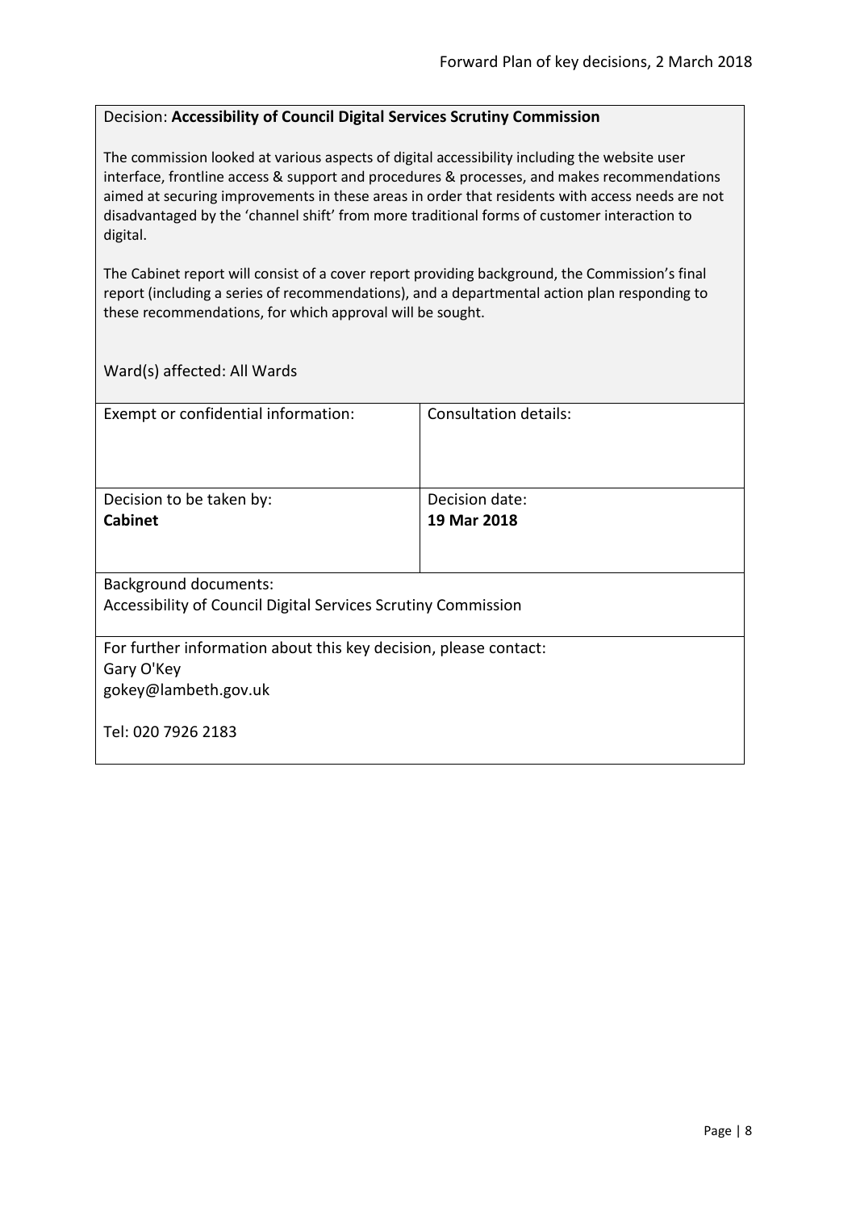Decision: **Accessibility of Council Digital Services Scrutiny Commission**

The commission looked at various aspects of digital accessibility including the website user interface, frontline access & support and procedures & processes, and makes recommendations aimed at securing improvements in these areas in order that residents with access needs are not disadvantaged by the 'channel shift' from more traditional forms of customer interaction to digital.

The Cabinet report will consist of a cover report providing background, the Commission's final report (including a series of recommendations), and a departmental action plan responding to these recommendations, for which approval will be sought.

Ward(s) affected: All Wards

| | |
|---|---|
| Exempt or confidential information: | Consultation details: |
| Decision to be taken by:<br>**Cabinet** | Decision date:<br>**19 Mar 2018** |

Background documents:
Accessibility of Council Digital Services Scrutiny Commission

For further information about this key decision, please contact:
Gary O'Key
gokey@lambeth.gov.uk

Tel: 020 7926 2183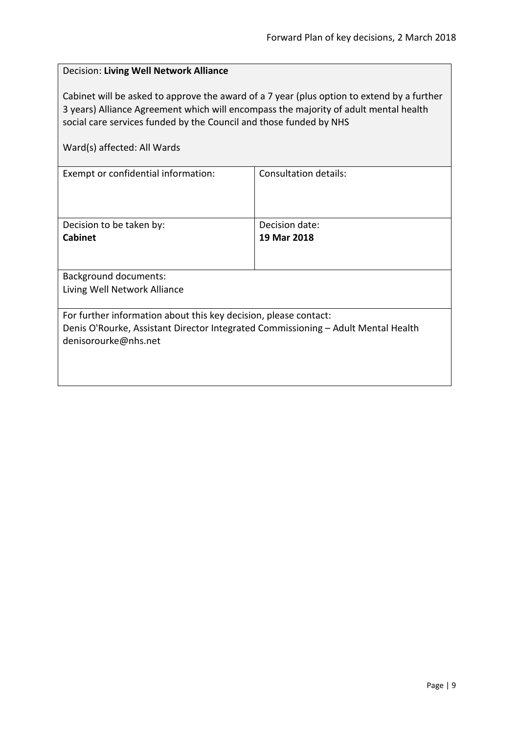Decision: **Living Well Network Alliance**

Cabinet will be asked to approve the award of a 7 year (plus option to extend by a further 3 years) Alliance Agreement which will encompass the majority of adult mental health social care services funded by the Council and those funded by NHS

Ward(s) affected: All Wards

| Exempt or confidential information: | Consultation details: |
|---|---|
| Decision to be taken by: **Cabinet** | Decision date: **19 Mar 2018** |

Background documents:
Living Well Network Alliance

For further information about this key decision, please contact:
Denis O'Rourke, Assistant Director Integrated Commissioning – Adult Mental Health
denisorourke@nhs.net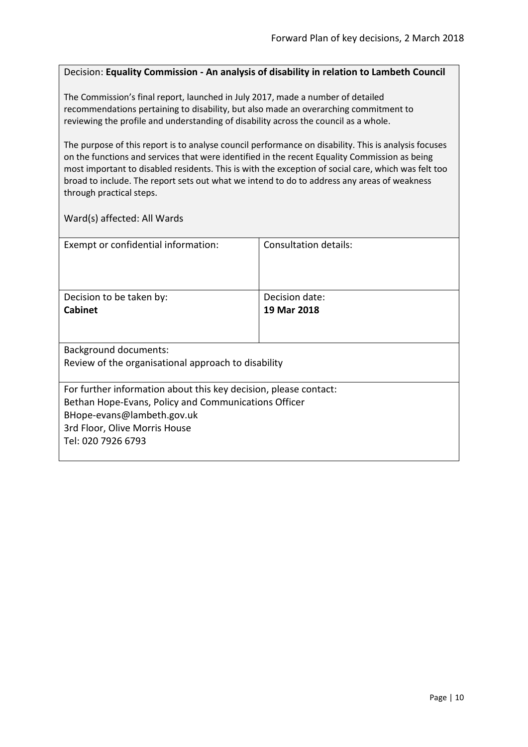Decision: **Equality Commission - An analysis of disability in relation to Lambeth Council**

The Commission's final report, launched in July 2017, made a number of detailed recommendations pertaining to disability, but also made an overarching commitment to reviewing the profile and understanding of disability across the council as a whole.

The purpose of this report is to analyse council performance on disability. This is analysis focuses on the functions and services that were identified in the recent Equality Commission as being most important to disabled residents. This is with the exception of social care, which was felt too broad to include. The report sets out what we intend to do to address any areas of weakness through practical steps.

Ward(s) affected: All Wards

| | |
|---|---|
| Exempt or confidential information: | Consultation details: |
| Decision to be taken by:<br>**Cabinet** | Decision date:<br>**19 Mar 2018** |

Background documents:
Review of the organisational approach to disability

For further information about this key decision, please contact:
Bethan Hope-Evans, Policy and Communications Officer
BHope-evans@lambeth.gov.uk
3rd Floor, Olive Morris House
Tel: 020 7926 6793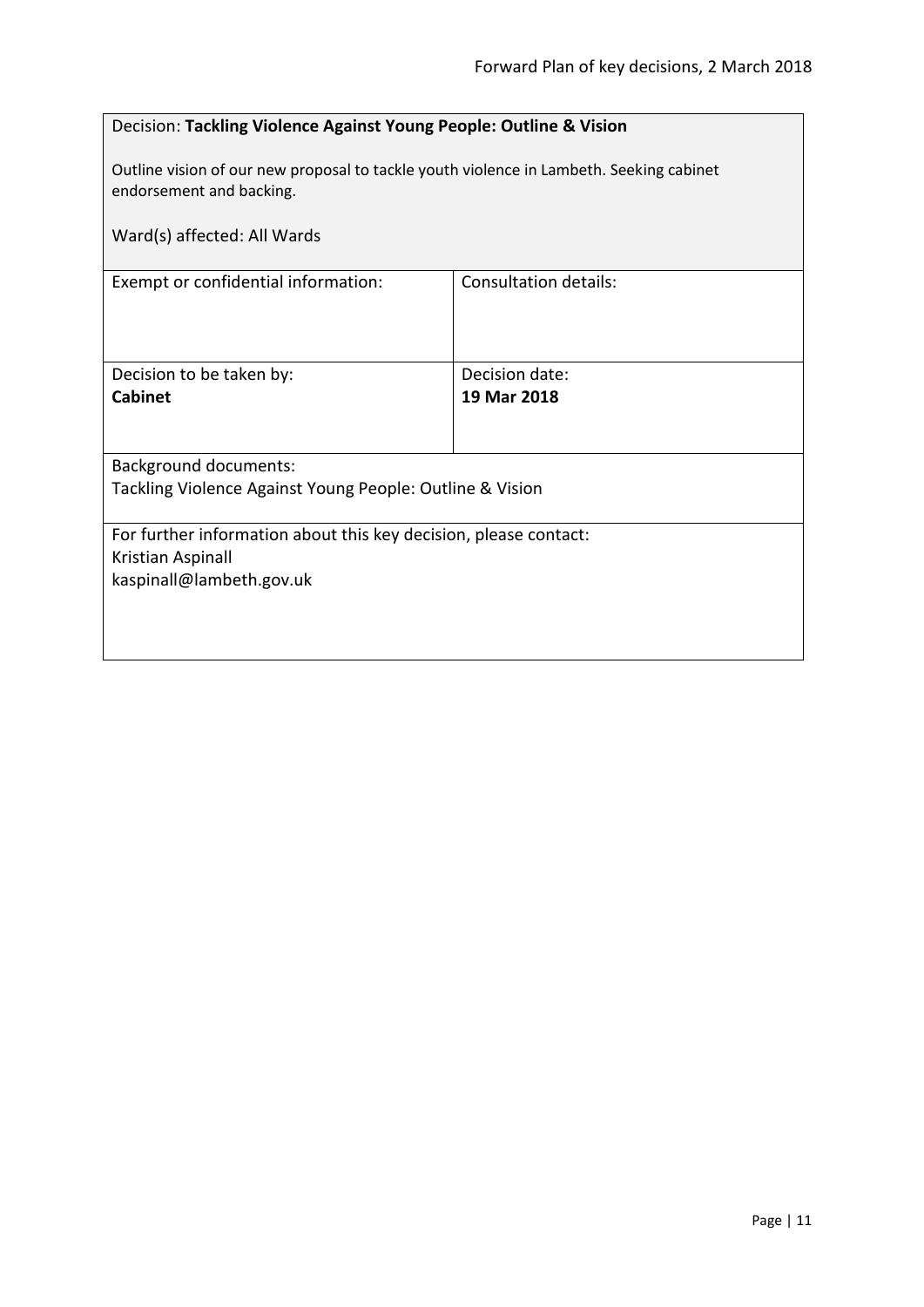Decision: **Tackling Violence Against Young People: Outline & Vision**

Outline vision of our new proposal to tackle youth violence in Lambeth. Seeking cabinet endorsement and backing.

Ward(s) affected: All Wards

| | |
|---|---|
| Exempt or confidential information: | Consultation details: |
| Decision to be taken by:<br>**Cabinet** | Decision date:<br>**19 Mar 2018** |

Background documents:
Tackling Violence Against Young People: Outline & Vision

For further information about this key decision, please contact:
Kristian Aspinall
kaspinall@lambeth.gov.uk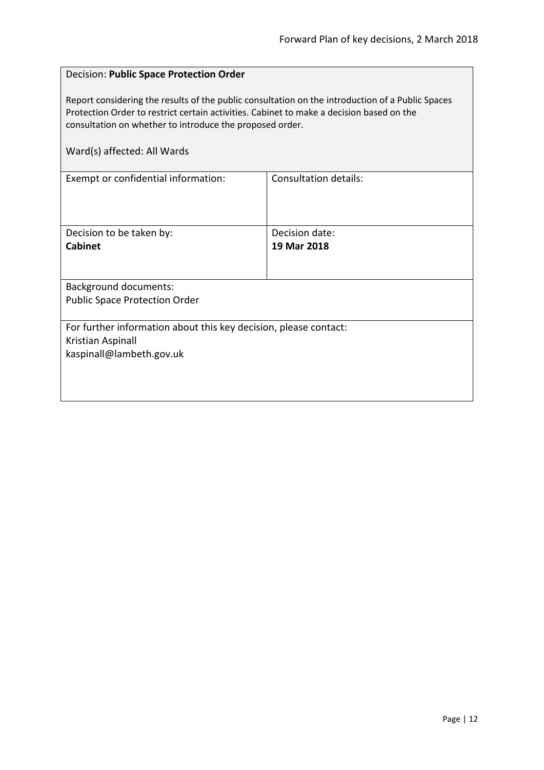Decision: **Public Space Protection Order**

Report considering the results of the public consultation on the introduction of a Public Spaces Protection Order to restrict certain activities. Cabinet to make a decision based on the consultation on whether to introduce the proposed order.

Ward(s) affected: All Wards

| | |
|---|---|
| Exempt or confidential information: | Consultation details: |
| Decision to be taken by:<br>**Cabinet** | Decision date:<br>**19 Mar 2018** |

Background documents:
Public Space Protection Order

For further information about this key decision, please contact:
Kristian Aspinall
kaspinall@lambeth.gov.uk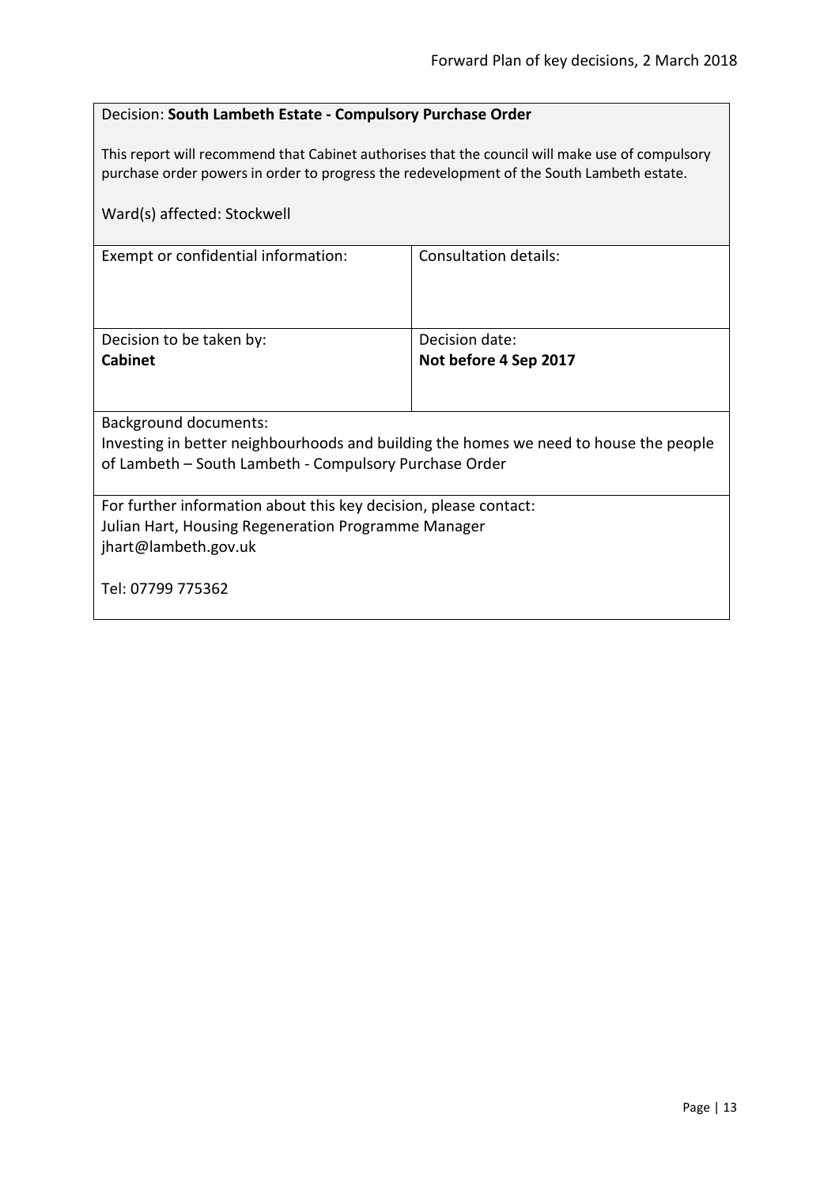Decision: **South Lambeth Estate - Compulsory Purchase Order**

This report will recommend that Cabinet authorises that the council will make use of compulsory purchase order powers in order to progress the redevelopment of the South Lambeth estate.

Ward(s) affected: Stockwell

| | |
|---|---|
| Exempt or confidential information: | Consultation details: |
| Decision to be taken by:<br>**Cabinet** | Decision date:<br>**Not before 4 Sep 2017** |

Background documents:
Investing in better neighbourhoods and building the homes we need to house the people of Lambeth – South Lambeth - Compulsory Purchase Order

For further information about this key decision, please contact:
Julian Hart, Housing Regeneration Programme Manager
jhart@lambeth.gov.uk

Tel: 07799 775362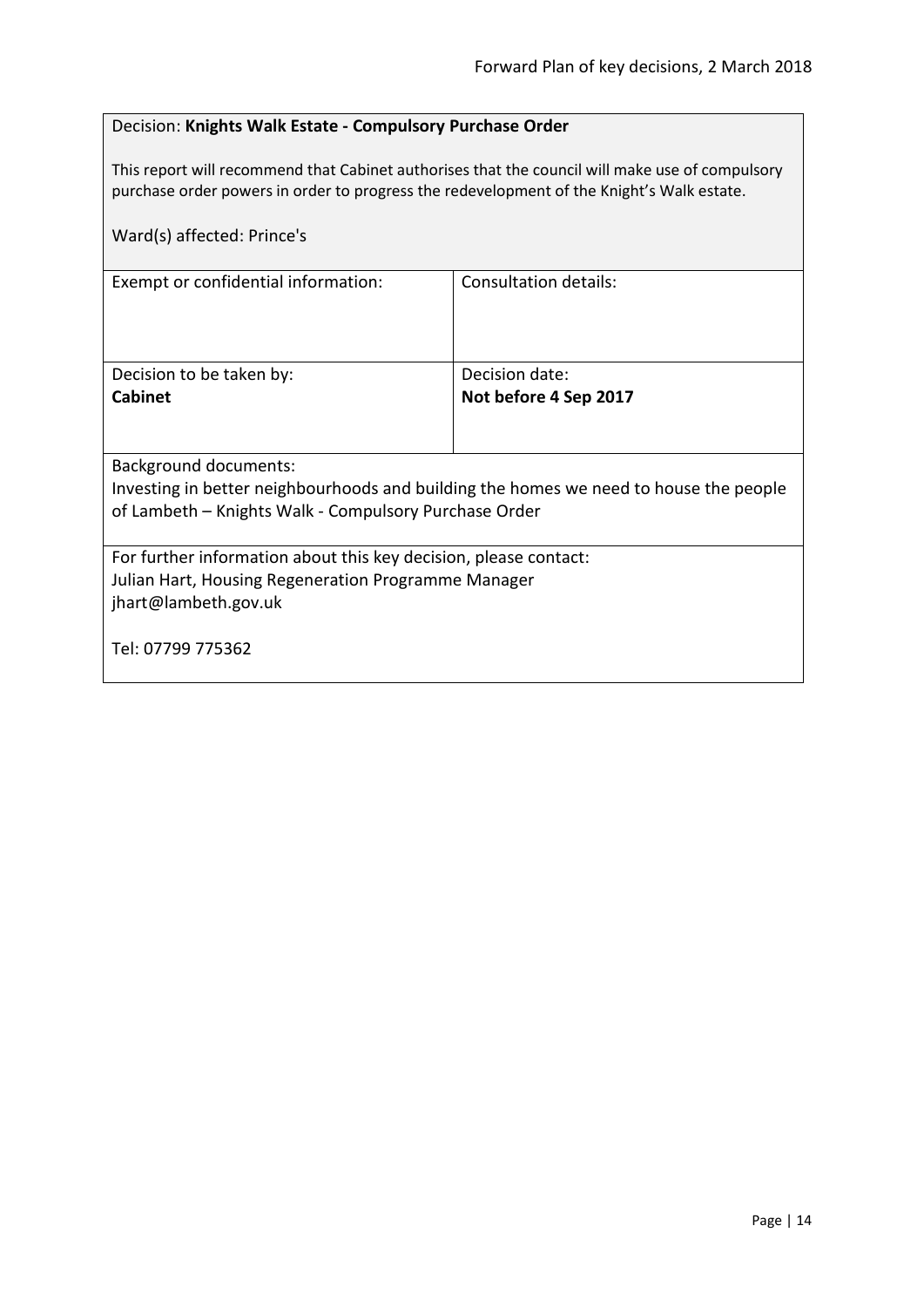Decision: **Knights Walk Estate - Compulsory Purchase Order**

This report will recommend that Cabinet authorises that the council will make use of compulsory purchase order powers in order to progress the redevelopment of the Knight's Walk estate.

Ward(s) affected: Prince's

| | |
|---|---|
| Exempt or confidential information: | Consultation details: |
| Decision to be taken by:<br>**Cabinet** | Decision date:<br>**Not before 4 Sep 2017** |

Background documents:
Investing in better neighbourhoods and building the homes we need to house the people of Lambeth – Knights Walk - Compulsory Purchase Order

For further information about this key decision, please contact:
Julian Hart, Housing Regeneration Programme Manager
jhart@lambeth.gov.uk

Tel: 07799 775362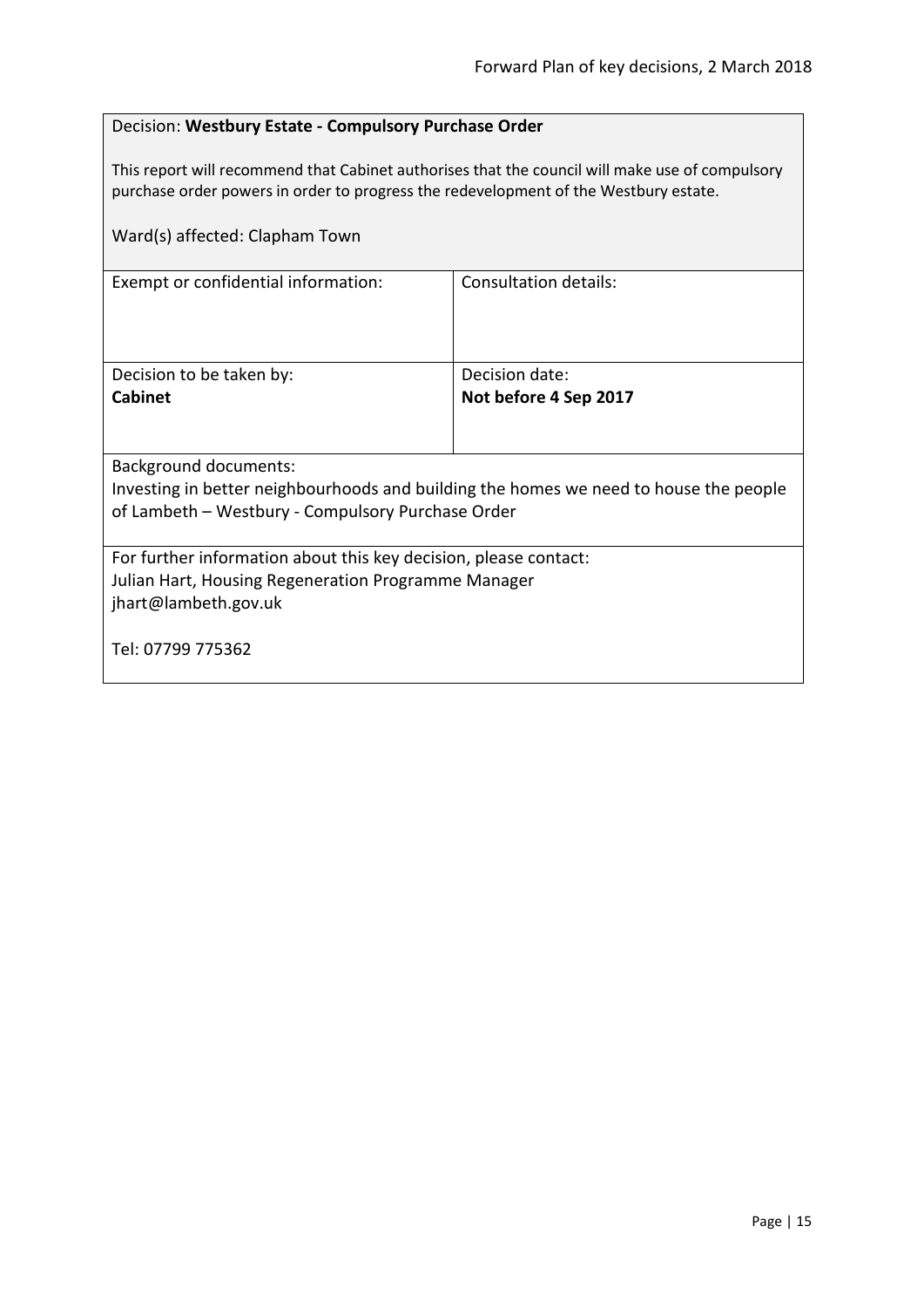Decision: **Westbury Estate - Compulsory Purchase Order**

This report will recommend that Cabinet authorises that the council will make use of compulsory purchase order powers in order to progress the redevelopment of the Westbury estate.

Ward(s) affected: Clapham Town

| | |
|---|---|
| Exempt or confidential information: | Consultation details: |
| Decision to be taken by: **Cabinet** | Decision date: **Not before 4 Sep 2017** |

Background documents:
Investing in better neighbourhoods and building the homes we need to house the people of Lambeth – Westbury - Compulsory Purchase Order

For further information about this key decision, please contact:
Julian Hart, Housing Regeneration Programme Manager
jhart@lambeth.gov.uk

Tel: 07799 775362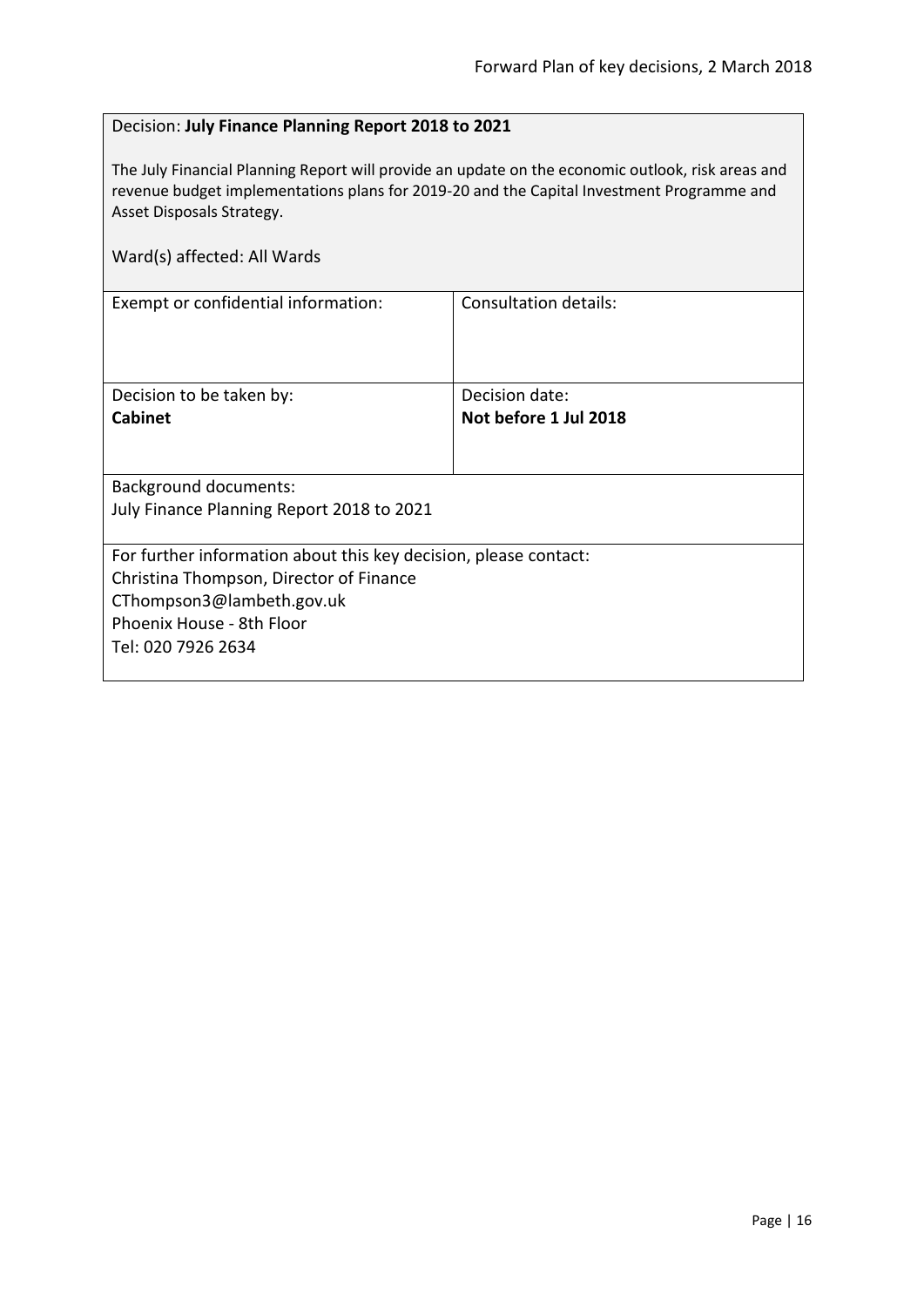Decision: **July Finance Planning Report 2018 to 2021**

The July Financial Planning Report will provide an update on the economic outlook, risk areas and revenue budget implementations plans for 2019-20 and the Capital Investment Programme and Asset Disposals Strategy.

Ward(s) affected: All Wards

| | |
|---|---|
| Exempt or confidential information: | Consultation details: |
| Decision to be taken by:<br>**Cabinet** | Decision date:<br>**Not before 1 Jul 2018** |

Background documents:
July Finance Planning Report 2018 to 2021

For further information about this key decision, please contact:
Christina Thompson, Director of Finance
CThompson3@lambeth.gov.uk
Phoenix House - 8th Floor
Tel: 020 7926 2634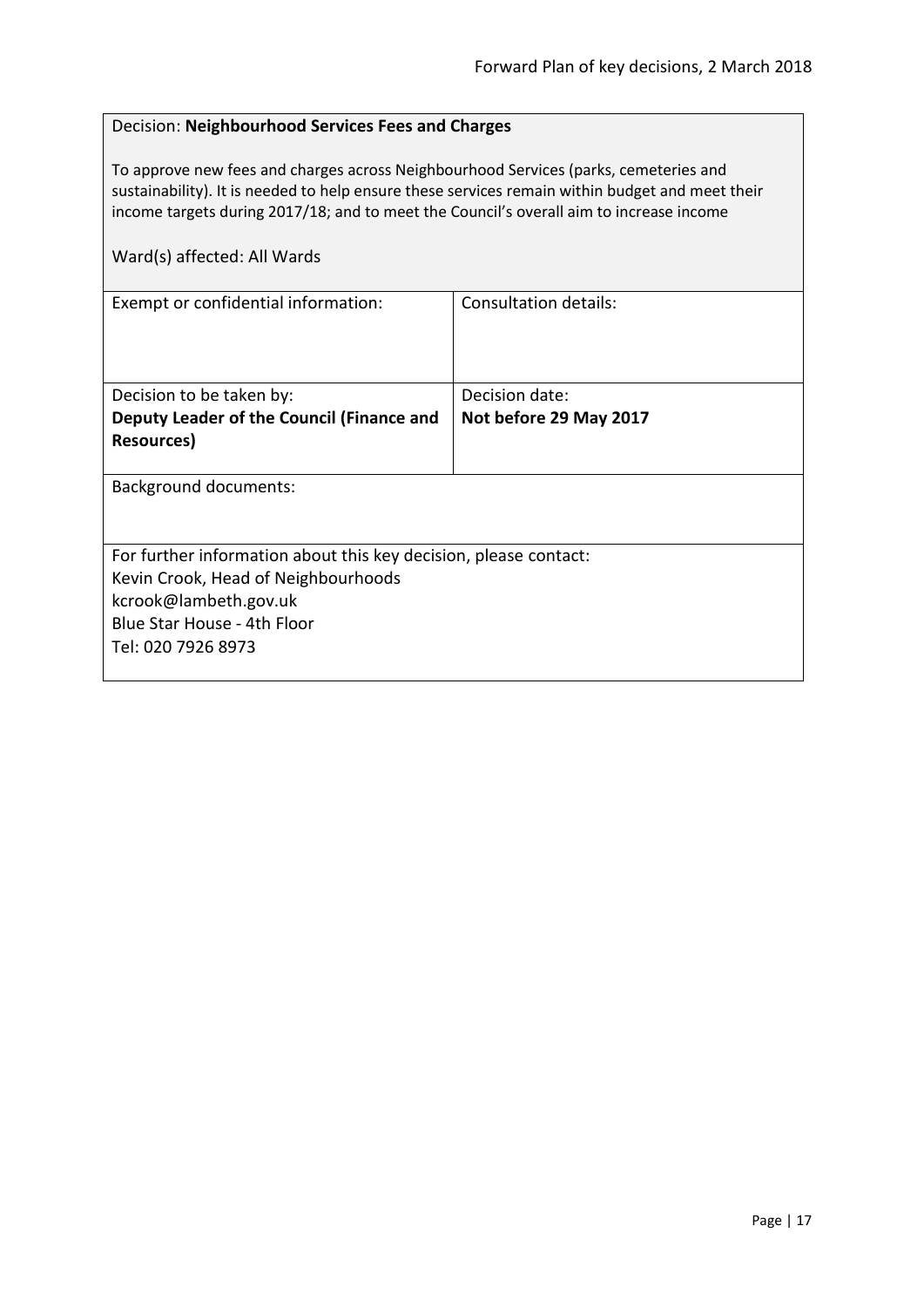Decision: **Neighbourhood Services Fees and Charges**

To approve new fees and charges across Neighbourhood Services (parks, cemeteries and sustainability). It is needed to help ensure these services remain within budget and meet their income targets during 2017/18; and to meet the Council's overall aim to increase income

Ward(s) affected: All Wards

| | |
|---|---|
| Exempt or confidential information: | Consultation details: |
| Decision to be taken by:<br>**Deputy Leader of the Council (Finance and Resources)** | Decision date:<br>**Not before 29 May 2017** |

Background documents:

For further information about this key decision, please contact:
Kevin Crook, Head of Neighbourhoods
kcrook@lambeth.gov.uk
Blue Star House - 4th Floor
Tel: 020 7926 8973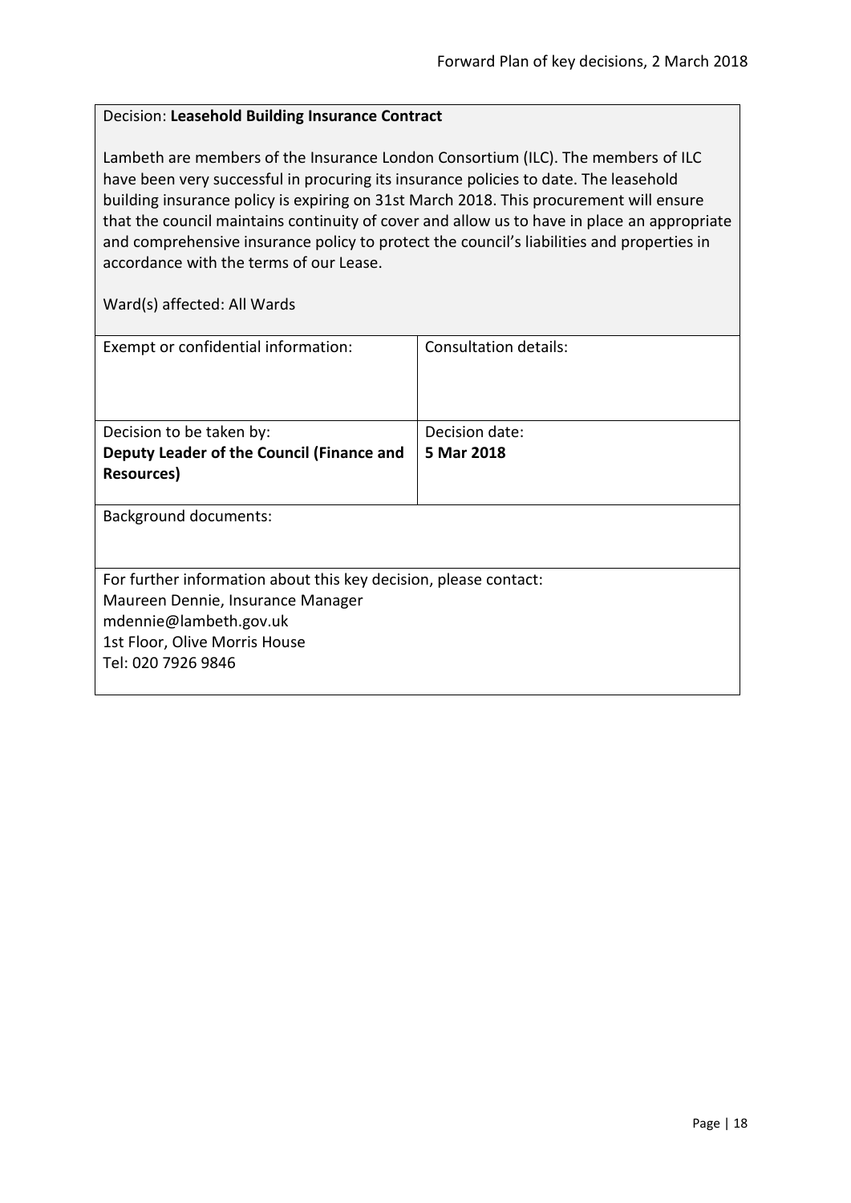Decision: **Leasehold Building Insurance Contract**

Lambeth are members of the Insurance London Consortium (ILC). The members of ILC have been very successful in procuring its insurance policies to date. The leasehold building insurance policy is expiring on 31st March 2018. This procurement will ensure that the council maintains continuity of cover and allow us to have in place an appropriate and comprehensive insurance policy to protect the council's liabilities and properties in accordance with the terms of our Lease.

Ward(s) affected: All Wards

| | |
|---|---|
| Exempt or confidential information: | Consultation details: |
| Decision to be taken by:<br>**Deputy Leader of the Council (Finance and Resources)** | Decision date:<br>**5 Mar 2018** |

Background documents:

For further information about this key decision, please contact:
Maureen Dennie, Insurance Manager
mdennie@lambeth.gov.uk
1st Floor, Olive Morris House
Tel: 020 7926 9846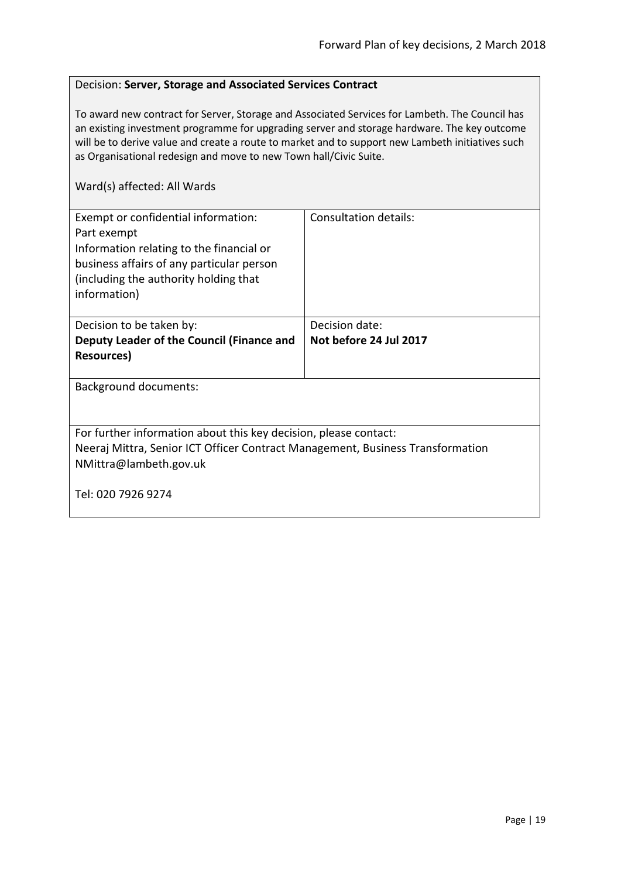Decision: **Server, Storage and Associated Services Contract**

To award new contract for Server, Storage and Associated Services for Lambeth. The Council has an existing investment programme for upgrading server and storage hardware. The key outcome will be to derive value and create a route to market and to support new Lambeth initiatives such as Organisational redesign and move to new Town hall/Civic Suite.

Ward(s) affected: All Wards

| Exempt or confidential information:<br>Part exempt<br>Information relating to the financial or business affairs of any particular person (including the authority holding that information) | Consultation details: |
|---|---|
| Decision to be taken by:<br>**Deputy Leader of the Council (Finance and Resources)** | Decision date:<br>**Not before 24 Jul 2017** |

Background documents:

For further information about this key decision, please contact:
Neeraj Mittra, Senior ICT Officer Contract Management, Business Transformation
NMittra@lambeth.gov.uk

Tel: 020 7926 9274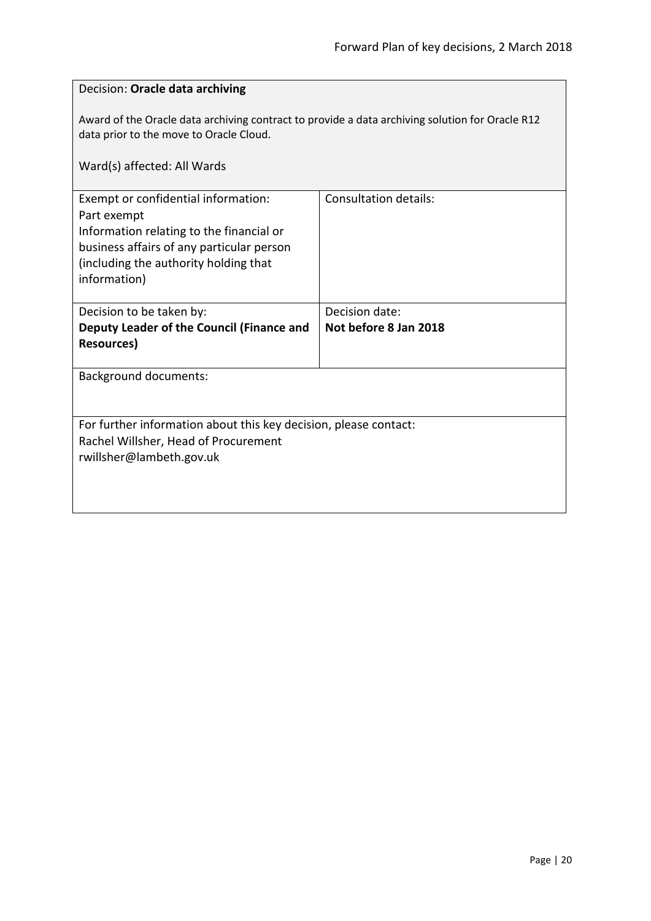Decision: **Oracle data archiving**

Award of the Oracle data archiving contract to provide a data archiving solution for Oracle R12 data prior to the move to Oracle Cloud.

Ward(s) affected: All Wards

| | |
|---|---|
| Exempt or confidential information:<br>Part exempt<br>Information relating to the financial or business affairs of any particular person (including the authority holding that information) | Consultation details: |
| Decision to be taken by:<br>**Deputy Leader of the Council (Finance and Resources)** | Decision date:<br>**Not before 8 Jan 2018** |

Background documents:

For further information about this key decision, please contact:
Rachel Willsher, Head of Procurement
rwillsher@lambeth.gov.uk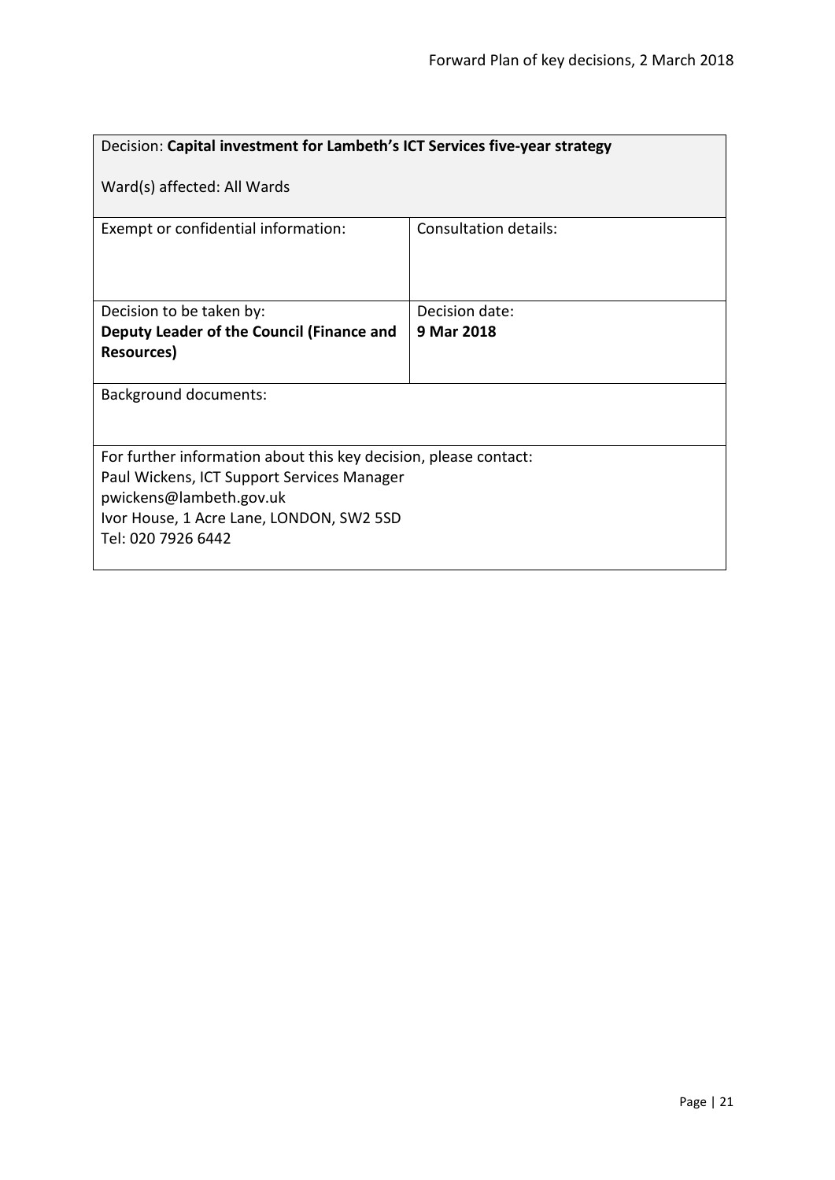| Decision: **Capital investment for Lambeth's ICT Services five-year strategy**<br><br>Ward(s) affected: All Wards | |
|---|---|
| Exempt or confidential information: | Consultation details: |
| Decision to be taken by:<br>**Deputy Leader of the Council (Finance and Resources)** | Decision date:<br>**9 Mar 2018** |
| Background documents: | |
| For further information about this key decision, please contact:<br>Paul Wickens, ICT Support Services Manager<br>pwickens@lambeth.gov.uk<br>Ivor House, 1 Acre Lane, LONDON, SW2 5SD<br>Tel: 020 7926 6442 | |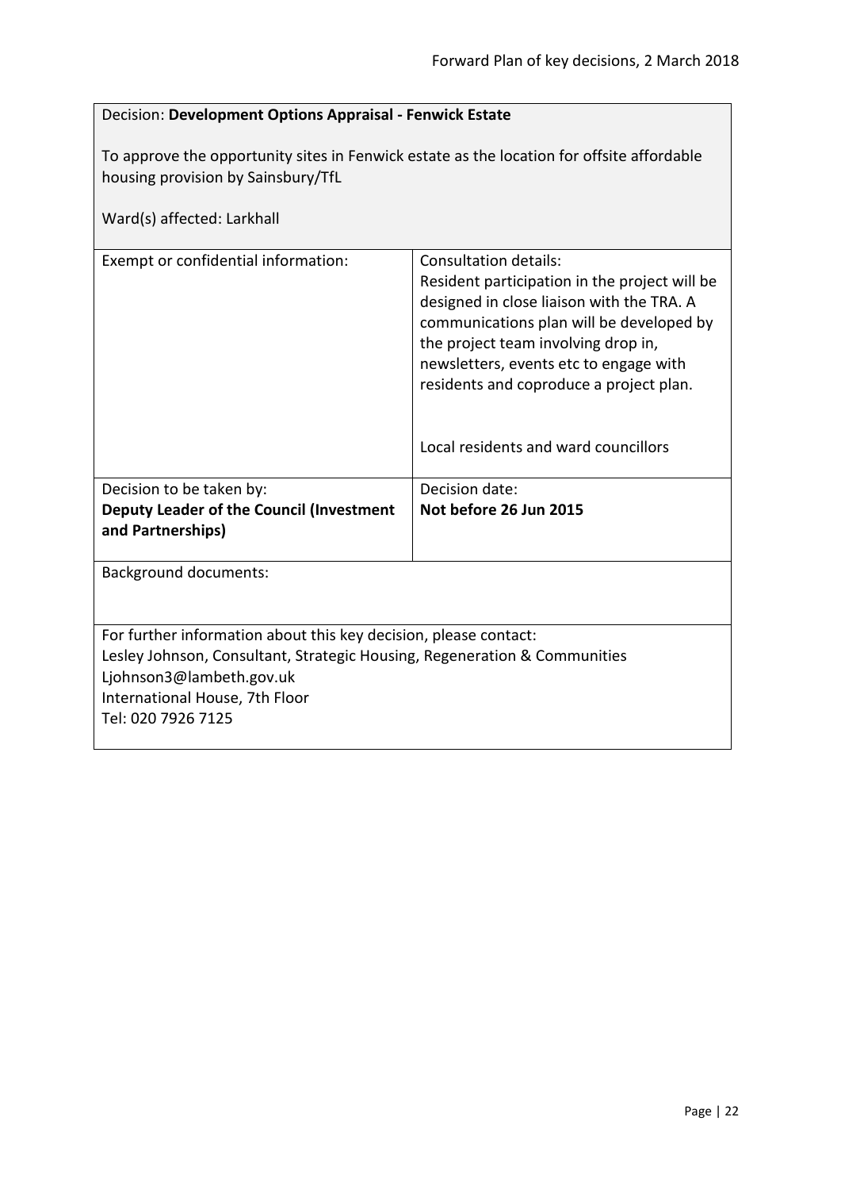Decision: **Development Options Appraisal - Fenwick Estate**

To approve the opportunity sites in Fenwick estate as the location for offsite affordable housing provision by Sainsbury/TfL

Ward(s) affected: Larkhall

| | |
|---|---|
| Exempt or confidential information: | Consultation details:<br>Resident participation in the project will be designed in close liaison with the TRA. A communications plan will be developed by the project team involving drop in, newsletters, events etc to engage with residents and coproduce a project plan.<br><br>Local residents and ward councillors |
| Decision to be taken by:<br>**Deputy Leader of the Council (Investment and Partnerships)** | Decision date:<br>**Not before 26 Jun 2015** |

Background documents:

For further information about this key decision, please contact:
Lesley Johnson, Consultant, Strategic Housing, Regeneration & Communities
Ljohnson3@lambeth.gov.uk
International House, 7th Floor
Tel: 020 7926 7125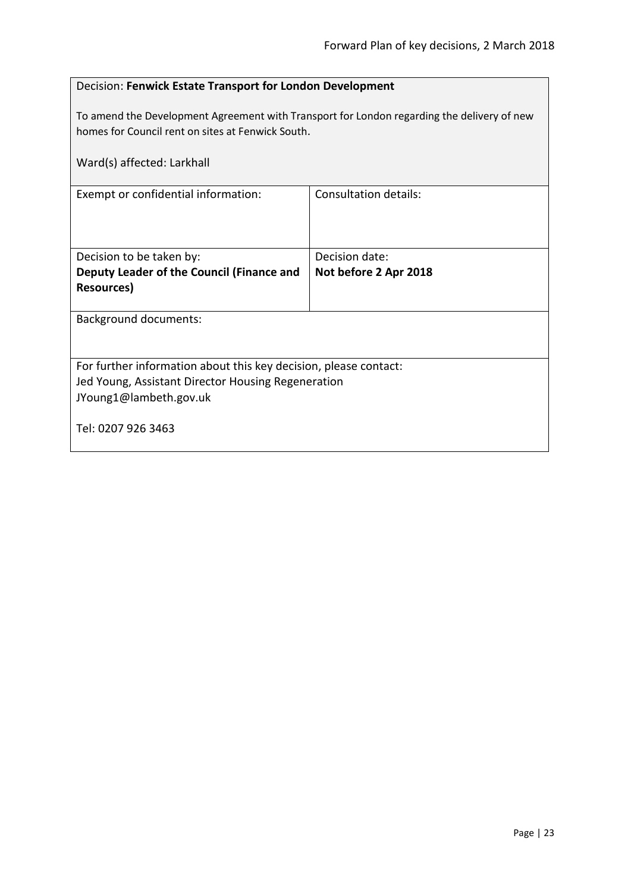Decision: **Fenwick Estate Transport for London Development**

To amend the Development Agreement with Transport for London regarding the delivery of new homes for Council rent on sites at Fenwick South.

Ward(s) affected: Larkhall

| | |
|---|---|
| Exempt or confidential information: | Consultation details: |
| Decision to be taken by:<br>**Deputy Leader of the Council (Finance and Resources)** | Decision date:<br>**Not before 2 Apr 2018** |

Background documents:

For further information about this key decision, please contact:
Jed Young, Assistant Director Housing Regeneration
JYoung1@lambeth.gov.uk

Tel: 0207 926 3463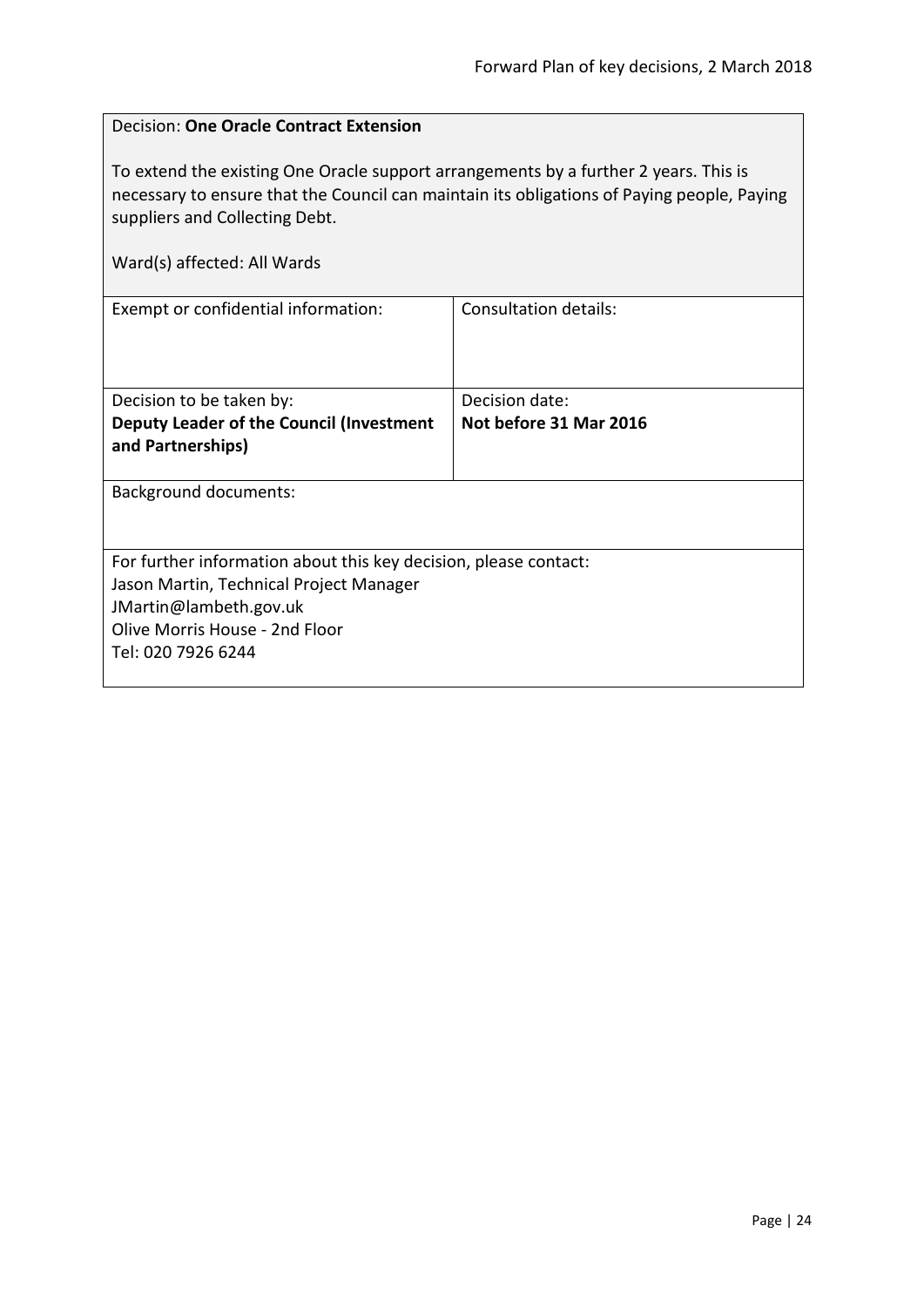Decision: **One Oracle Contract Extension**

To extend the existing One Oracle support arrangements by a further 2 years. This is necessary to ensure that the Council can maintain its obligations of Paying people, Paying suppliers and Collecting Debt.

Ward(s) affected: All Wards

| | |
|---|---|
| Exempt or confidential information: | Consultation details: |
| Decision to be taken by:<br>**Deputy Leader of the Council (Investment and Partnerships)** | Decision date:<br>**Not before 31 Mar 2016** |

Background documents:

For further information about this key decision, please contact:
Jason Martin, Technical Project Manager
JMartin@lambeth.gov.uk
Olive Morris House - 2nd Floor
Tel: 020 7926 6244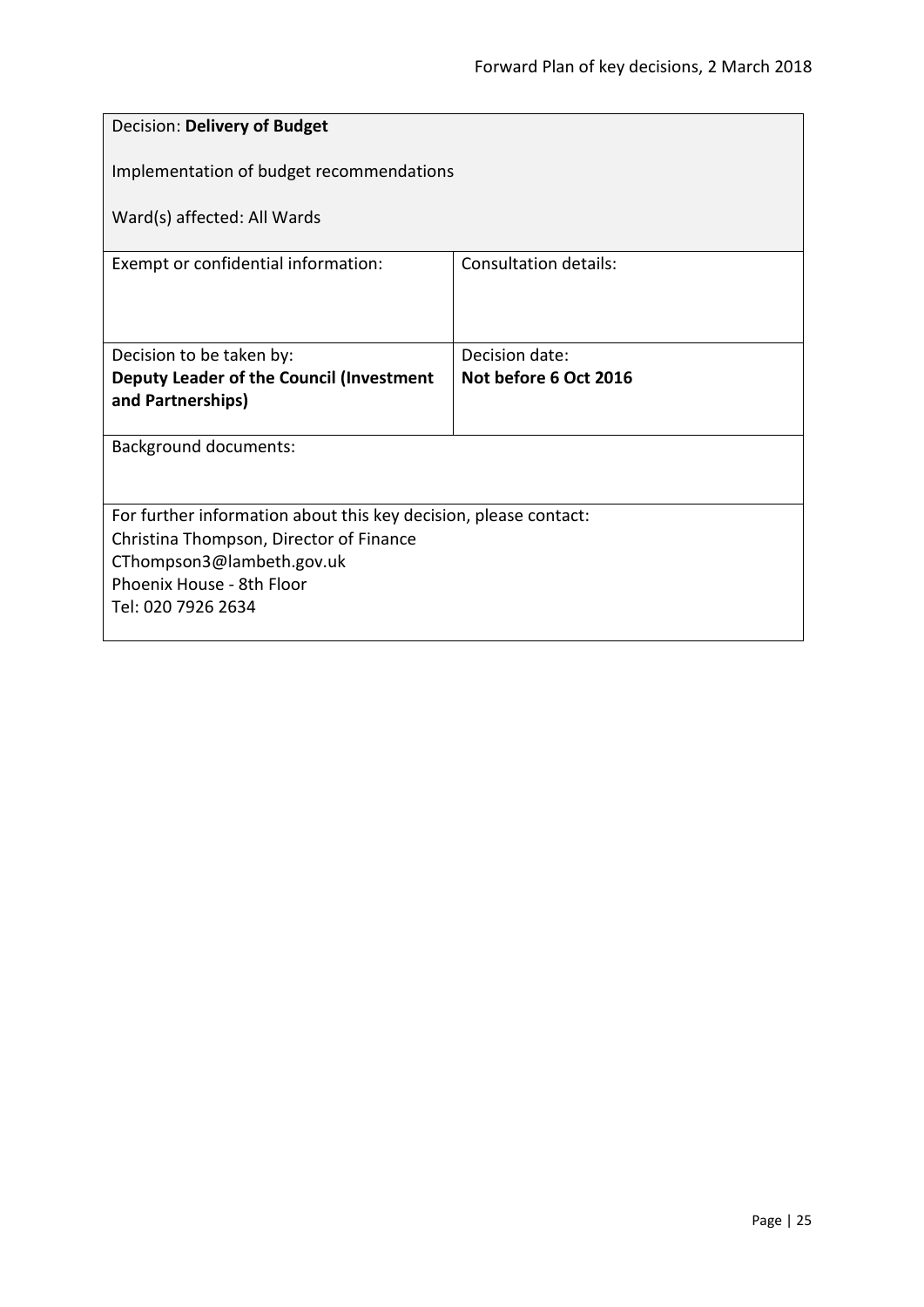| Decision: **Delivery of Budget**<br><br>Implementation of budget recommendations<br><br>Ward(s) affected: All Wards | |
|---|---|
| Exempt or confidential information: | Consultation details: |
| Decision to be taken by:<br>**Deputy Leader of the Council (Investment and Partnerships)** | Decision date:<br>**Not before 6 Oct 2016** |
| Background documents: | |
| For further information about this key decision, please contact:<br>Christina Thompson, Director of Finance<br>CThompson3@lambeth.gov.uk<br>Phoenix House - 8th Floor<br>Tel: 020 7926 2634 | |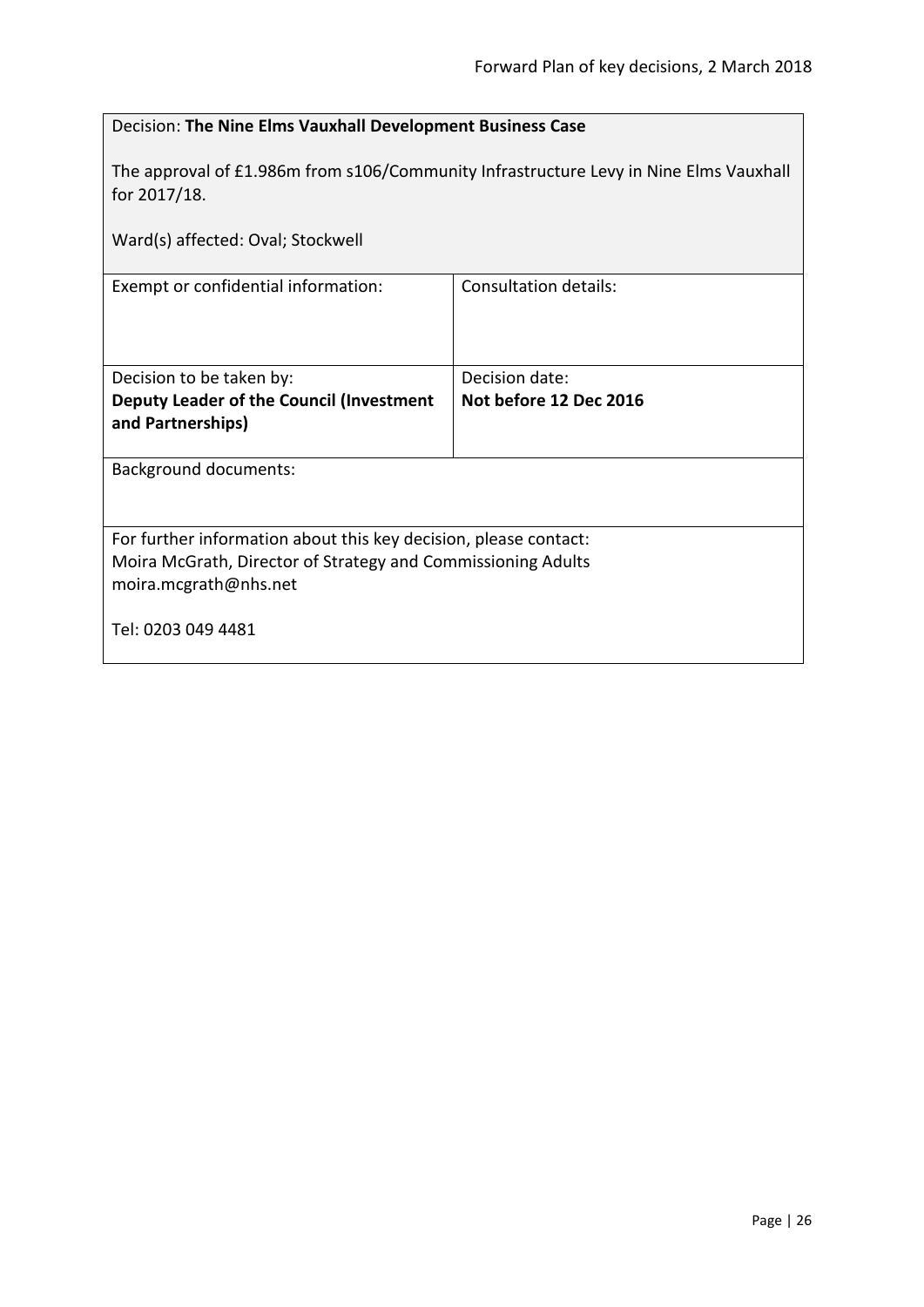Decision: **The Nine Elms Vauxhall Development Business Case**

The approval of £1.986m from s106/Community Infrastructure Levy in Nine Elms Vauxhall for 2017/18.

Ward(s) affected: Oval; Stockwell

| | |
|---|---|
| Exempt or confidential information: | Consultation details: |
| Decision to be taken by:<br>**Deputy Leader of the Council (Investment and Partnerships)** | Decision date:<br>**Not before 12 Dec 2016** |

Background documents:

For further information about this key decision, please contact:
Moira McGrath, Director of Strategy and Commissioning Adults
moira.mcgrath@nhs.net

Tel: 0203 049 4481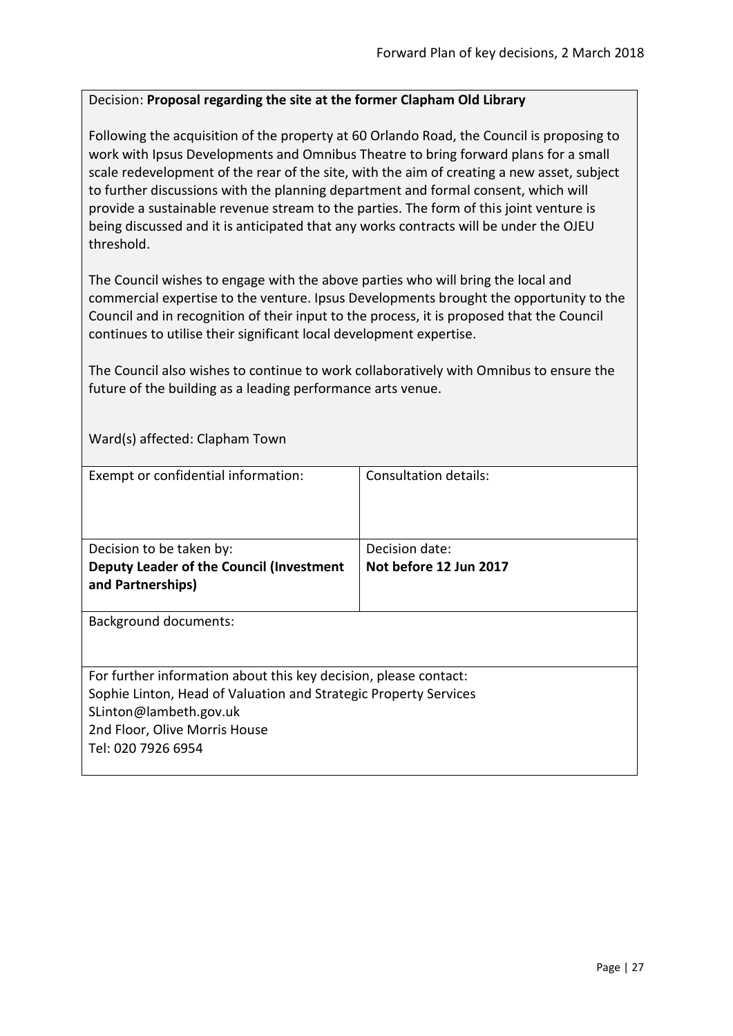Decision: **Proposal regarding the site at the former Clapham Old Library**

Following the acquisition of the property at 60 Orlando Road, the Council is proposing to work with Ipsus Developments and Omnibus Theatre to bring forward plans for a small scale redevelopment of the rear of the site, with the aim of creating a new asset, subject to further discussions with the planning department and formal consent, which will provide a sustainable revenue stream to the parties. The form of this joint venture is being discussed and it is anticipated that any works contracts will be under the OJEU threshold.

The Council wishes to engage with the above parties who will bring the local and commercial expertise to the venture. Ipsus Developments brought the opportunity to the Council and in recognition of their input to the process, it is proposed that the Council continues to utilise their significant local development expertise.

The Council also wishes to continue to work collaboratively with Omnibus to ensure the future of the building as a leading performance arts venue.

Ward(s) affected: Clapham Town

| Exempt or confidential information: | Consultation details: |
| --- | --- |
| Decision to be taken by: **Deputy Leader of the Council (Investment and Partnerships)** | Decision date: **Not before 12 Jun 2017** |

Background documents:

For further information about this key decision, please contact:
Sophie Linton, Head of Valuation and Strategic Property Services
SLinton@lambeth.gov.uk
2nd Floor, Olive Morris House
Tel: 020 7926 6954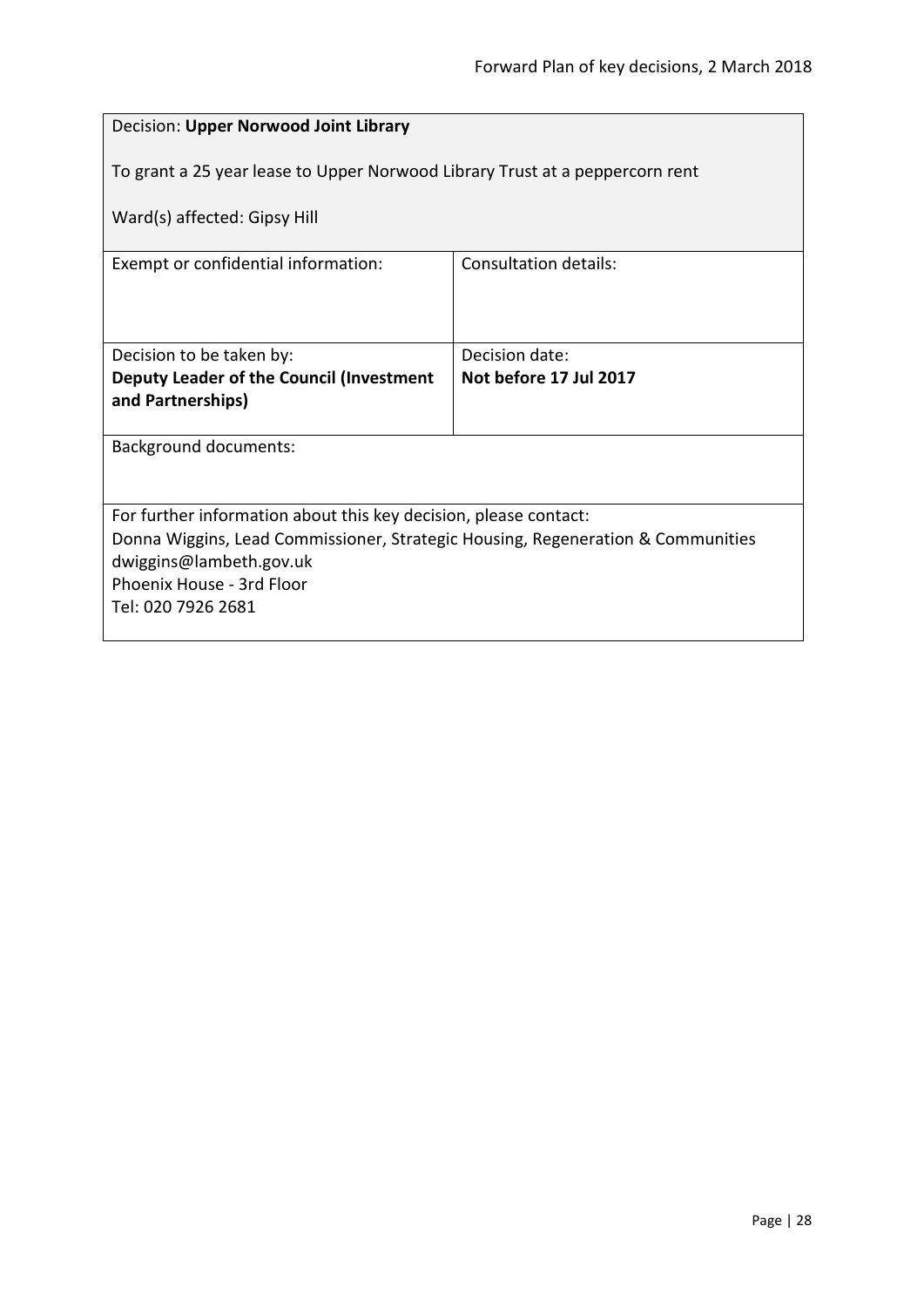| Decision: **Upper Norwood Joint Library**<br><br>To grant a 25 year lease to Upper Norwood Library Trust at a peppercorn rent<br><br>Ward(s) affected: Gipsy Hill | |
|---|---|
| Exempt or confidential information: | Consultation details: |
| Decision to be taken by:<br>**Deputy Leader of the Council (Investment and Partnerships)** | Decision date:<br>**Not before 17 Jul 2017** |
| Background documents: | |
| For further information about this key decision, please contact:<br>Donna Wiggins, Lead Commissioner, Strategic Housing, Regeneration & Communities<br>dwiggins@lambeth.gov.uk<br>Phoenix House - 3rd Floor<br>Tel: 020 7926 2681 | |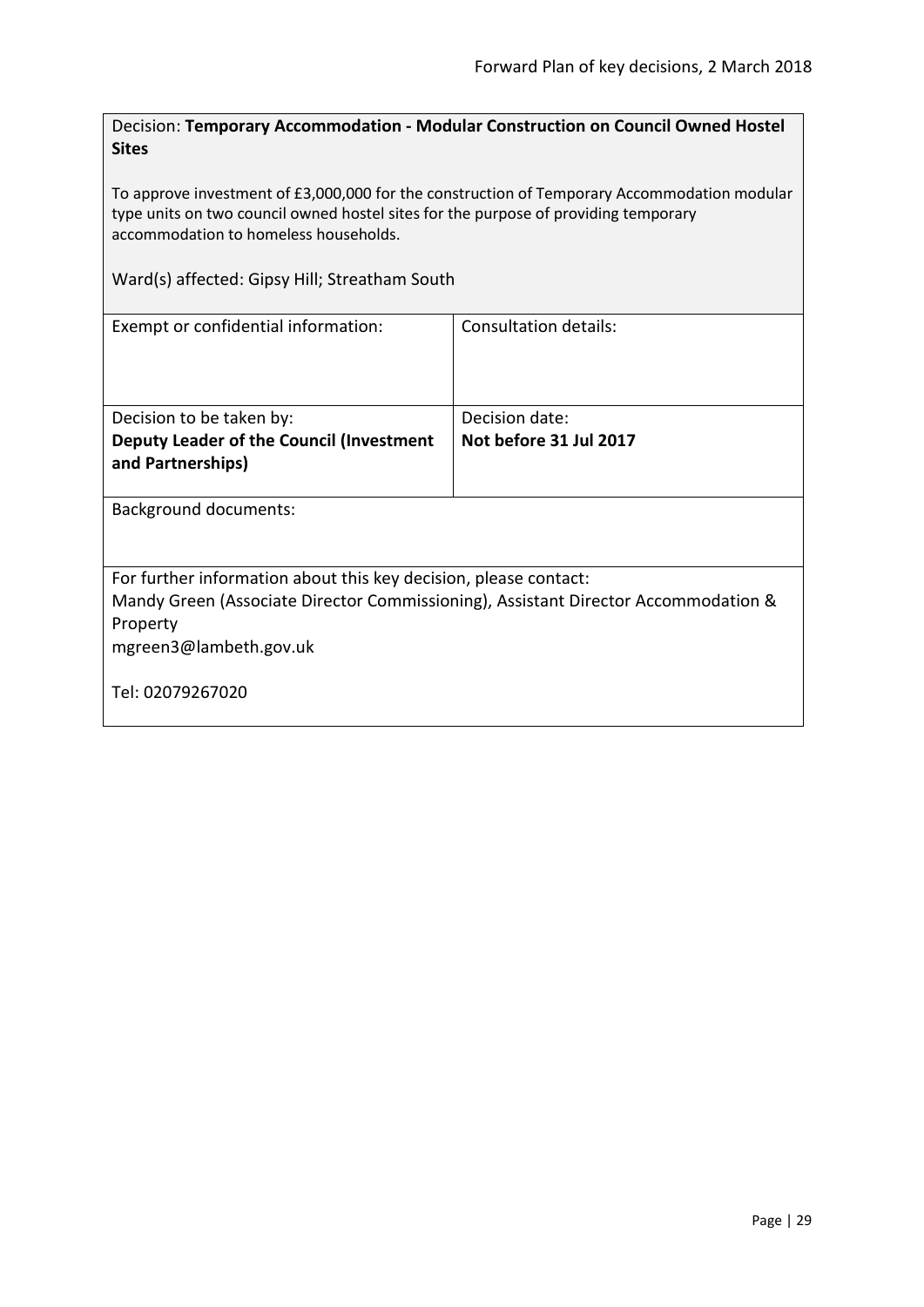Decision: **Temporary Accommodation - Modular Construction on Council Owned Hostel Sites**

To approve investment of £3,000,000 for the construction of Temporary Accommodation modular type units on two council owned hostel sites for the purpose of providing temporary accommodation to homeless households.

Ward(s) affected: Gipsy Hill; Streatham South

| | |
|---|---|
| Exempt or confidential information: | Consultation details: |
| Decision to be taken by:<br>**Deputy Leader of the Council (Investment and Partnerships)** | Decision date:<br>**Not before 31 Jul 2017** |

Background documents:

For further information about this key decision, please contact:
Mandy Green (Associate Director Commissioning), Assistant Director Accommodation & Property
mgreen3@lambeth.gov.uk

Tel: 02079267020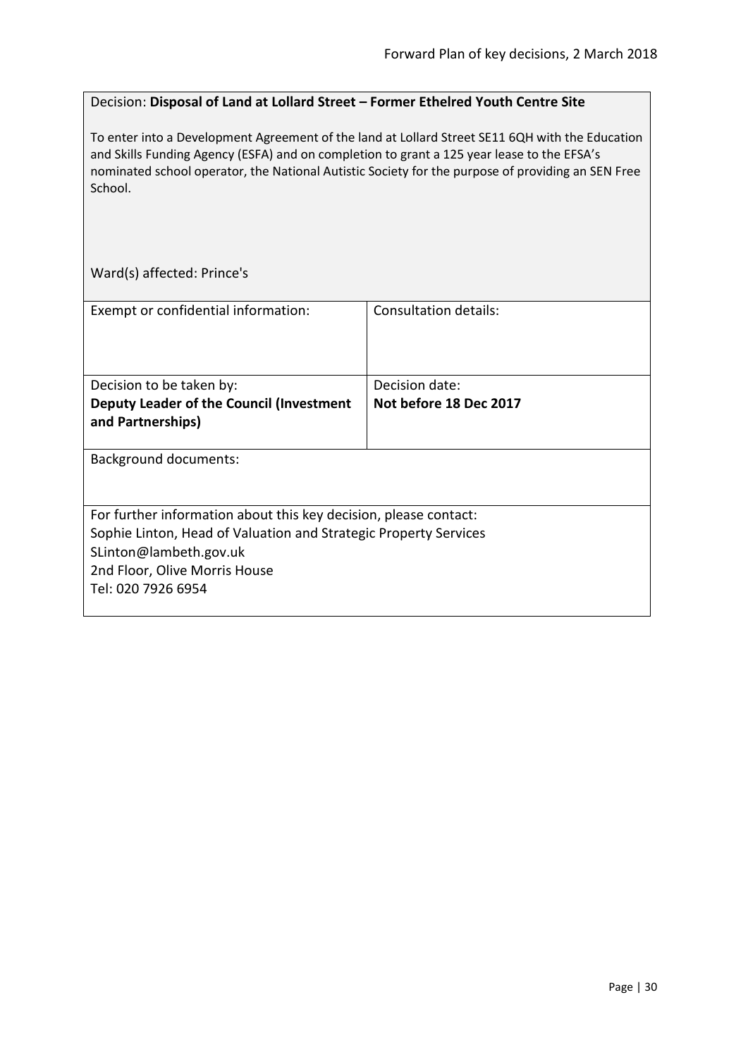Decision: **Disposal of Land at Lollard Street – Former Ethelred Youth Centre Site**

To enter into a Development Agreement of the land at Lollard Street SE11 6QH with the Education and Skills Funding Agency (ESFA) and on completion to grant a 125 year lease to the EFSA's nominated school operator, the National Autistic Society for the purpose of providing an SEN Free School.

Ward(s) affected: Prince's

| | |
|---|---|
| Exempt or confidential information: | Consultation details: |
| Decision to be taken by:<br>**Deputy Leader of the Council (Investment and Partnerships)** | Decision date:<br>**Not before 18 Dec 2017** |

Background documents:

For further information about this key decision, please contact:
Sophie Linton, Head of Valuation and Strategic Property Services
SLinton@lambeth.gov.uk
2nd Floor, Olive Morris House
Tel: 020 7926 6954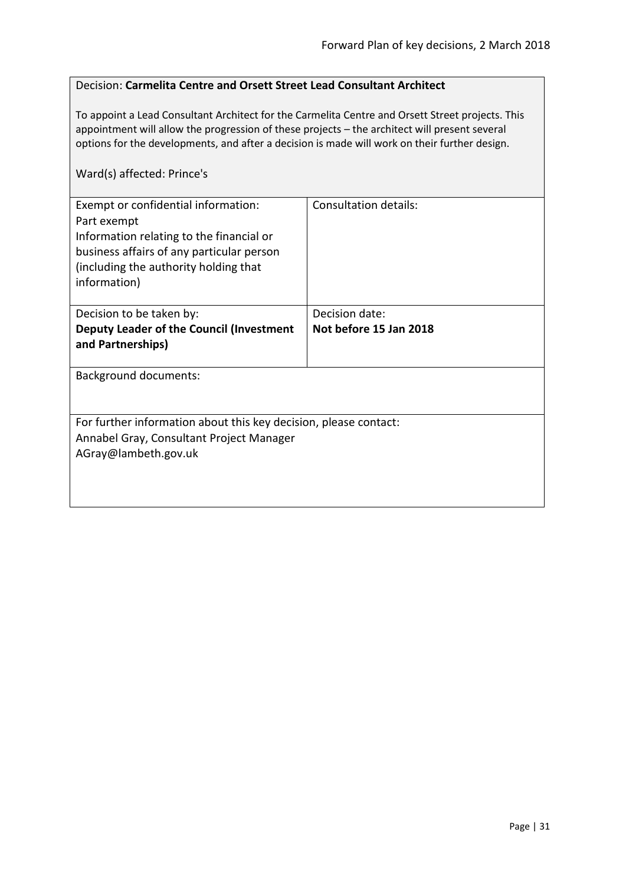Decision: **Carmelita Centre and Orsett Street Lead Consultant Architect**

To appoint a Lead Consultant Architect for the Carmelita Centre and Orsett Street projects. This appointment will allow the progression of these projects – the architect will present several options for the developments, and after a decision is made will work on their further design.

Ward(s) affected: Prince's

| | |
|---|---|
| Exempt or confidential information:<br>Part exempt<br>Information relating to the financial or business affairs of any particular person (including the authority holding that information) | Consultation details: |
| Decision to be taken by:<br>**Deputy Leader of the Council (Investment and Partnerships)** | Decision date:<br>**Not before 15 Jan 2018** |

Background documents:

For further information about this key decision, please contact:
Annabel Gray, Consultant Project Manager
AGray@lambeth.gov.uk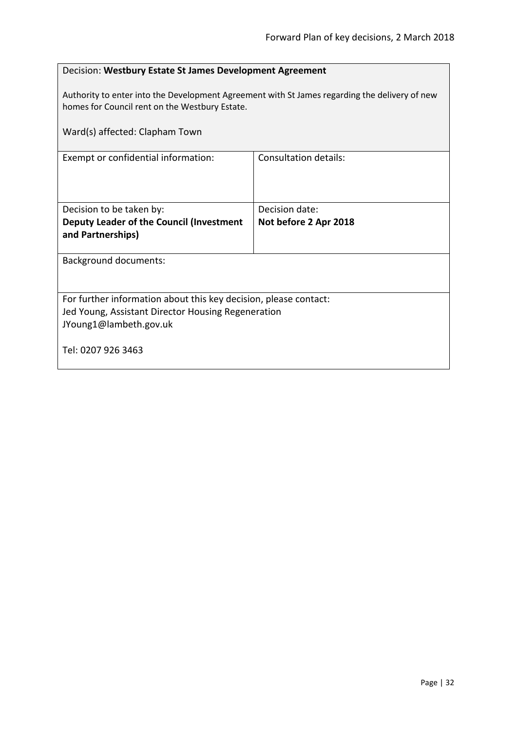| Decision: **Westbury Estate St James Development Agreement**<br><br>Authority to enter into the Development Agreement with St James regarding the delivery of new homes for Council rent on the Westbury Estate.<br><br>Ward(s) affected: Clapham Town | |
|---|---|
| Exempt or confidential information: | Consultation details: |
| Decision to be taken by:<br>**Deputy Leader of the Council (Investment and Partnerships)** | Decision date:<br>**Not before 2 Apr 2018** |
| Background documents: | |
| For further information about this key decision, please contact:<br>Jed Young, Assistant Director Housing Regeneration<br>JYoung1@lambeth.gov.uk<br><br>Tel: 0207 926 3463 | |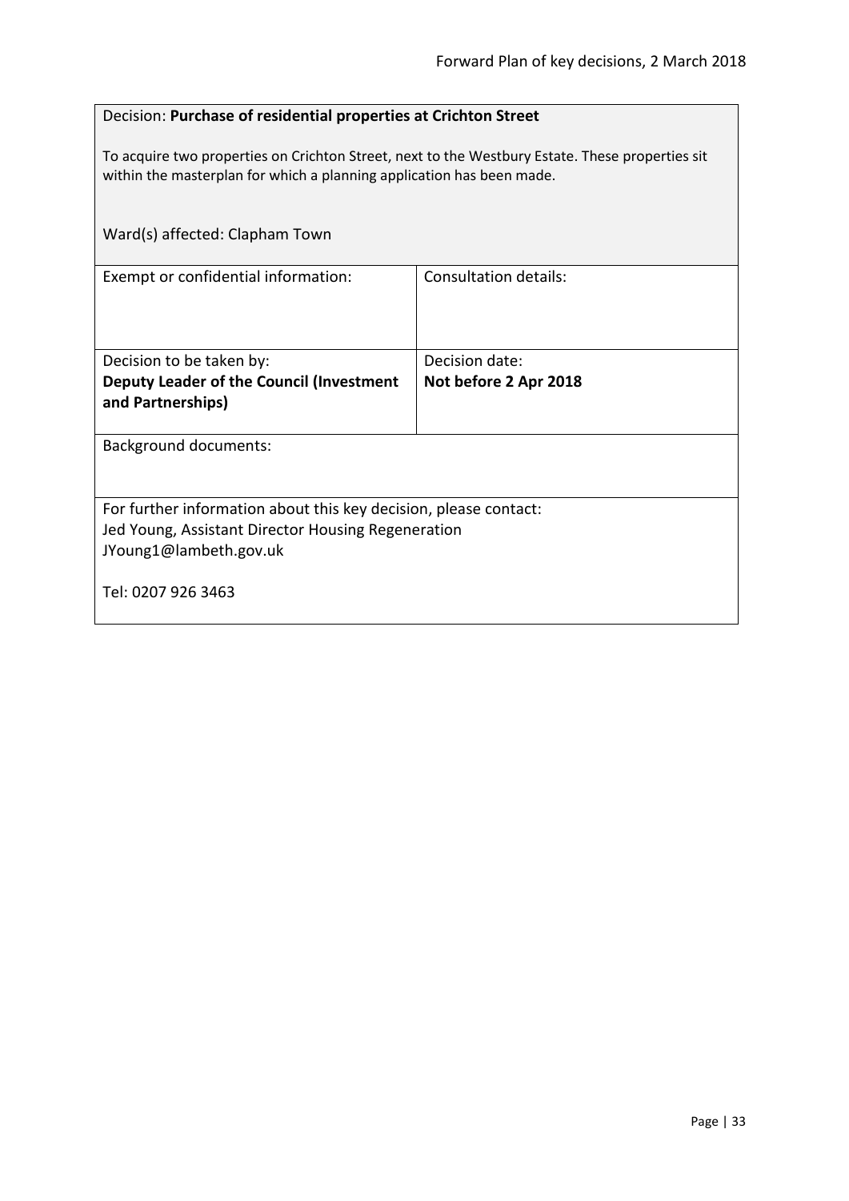Decision: **Purchase of residential properties at Crichton Street**

To acquire two properties on Crichton Street, next to the Westbury Estate. These properties sit within the masterplan for which a planning application has been made.

Ward(s) affected: Clapham Town

| | |
|---|---|
| Exempt or confidential information: | Consultation details: |
| Decision to be taken by:<br>**Deputy Leader of the Council (Investment and Partnerships)** | Decision date:<br>**Not before 2 Apr 2018** |

Background documents:

For further information about this key decision, please contact:
Jed Young, Assistant Director Housing Regeneration
JYoung1@lambeth.gov.uk

Tel: 0207 926 3463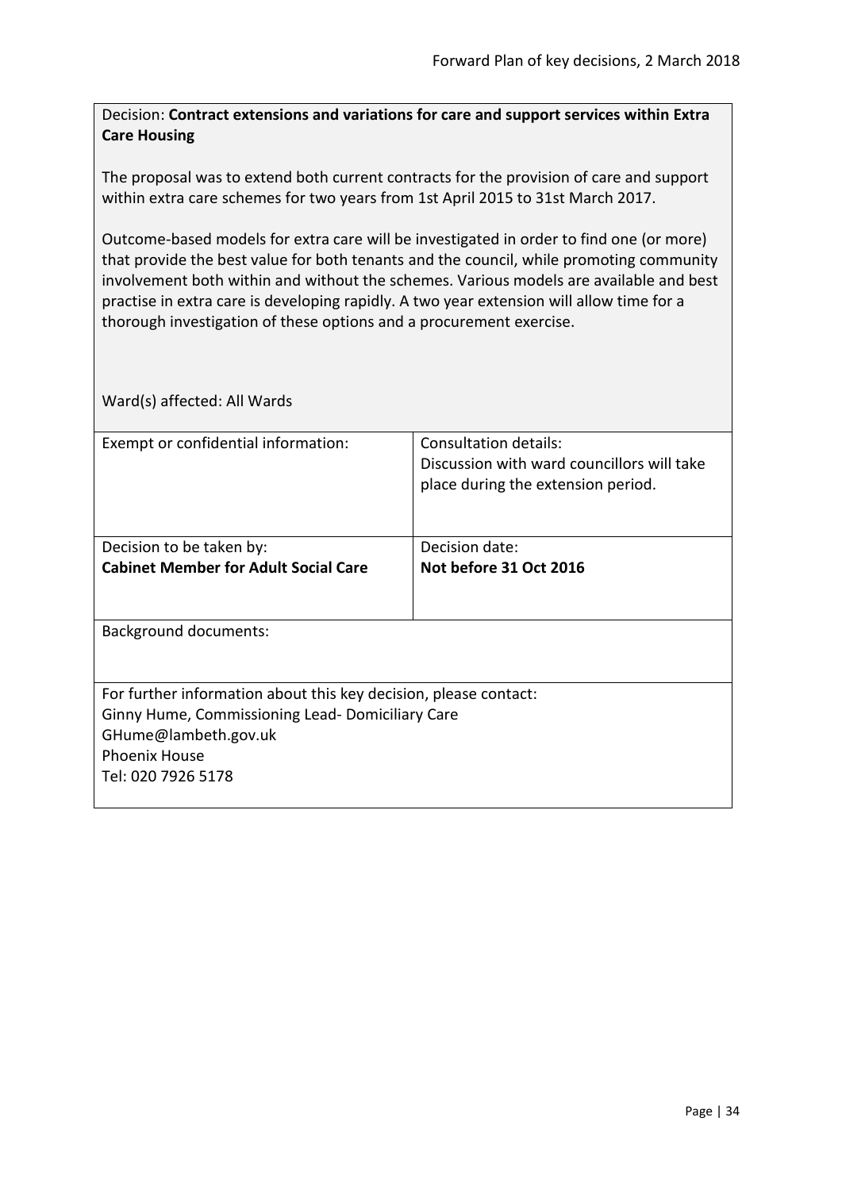Decision: **Contract extensions and variations for care and support services within Extra Care Housing**

The proposal was to extend both current contracts for the provision of care and support within extra care schemes for two years from 1st April 2015 to 31st March 2017.

Outcome-based models for extra care will be investigated in order to find one (or more) that provide the best value for both tenants and the council, while promoting community involvement both within and without the schemes. Various models are available and best practise in extra care is developing rapidly. A two year extension will allow time for a thorough investigation of these options and a procurement exercise.

Ward(s) affected: All Wards

| | |
|---|---|
| Exempt or confidential information: | Consultation details:<br>Discussion with ward councillors will take place during the extension period. |
| Decision to be taken by:<br>**Cabinet Member for Adult Social Care** | Decision date:<br>**Not before 31 Oct 2016** |

Background documents:

For further information about this key decision, please contact:
Ginny Hume, Commissioning Lead- Domiciliary Care
GHume@lambeth.gov.uk
Phoenix House
Tel: 020 7926 5178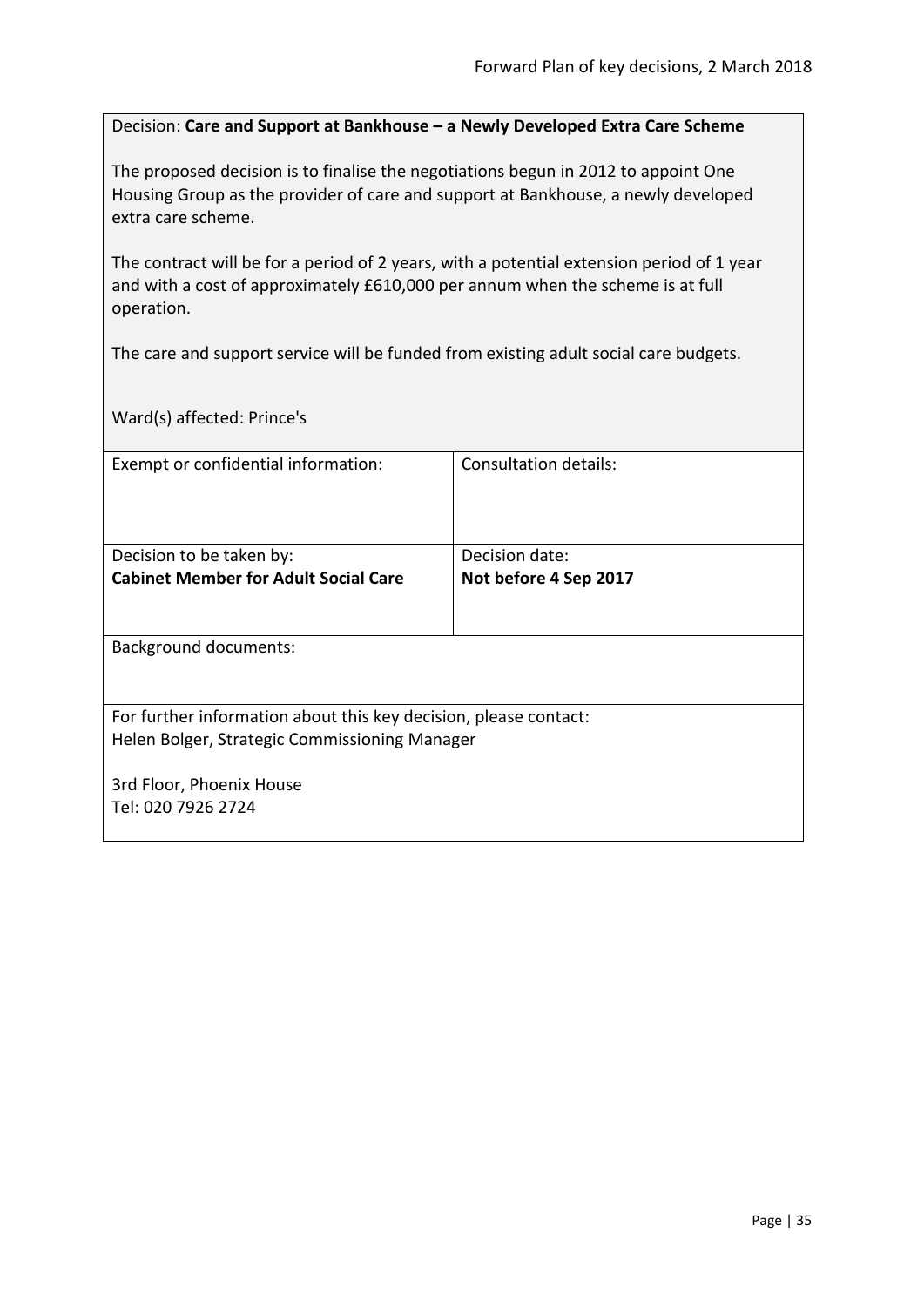Decision: **Care and Support at Bankhouse – a Newly Developed Extra Care Scheme**

The proposed decision is to finalise the negotiations begun in 2012 to appoint One Housing Group as the provider of care and support at Bankhouse, a newly developed extra care scheme.

The contract will be for a period of 2 years, with a potential extension period of 1 year and with a cost of approximately £610,000 per annum when the scheme is at full operation.

The care and support service will be funded from existing adult social care budgets.

Ward(s) affected: Prince's

| | |
|---|---|
| Exempt or confidential information: | Consultation details: |
| Decision to be taken by:<br>**Cabinet Member for Adult Social Care** | Decision date:<br>**Not before 4 Sep 2017** |

Background documents:

For further information about this key decision, please contact:
Helen Bolger, Strategic Commissioning Manager

3rd Floor, Phoenix House
Tel: 020 7926 2724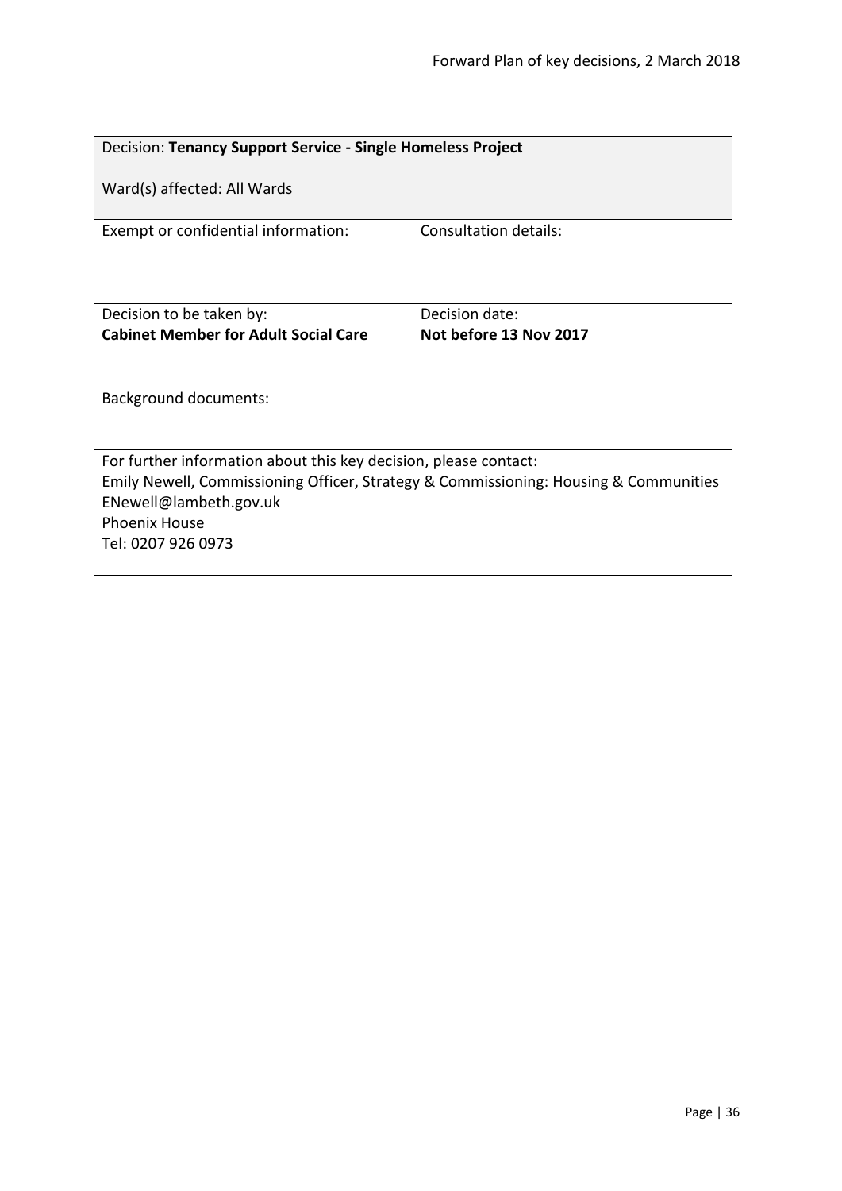| Decision: **Tenancy Support Service - Single Homeless Project**<br><br>Ward(s) affected: All Wards | |
|---|---|
| Exempt or confidential information: | Consultation details: |
| Decision to be taken by:<br>**Cabinet Member for Adult Social Care** | Decision date:<br>**Not before 13 Nov 2017** |
| Background documents: | |
| For further information about this key decision, please contact:<br>Emily Newell, Commissioning Officer, Strategy & Commissioning: Housing & Communities<br>ENewell@lambeth.gov.uk<br>Phoenix House<br>Tel: 0207 926 0973 | |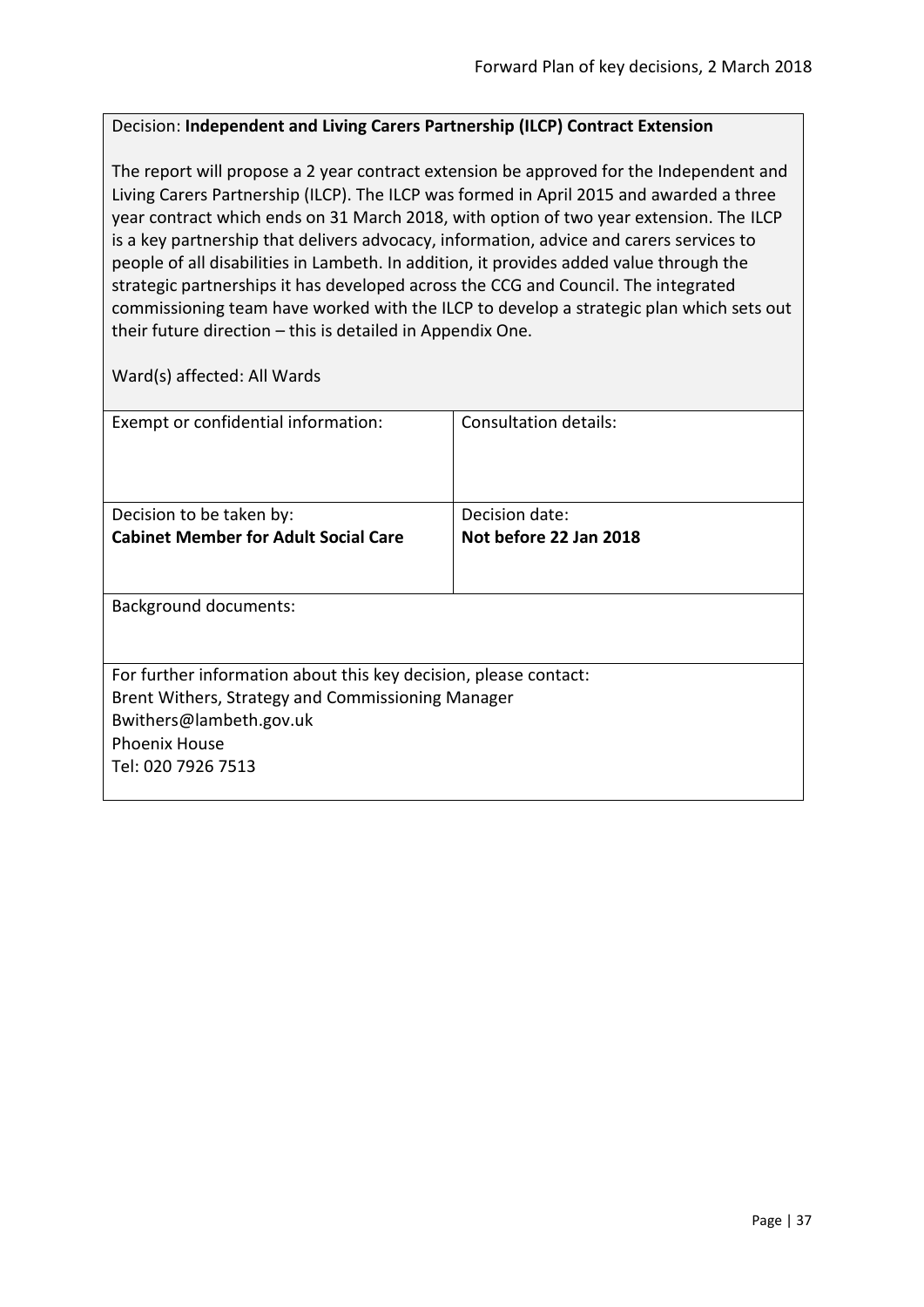Decision: **Independent and Living Carers Partnership (ILCP) Contract Extension**

The report will propose a 2 year contract extension be approved for the Independent and Living Carers Partnership (ILCP). The ILCP was formed in April 2015 and awarded a three year contract which ends on 31 March 2018, with option of two year extension. The ILCP is a key partnership that delivers advocacy, information, advice and carers services to people of all disabilities in Lambeth. In addition, it provides added value through the strategic partnerships it has developed across the CCG and Council. The integrated commissioning team have worked with the ILCP to develop a strategic plan which sets out their future direction – this is detailed in Appendix One.

Ward(s) affected: All Wards

| | |
|---|---|
| Exempt or confidential information: | Consultation details: |
| Decision to be taken by:<br>**Cabinet Member for Adult Social Care** | Decision date:<br>**Not before 22 Jan 2018** |

Background documents:

For further information about this key decision, please contact:
Brent Withers, Strategy and Commissioning Manager
Bwithers@lambeth.gov.uk
Phoenix House
Tel: 020 7926 7513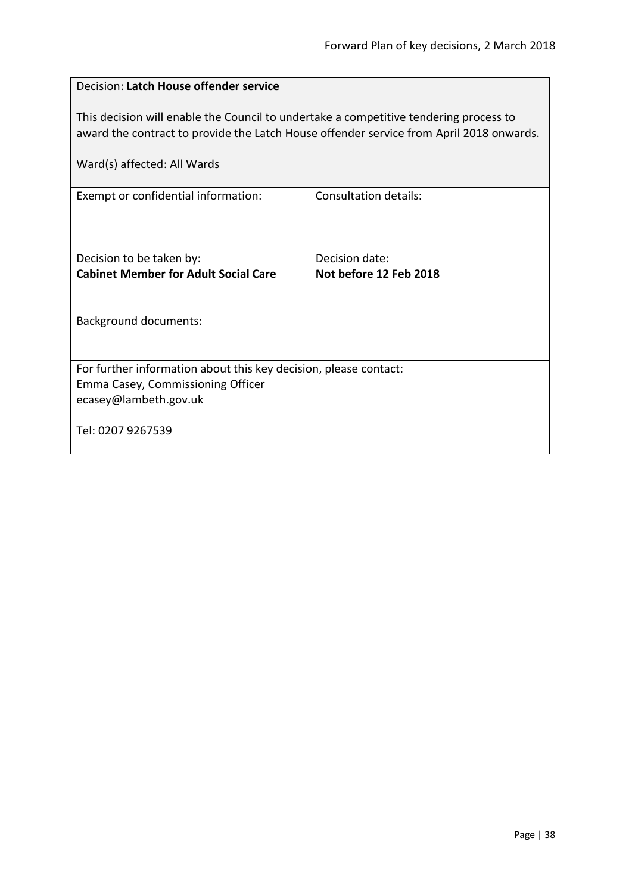Decision: **Latch House offender service**

This decision will enable the Council to undertake a competitive tendering process to award the contract to provide the Latch House offender service from April 2018 onwards.

Ward(s) affected: All Wards

| | |
|---|---|
| Exempt or confidential information: | Consultation details: |
| Decision to be taken by:<br>**Cabinet Member for Adult Social Care** | Decision date:<br>**Not before 12 Feb 2018** |

Background documents:

For further information about this key decision, please contact:
Emma Casey, Commissioning Officer
ecasey@lambeth.gov.uk

Tel: 0207 9267539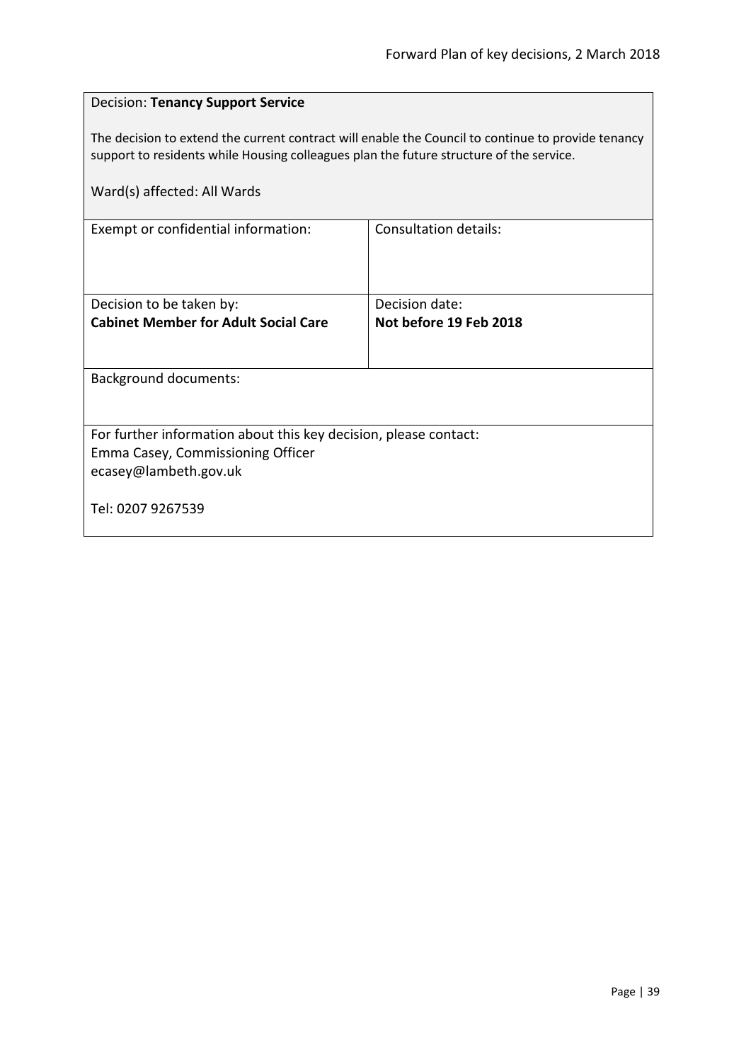Decision: **Tenancy Support Service**

The decision to extend the current contract will enable the Council to continue to provide tenancy support to residents while Housing colleagues plan the future structure of the service.

Ward(s) affected: All Wards

| | |
|---|---|
| Exempt or confidential information: | Consultation details: |
| Decision to be taken by:<br>**Cabinet Member for Adult Social Care** | Decision date:<br>**Not before 19 Feb 2018** |

Background documents:

For further information about this key decision, please contact:
Emma Casey, Commissioning Officer
ecasey@lambeth.gov.uk

Tel: 0207 9267539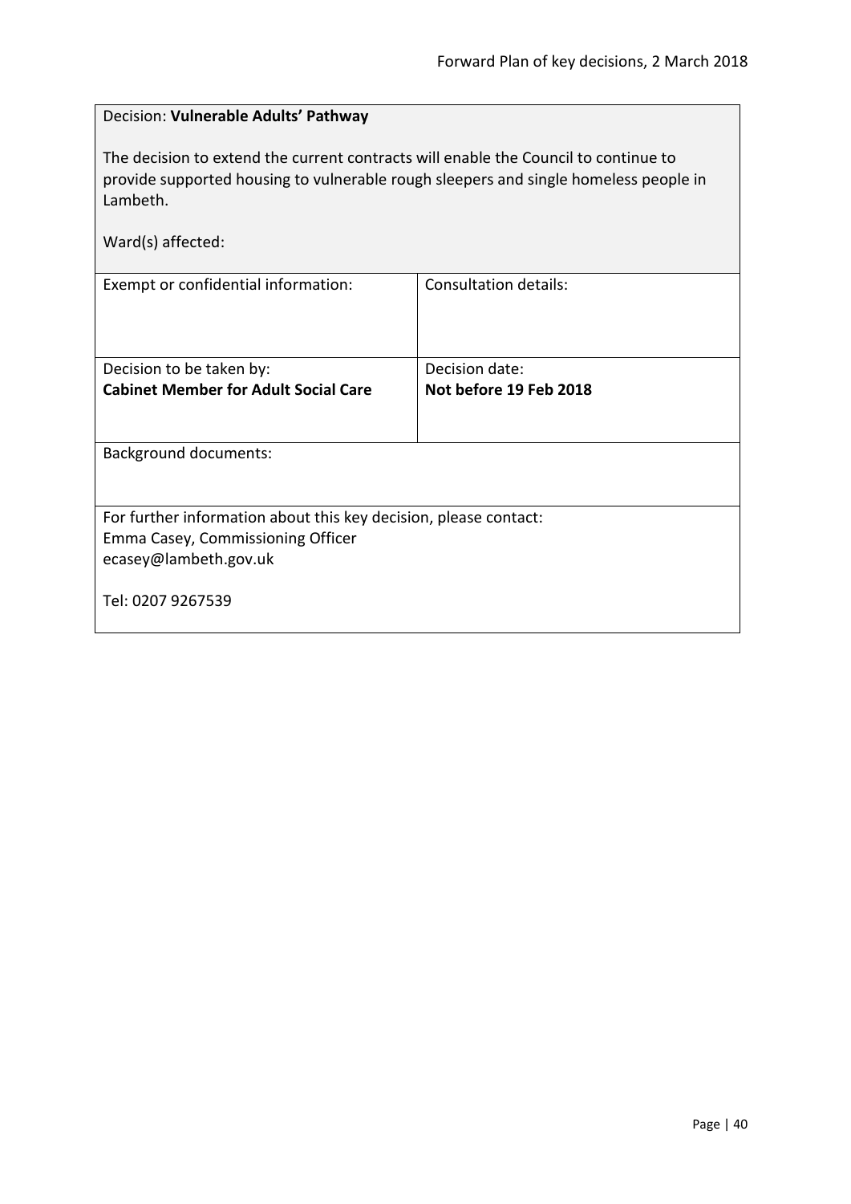Decision: **Vulnerable Adults' Pathway**

The decision to extend the current contracts will enable the Council to continue to provide supported housing to vulnerable rough sleepers and single homeless people in Lambeth.

Ward(s) affected:

| | |
|---|---|
| Exempt or confidential information: | Consultation details: |
| Decision to be taken by:<br>**Cabinet Member for Adult Social Care** | Decision date:<br>**Not before 19 Feb 2018** |

Background documents:

For further information about this key decision, please contact:
Emma Casey, Commissioning Officer
ecasey@lambeth.gov.uk

Tel: 0207 9267539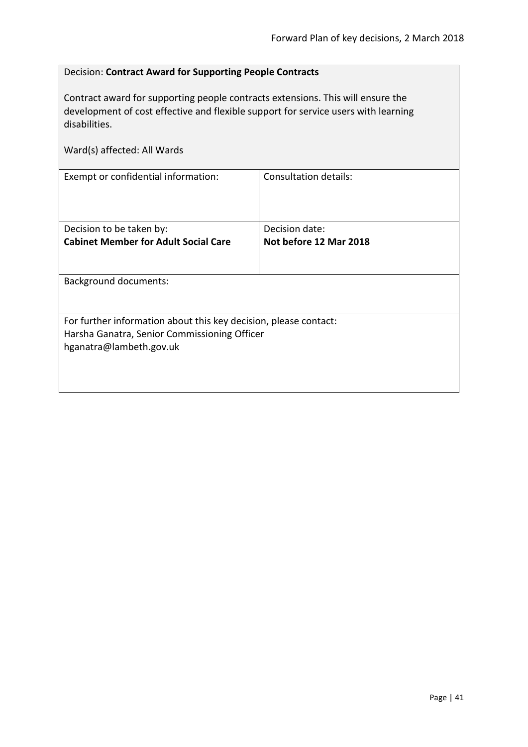Decision: **Contract Award for Supporting People Contracts**

Contract award for supporting people contracts extensions. This will ensure the development of cost effective and flexible support for service users with learning disabilities.

Ward(s) affected: All Wards

| Exempt or confidential information: | Consultation details: |
|---|---|
| Decision to be taken by:<br>**Cabinet Member for Adult Social Care** | Decision date:<br>**Not before 12 Mar 2018** |

Background documents:

For further information about this key decision, please contact:
Harsha Ganatra, Senior Commissioning Officer
hganatra@lambeth.gov.uk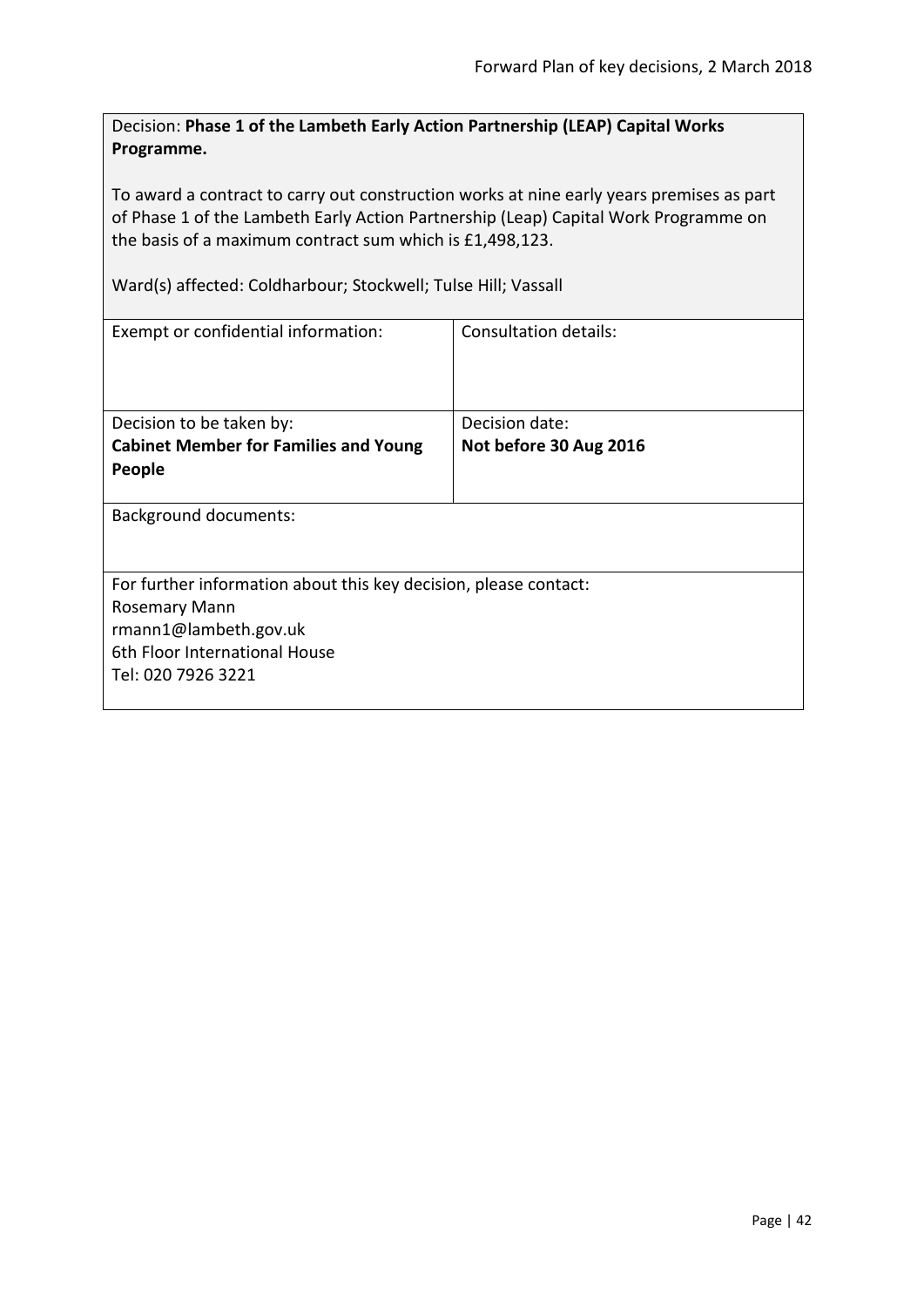Decision: **Phase 1 of the Lambeth Early Action Partnership (LEAP) Capital Works Programme.**

To award a contract to carry out construction works at nine early years premises as part of Phase 1 of the Lambeth Early Action Partnership (Leap) Capital Work Programme on the basis of a maximum contract sum which is £1,498,123.

Ward(s) affected: Coldharbour; Stockwell; Tulse Hill; Vassall

| | |
|---|---|
| Exempt or confidential information: | Consultation details: |
| Decision to be taken by:<br>**Cabinet Member for Families and Young People** | Decision date:<br>**Not before 30 Aug 2016** |

Background documents:

For further information about this key decision, please contact:
Rosemary Mann
rmann1@lambeth.gov.uk
6th Floor International House
Tel: 020 7926 3221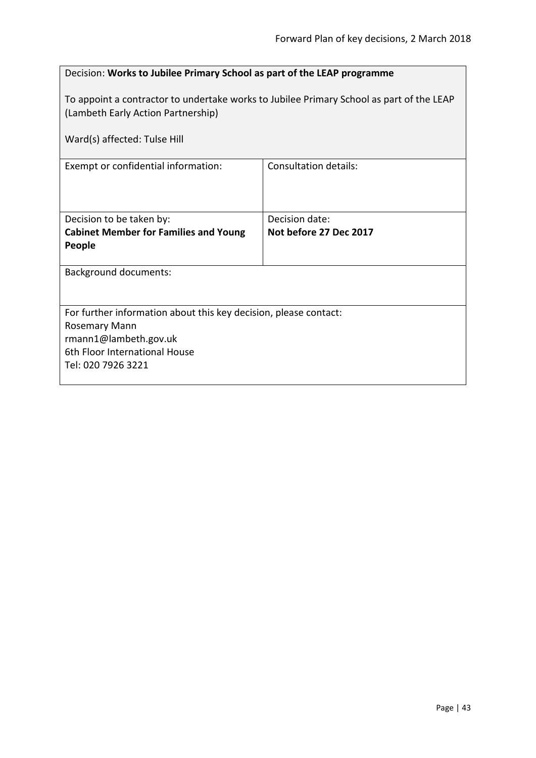Decision: **Works to Jubilee Primary School as part of the LEAP programme**

To appoint a contractor to undertake works to Jubilee Primary School as part of the LEAP (Lambeth Early Action Partnership)

Ward(s) affected: Tulse Hill

| Exempt or confidential information: | Consultation details: |
|---|---|
| Decision to be taken by:<br>**Cabinet Member for Families and Young People** | Decision date:<br>**Not before 27 Dec 2017** |

Background documents:

For further information about this key decision, please contact:
Rosemary Mann
rmann1@lambeth.gov.uk
6th Floor International House
Tel: 020 7926 3221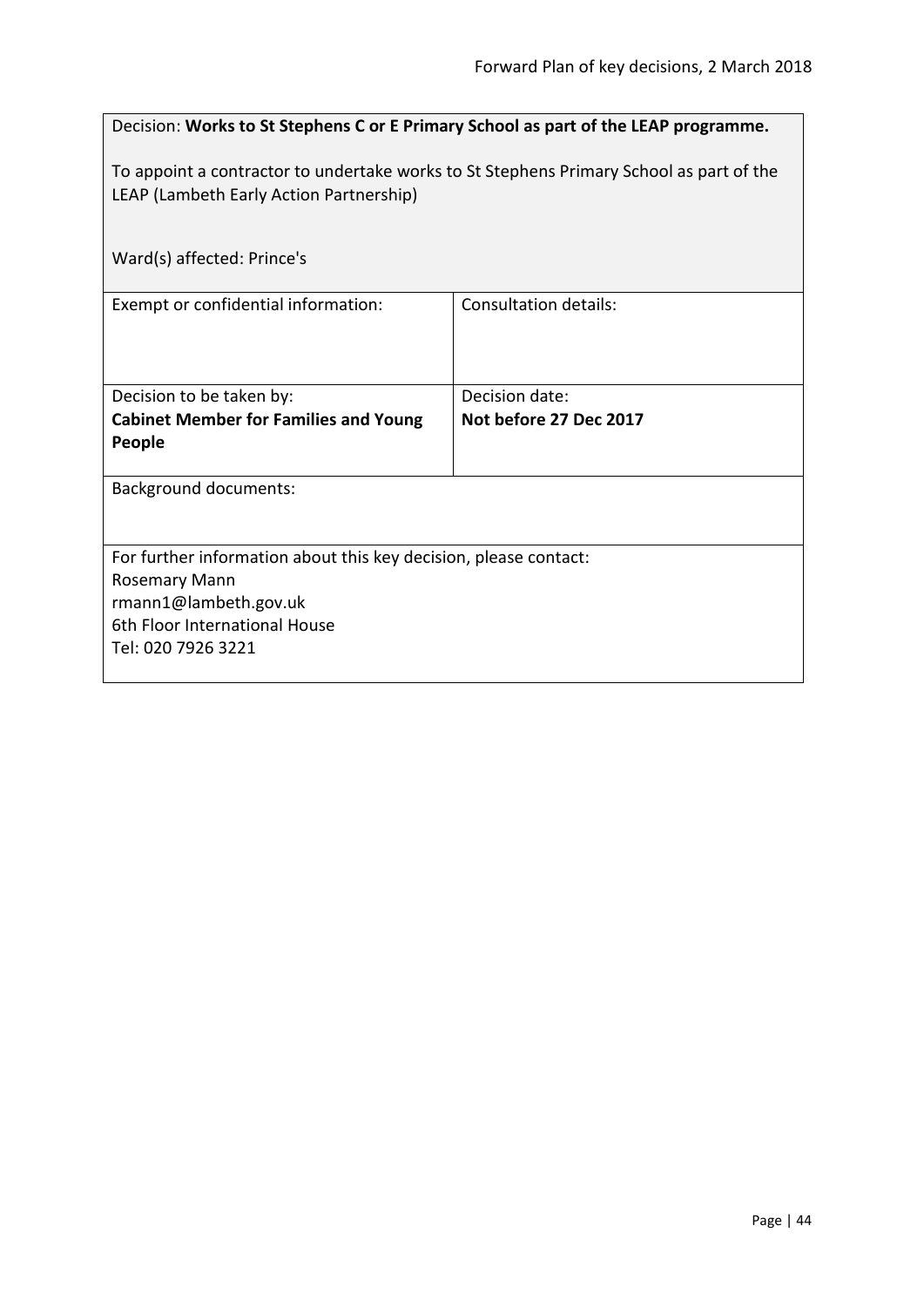Decision: **Works to St Stephens C or E Primary School as part of the LEAP programme.**

To appoint a contractor to undertake works to St Stephens Primary School as part of the LEAP (Lambeth Early Action Partnership)

Ward(s) affected: Prince's

| | |
|---|---|
| Exempt or confidential information: | Consultation details: |
| Decision to be taken by:<br>**Cabinet Member for Families and Young People** | Decision date:<br>**Not before 27 Dec 2017** |

Background documents:

For further information about this key decision, please contact:
Rosemary Mann
rmann1@lambeth.gov.uk
6th Floor International House
Tel: 020 7926 3221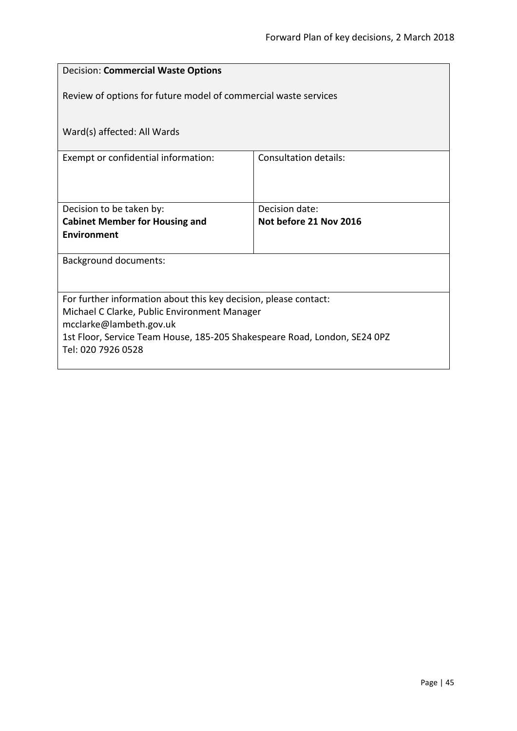Decision: **Commercial Waste Options**

Review of options for future model of commercial waste services

Ward(s) affected: All Wards

| | |
|---|---|
| Exempt or confidential information: | Consultation details: |
| Decision to be taken by:<br>**Cabinet Member for Housing and Environment** | Decision date:<br>**Not before 21 Nov 2016** |

Background documents:

For further information about this key decision, please contact:
Michael C Clarke, Public Environment Manager
mcclarke@lambeth.gov.uk
1st Floor, Service Team House, 185-205 Shakespeare Road, London, SE24 0PZ
Tel: 020 7926 0528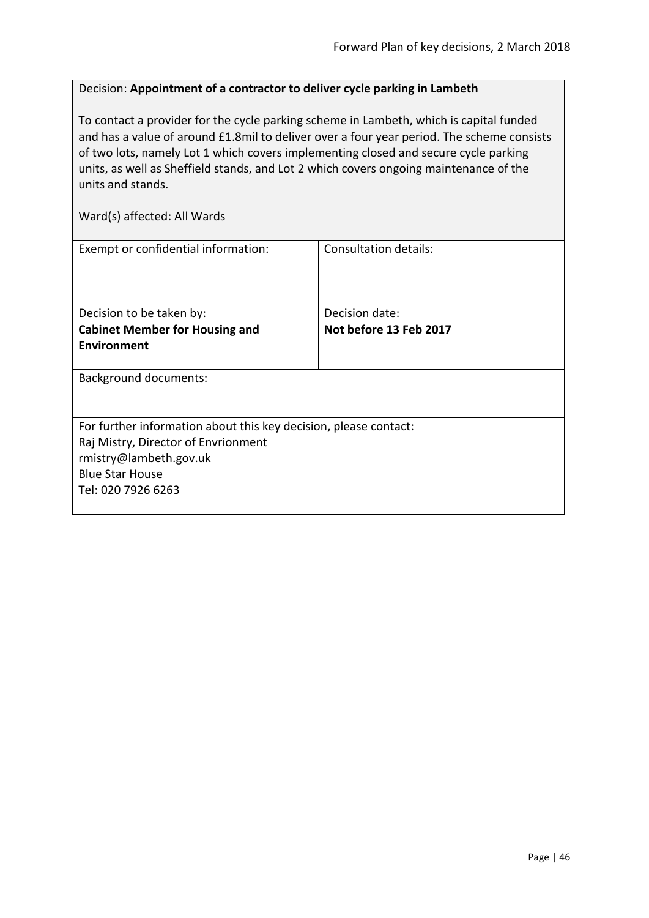Decision: **Appointment of a contractor to deliver cycle parking in Lambeth**

To contact a provider for the cycle parking scheme in Lambeth, which is capital funded and has a value of around £1.8mil to deliver over a four year period. The scheme consists of two lots, namely Lot 1 which covers implementing closed and secure cycle parking units, as well as Sheffield stands, and Lot 2 which covers ongoing maintenance of the units and stands.

Ward(s) affected: All Wards

| | |
|---|---|
| Exempt or confidential information: | Consultation details: |
| Decision to be taken by: **Cabinet Member for Housing and Environment** | Decision date: **Not before 13 Feb 2017** |

Background documents:

For further information about this key decision, please contact:
Raj Mistry, Director of Envrionment
rmistry@lambeth.gov.uk
Blue Star House
Tel: 020 7926 6263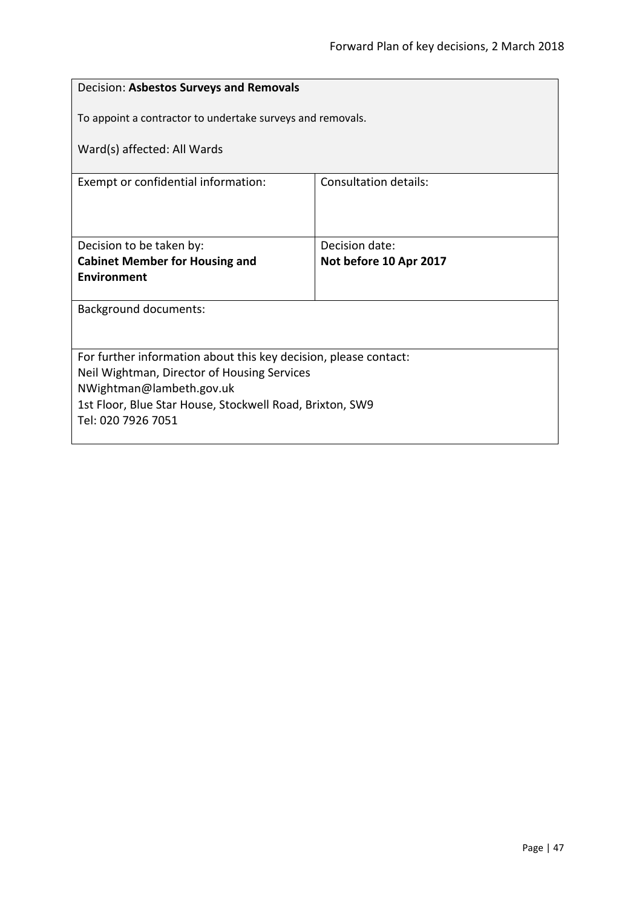Decision: **Asbestos Surveys and Removals**

To appoint a contractor to undertake surveys and removals.

Ward(s) affected: All Wards

| | |
|---|---|
| Exempt or confidential information: | Consultation details: |
| Decision to be taken by:<br>**Cabinet Member for Housing and Environment** | Decision date:<br>**Not before 10 Apr 2017** |

Background documents:

For further information about this key decision, please contact:
Neil Wightman, Director of Housing Services
NWightman@lambeth.gov.uk
1st Floor, Blue Star House, Stockwell Road, Brixton, SW9
Tel: 020 7926 7051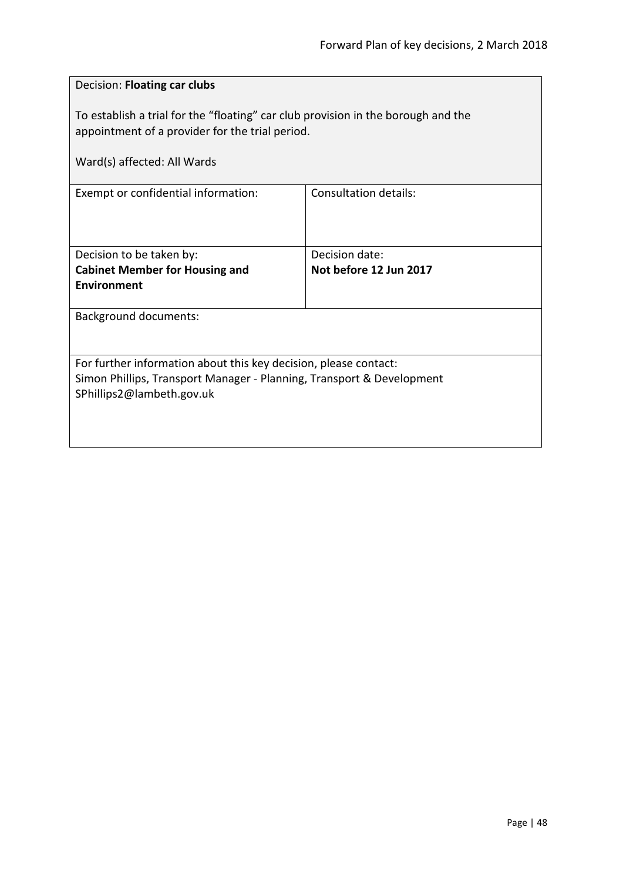Decision: **Floating car clubs**

To establish a trial for the “floating” car club provision in the borough and the appointment of a provider for the trial period.

Ward(s) affected: All Wards

| | |
|---|---|
| Exempt or confidential information: | Consultation details: |
| Decision to be taken by:<br>**Cabinet Member for Housing and Environment** | Decision date:<br>**Not before 12 Jun 2017** |

Background documents:

For further information about this key decision, please contact:
Simon Phillips, Transport Manager - Planning, Transport & Development
SPhillips2@lambeth.gov.uk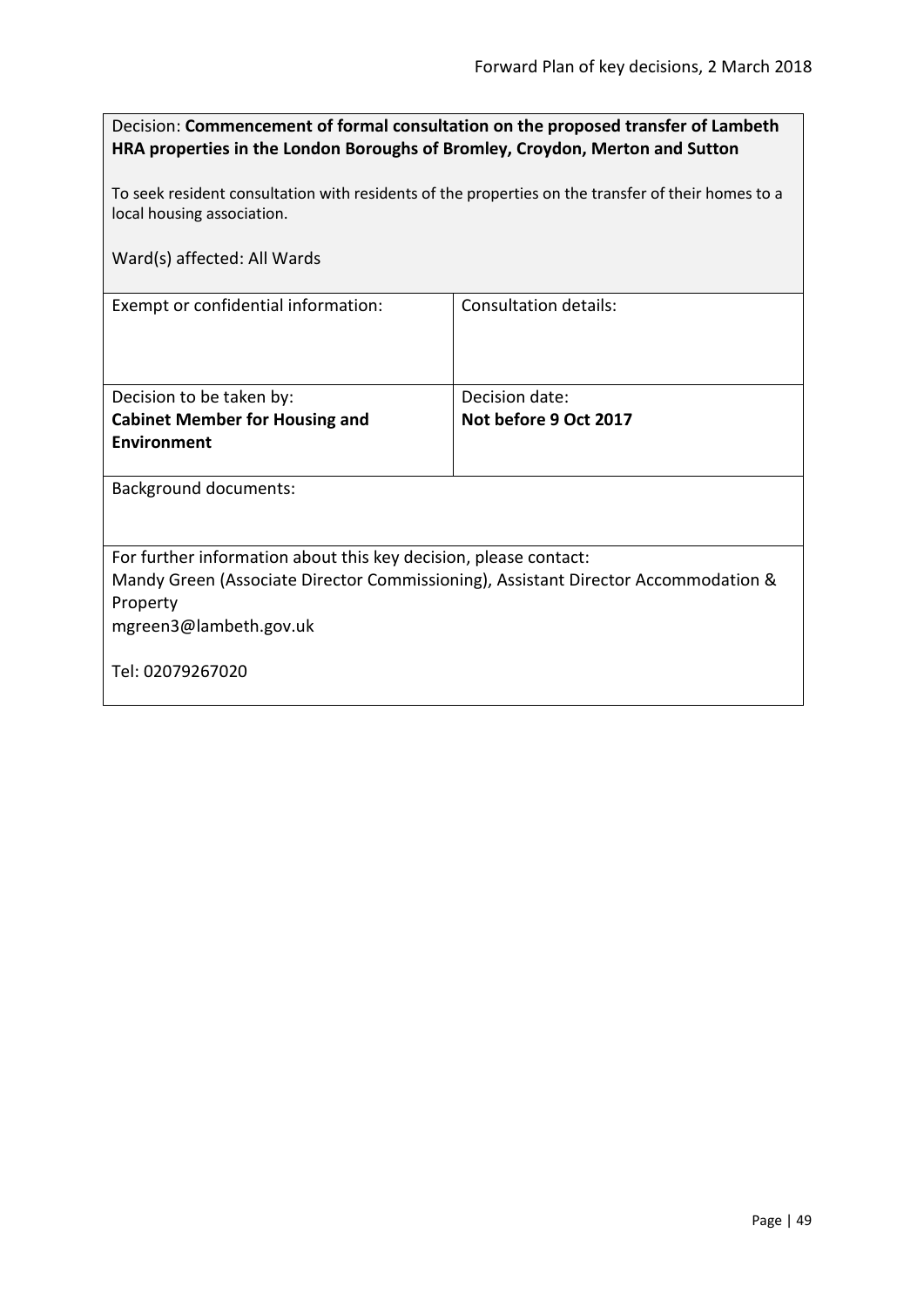Decision: **Commencement of formal consultation on the proposed transfer of Lambeth HRA properties in the London Boroughs of Bromley, Croydon, Merton and Sutton**

To seek resident consultation with residents of the properties on the transfer of their homes to a local housing association.

Ward(s) affected: All Wards

| Exempt or confidential information: | Consultation details: |
|---|---|
| Decision to be taken by:<br>**Cabinet Member for Housing and Environment** | Decision date:<br>**Not before 9 Oct 2017** |

Background documents:

For further information about this key decision, please contact:
Mandy Green (Associate Director Commissioning), Assistant Director Accommodation & Property
mgreen3@lambeth.gov.uk

Tel: 02079267020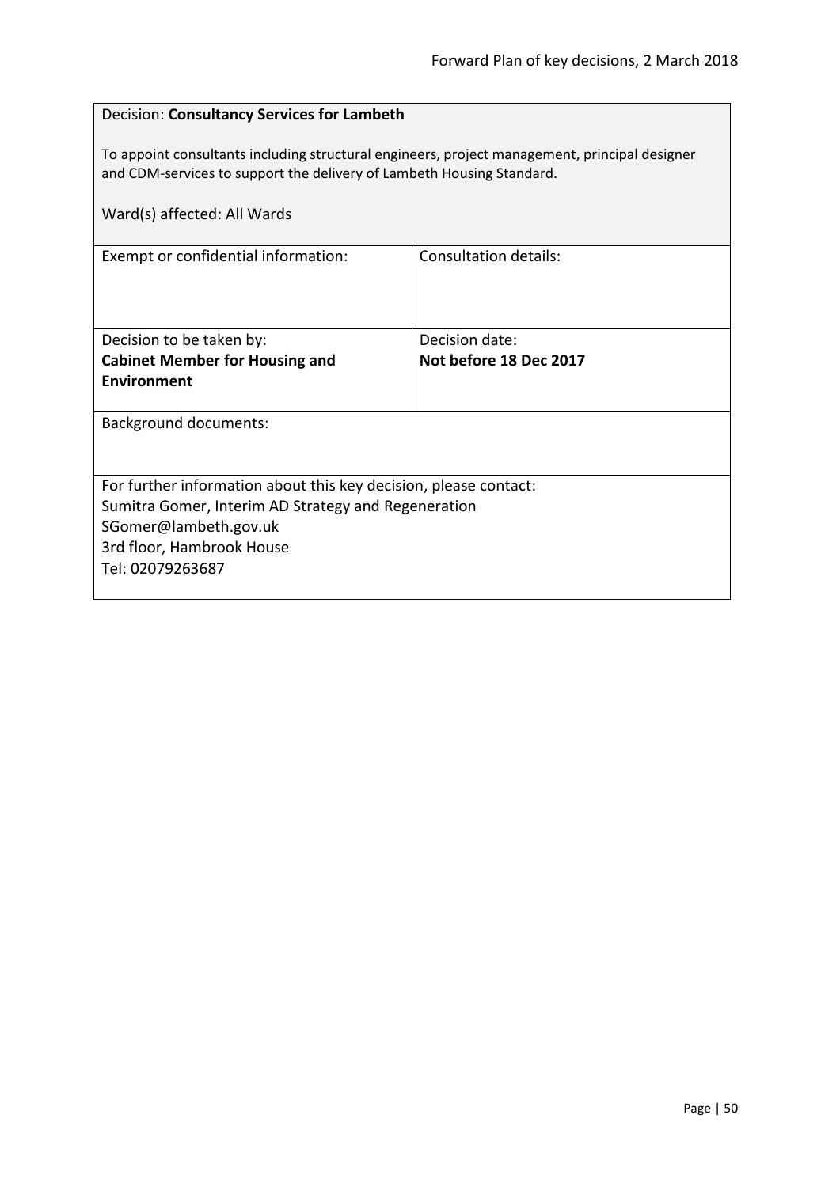Decision: **Consultancy Services for Lambeth**

To appoint consultants including structural engineers, project management, principal designer and CDM-services to support the delivery of Lambeth Housing Standard.

Ward(s) affected: All Wards

| | |
|---|---|
| Exempt or confidential information: | Consultation details: |
| Decision to be taken by:<br>**Cabinet Member for Housing and Environment** | Decision date:<br>**Not before 18 Dec 2017** |

Background documents:

For further information about this key decision, please contact:
Sumitra Gomer, Interim AD Strategy and Regeneration
SGomer@lambeth.gov.uk
3rd floor, Hambrook House
Tel: 02079263687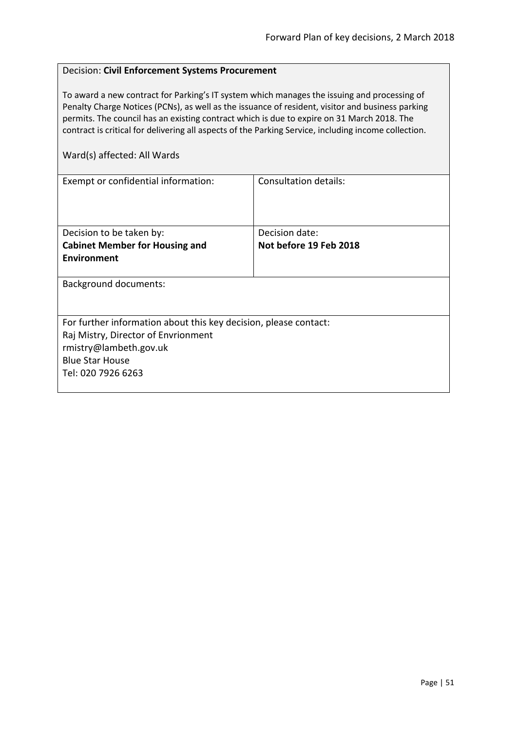Decision: **Civil Enforcement Systems Procurement**

To award a new contract for Parking's IT system which manages the issuing and processing of Penalty Charge Notices (PCNs), as well as the issuance of resident, visitor and business parking permits. The council has an existing contract which is due to expire on 31 March 2018. The contract is critical for delivering all aspects of the Parking Service, including income collection.

Ward(s) affected: All Wards

| | |
|---|---|
| Exempt or confidential information: | Consultation details: |
| Decision to be taken by:<br>**Cabinet Member for Housing and Environment** | Decision date:<br>**Not before 19 Feb 2018** |

Background documents:

For further information about this key decision, please contact:
Raj Mistry, Director of Envrionment
rmistry@lambeth.gov.uk
Blue Star House
Tel: 020 7926 6263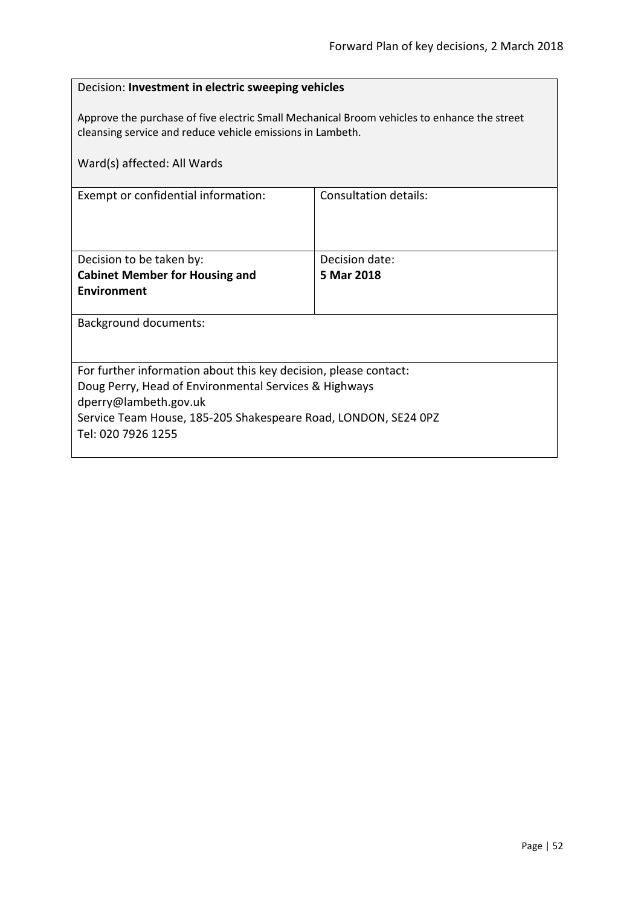Decision: **Investment in electric sweeping vehicles**

Approve the purchase of five electric Small Mechanical Broom vehicles to enhance the street cleansing service and reduce vehicle emissions in Lambeth.

Ward(s) affected: All Wards

| | |
|---|---|
| Exempt or confidential information: | Consultation details: |
| Decision to be taken by:<br>**Cabinet Member for Housing and Environment** | Decision date:<br>**5 Mar 2018** |

Background documents:

For further information about this key decision, please contact:
Doug Perry, Head of Environmental Services & Highways
dperry@lambeth.gov.uk
Service Team House, 185-205 Shakespeare Road, LONDON, SE24 0PZ
Tel: 020 7926 1255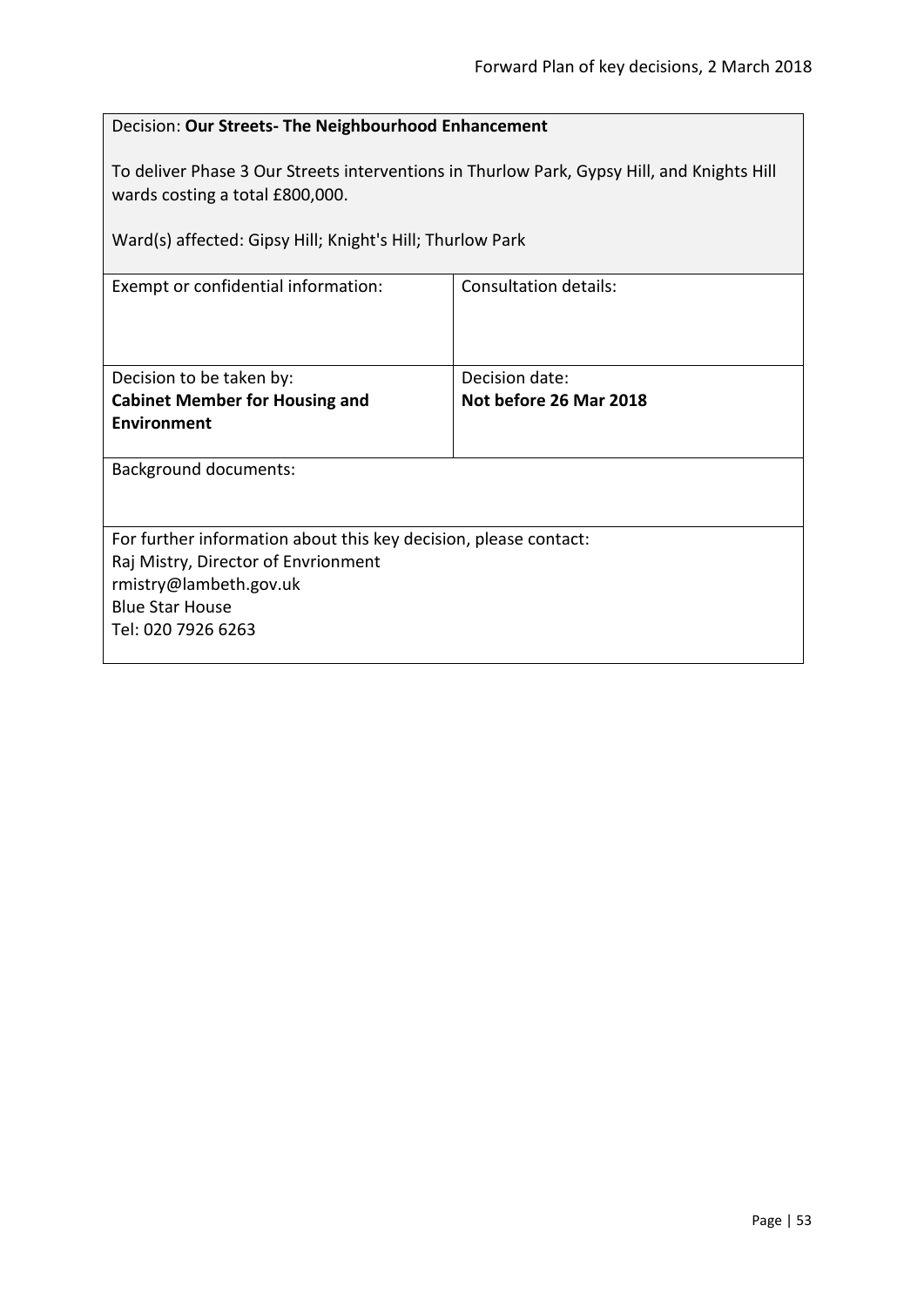Decision: **Our Streets- The Neighbourhood Enhancement**

To deliver Phase 3 Our Streets interventions in Thurlow Park, Gypsy Hill, and Knights Hill wards costing a total £800,000.

Ward(s) affected: Gipsy Hill; Knight's Hill; Thurlow Park

| | |
|---|---|
| Exempt or confidential information: | Consultation details: |
| Decision to be taken by:<br>**Cabinet Member for Housing and Environment** | Decision date:<br>**Not before 26 Mar 2018** |

Background documents:

For further information about this key decision, please contact:
Raj Mistry, Director of Envrionment
rmistry@lambeth.gov.uk
Blue Star House
Tel: 020 7926 6263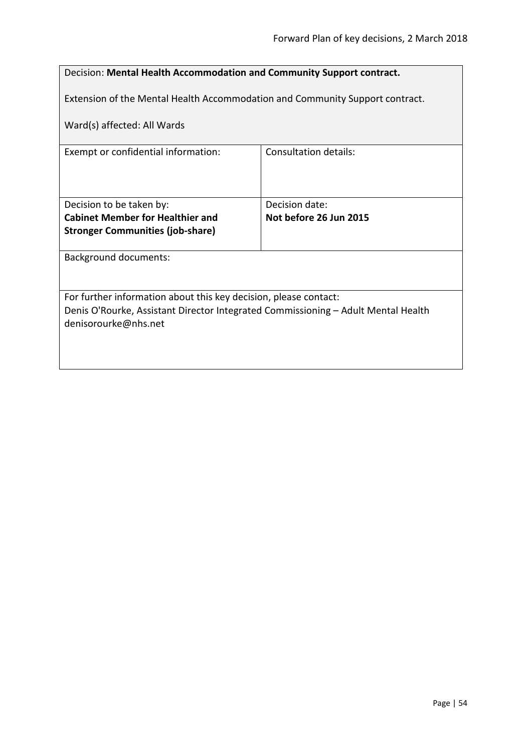| Decision: **Mental Health Accommodation and Community Support contract.**<br><br>Extension of the Mental Health Accommodation and Community Support contract.<br><br>Ward(s) affected: All Wards | |
|---|---|
| Exempt or confidential information: | Consultation details: |
| Decision to be taken by:<br>**Cabinet Member for Healthier and Stronger Communities (job-share)** | Decision date:<br>**Not before 26 Jun 2015** |
| Background documents: | |
| For further information about this key decision, please contact:<br>Denis O'Rourke, Assistant Director Integrated Commissioning – Adult Mental Health<br>denisorourke@nhs.net | |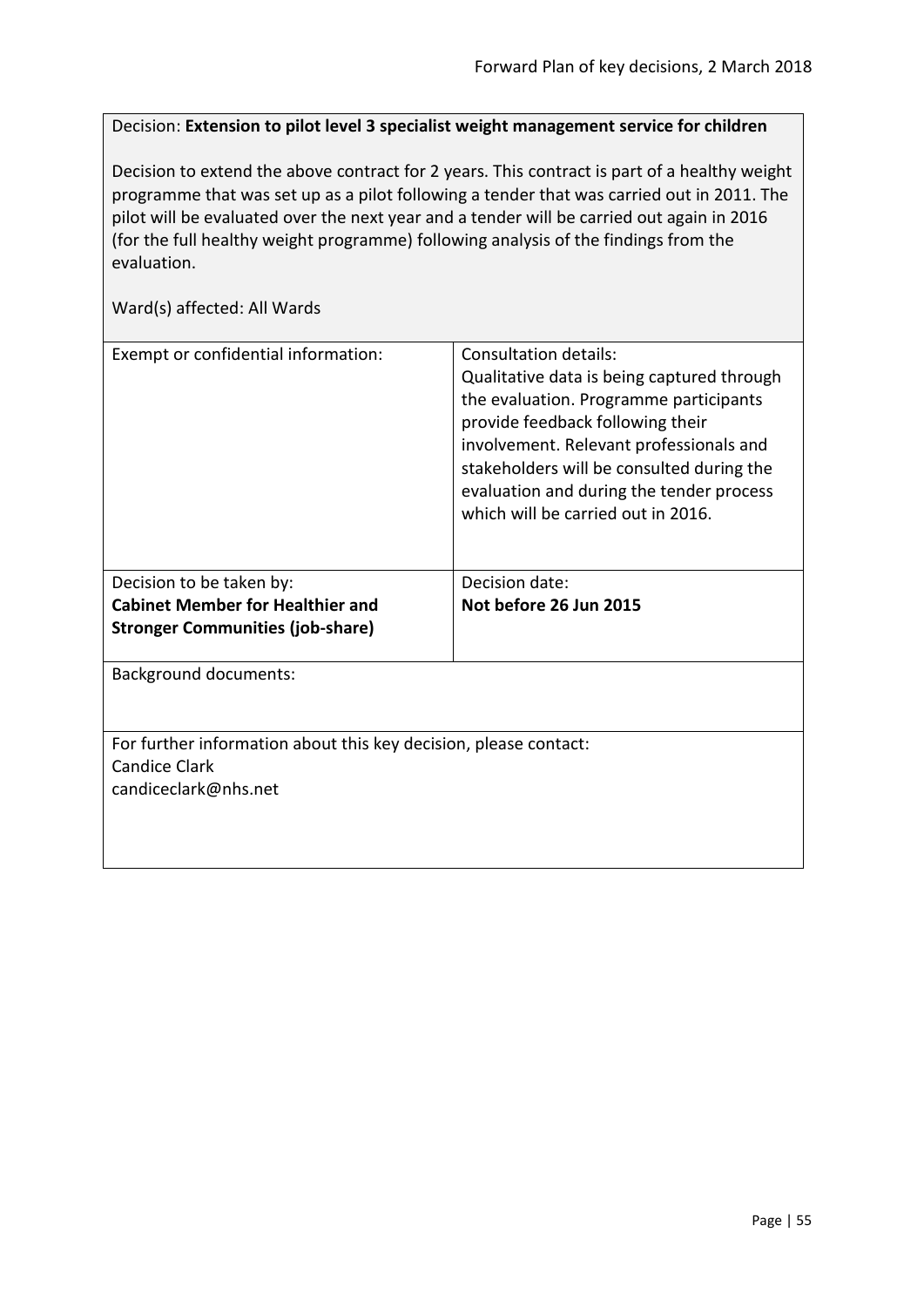Decision: **Extension to pilot level 3 specialist weight management service for children**

Decision to extend the above contract for 2 years. This contract is part of a healthy weight programme that was set up as a pilot following a tender that was carried out in 2011. The pilot will be evaluated over the next year and a tender will be carried out again in 2016 (for the full healthy weight programme) following analysis of the findings from the evaluation.

Ward(s) affected: All Wards

| | |
|---|---|
| Exempt or confidential information: | Consultation details:<br>Qualitative data is being captured through the evaluation. Programme participants provide feedback following their involvement. Relevant professionals and stakeholders will be consulted during the evaluation and during the tender process which will be carried out in 2016. |
| Decision to be taken by:<br>**Cabinet Member for Healthier and Stronger Communities (job-share)** | Decision date:<br>**Not before 26 Jun 2015** |

Background documents:

For further information about this key decision, please contact:
Candice Clark
candiceclark@nhs.net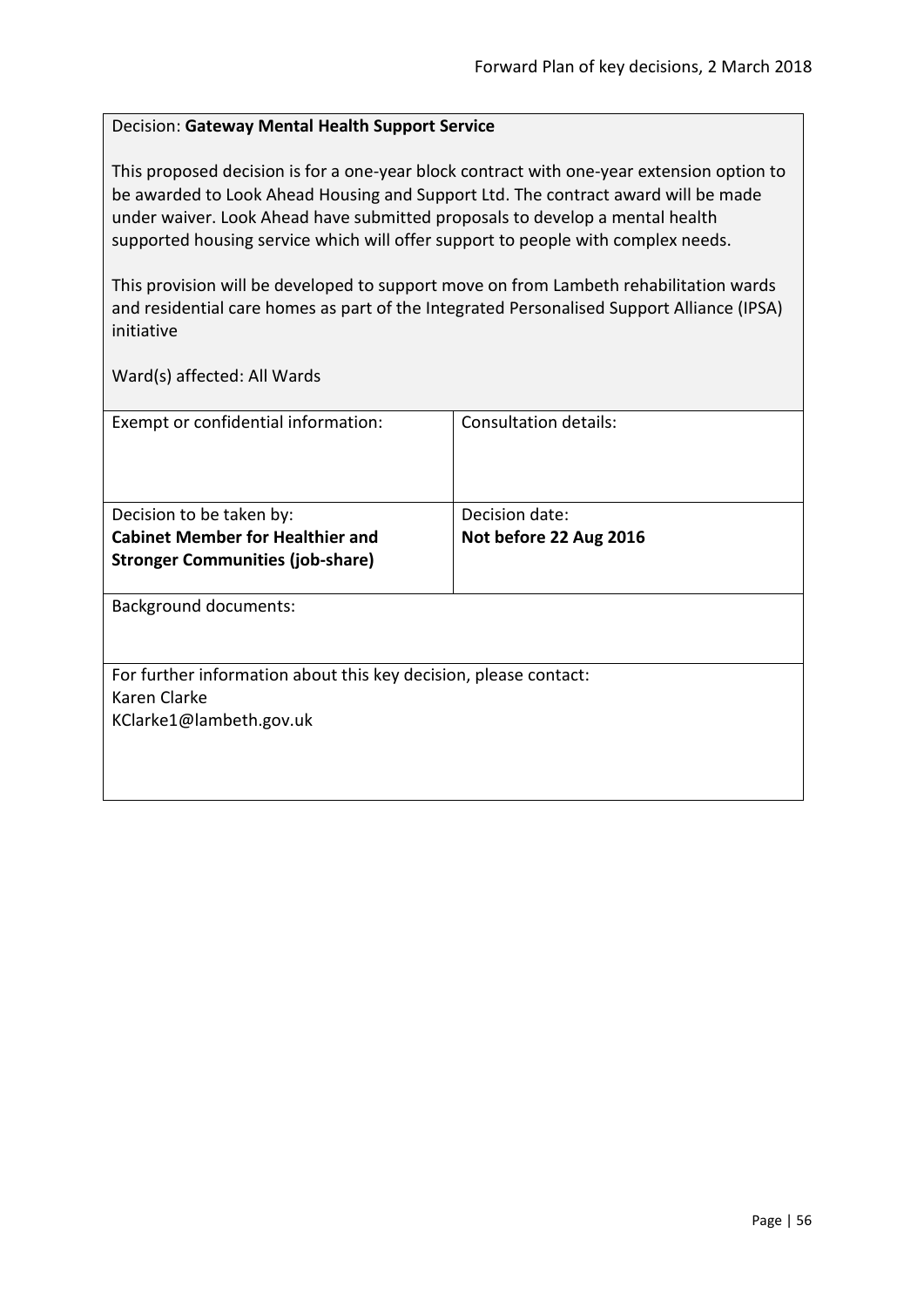Decision: **Gateway Mental Health Support Service**

This proposed decision is for a one-year block contract with one-year extension option to be awarded to Look Ahead Housing and Support Ltd. The contract award will be made under waiver. Look Ahead have submitted proposals to develop a mental health supported housing service which will offer support to people with complex needs.

This provision will be developed to support move on from Lambeth rehabilitation wards and residential care homes as part of the Integrated Personalised Support Alliance (IPSA) initiative

Ward(s) affected: All Wards

| | |
|---|---|
| Exempt or confidential information: | Consultation details: |
| Decision to be taken by:<br>**Cabinet Member for Healthier and Stronger Communities (job-share)** | Decision date:<br>**Not before 22 Aug 2016** |

Background documents:

For further information about this key decision, please contact:
Karen Clarke
KClarke1@lambeth.gov.uk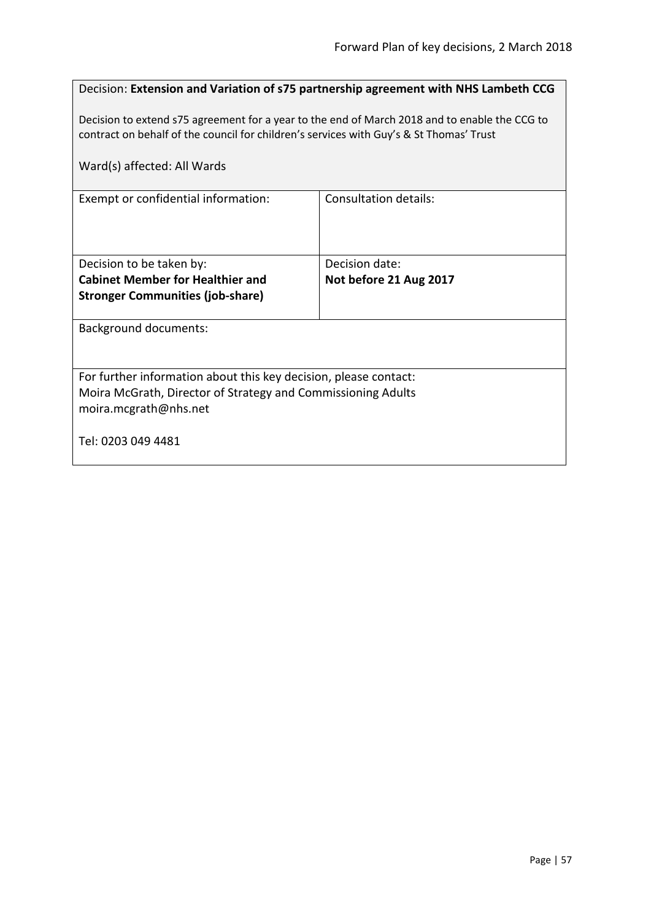Decision: **Extension and Variation of s75 partnership agreement with NHS Lambeth CCG**

Decision to extend s75 agreement for a year to the end of March 2018 and to enable the CCG to contract on behalf of the council for children's services with Guy's & St Thomas' Trust

Ward(s) affected: All Wards

| | |
|---|---|
| Exempt or confidential information: | Consultation details: |
| Decision to be taken by:<br>**Cabinet Member for Healthier and Stronger Communities (job-share)** | Decision date:<br>**Not before 21 Aug 2017** |

Background documents:

For further information about this key decision, please contact:
Moira McGrath, Director of Strategy and Commissioning Adults
moira.mcgrath@nhs.net

Tel: 0203 049 4481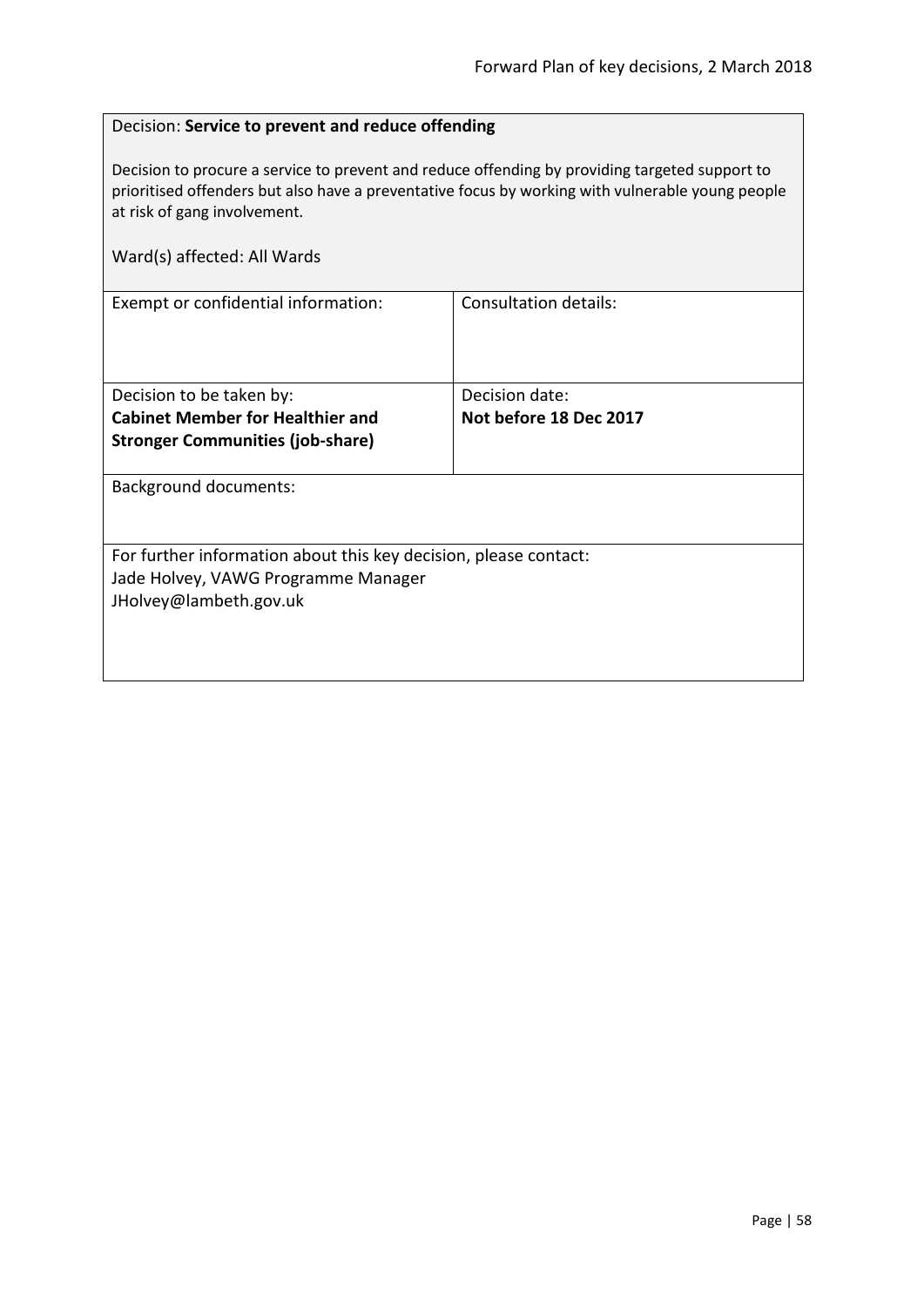Decision: **Service to prevent and reduce offending**

Decision to procure a service to prevent and reduce offending by providing targeted support to prioritised offenders but also have a preventative focus by working with vulnerable young people at risk of gang involvement.

Ward(s) affected: All Wards

| | |
|---|---|
| Exempt or confidential information: | Consultation details: |
| Decision to be taken by:<br>**Cabinet Member for Healthier and Stronger Communities (job-share)** | Decision date:<br>**Not before 18 Dec 2017** |

Background documents:

For further information about this key decision, please contact:
Jade Holvey, VAWG Programme Manager
JHolvey@lambeth.gov.uk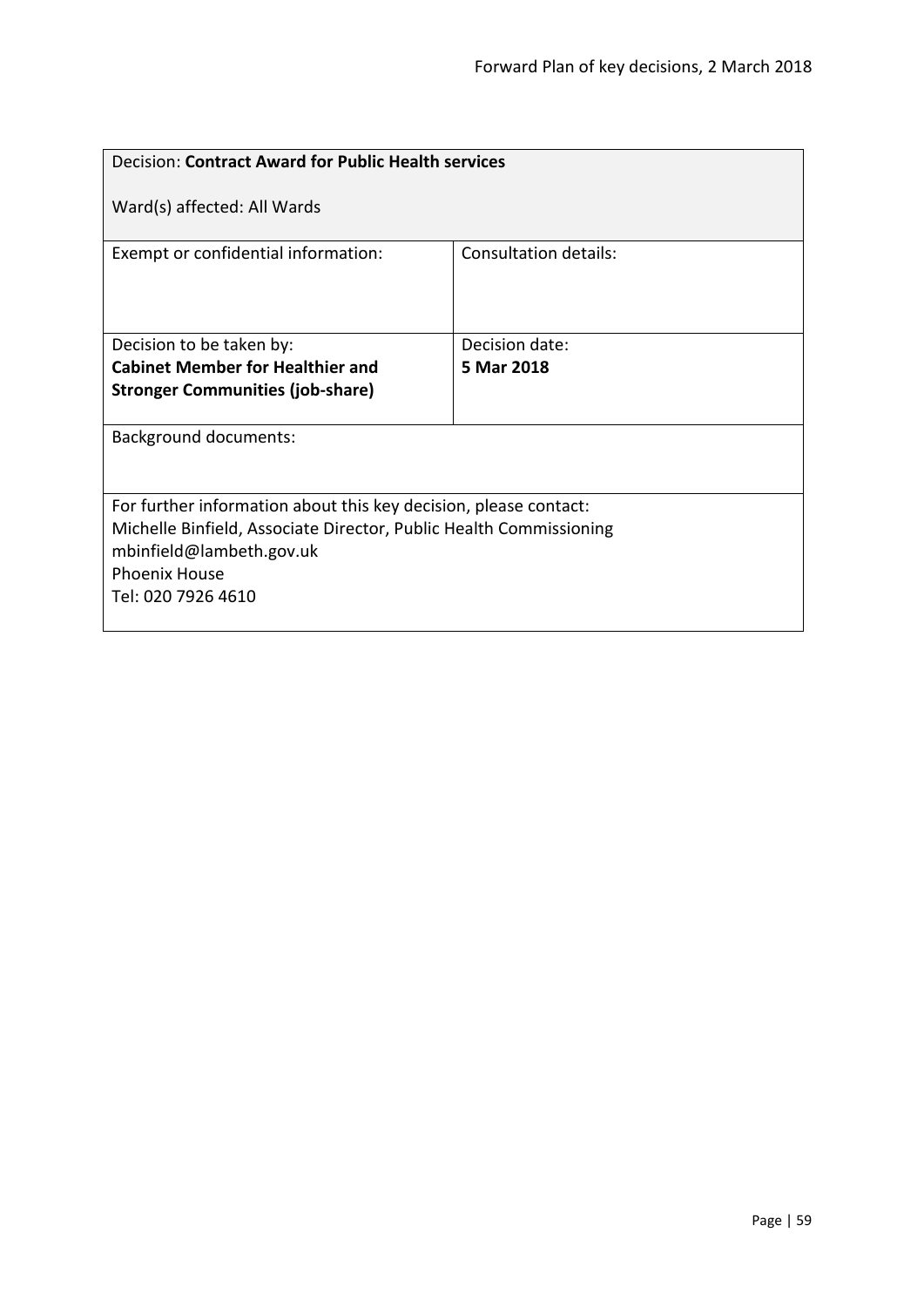| Decision: **Contract Award for Public Health services**<br><br>Ward(s) affected: All Wards | |
|---|---|
| Exempt or confidential information: | Consultation details: |
| Decision to be taken by:<br>**Cabinet Member for Healthier and Stronger Communities (job-share)** | Decision date:<br>**5 Mar 2018** |
| Background documents: | |
| For further information about this key decision, please contact:<br>Michelle Binfield, Associate Director, Public Health Commissioning<br>mbinfield@lambeth.gov.uk<br>Phoenix House<br>Tel: 020 7926 4610 | |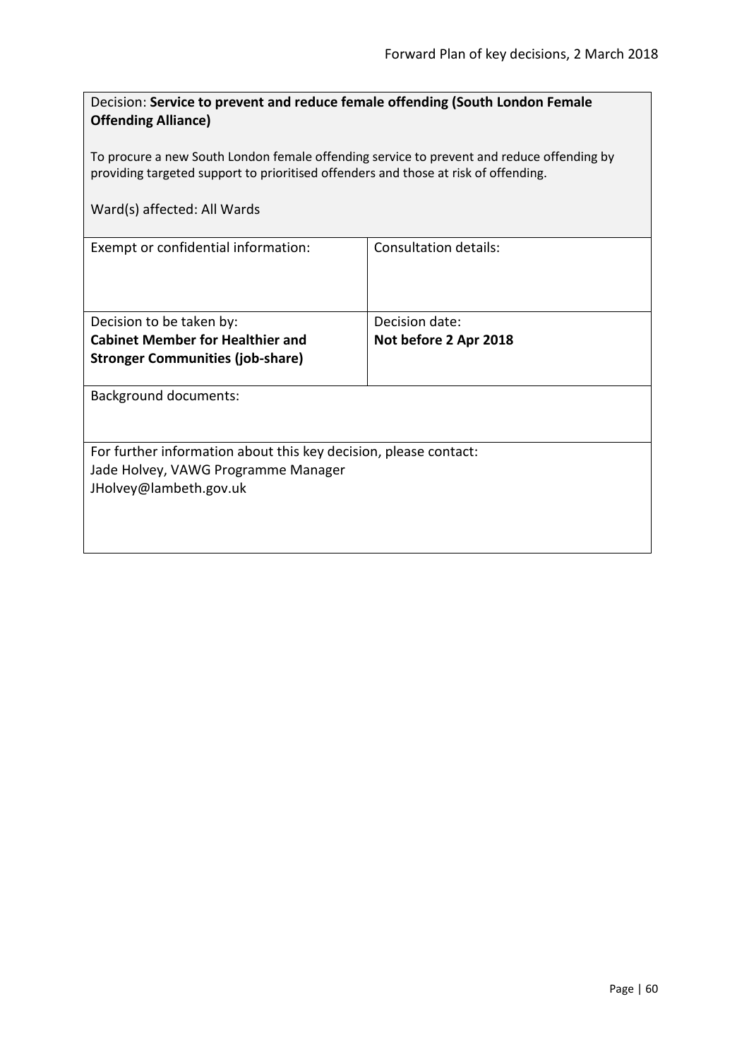Decision: **Service to prevent and reduce female offending (South London Female Offending Alliance)**

To procure a new South London female offending service to prevent and reduce offending by providing targeted support to prioritised offenders and those at risk of offending.

Ward(s) affected: All Wards

| | |
|---|---|
| Exempt or confidential information: | Consultation details: |
| Decision to be taken by:<br>**Cabinet Member for Healthier and Stronger Communities (job-share)** | Decision date:<br>**Not before 2 Apr 2018** |

Background documents:

For further information about this key decision, please contact:
Jade Holvey, VAWG Programme Manager
JHolvey@lambeth.gov.uk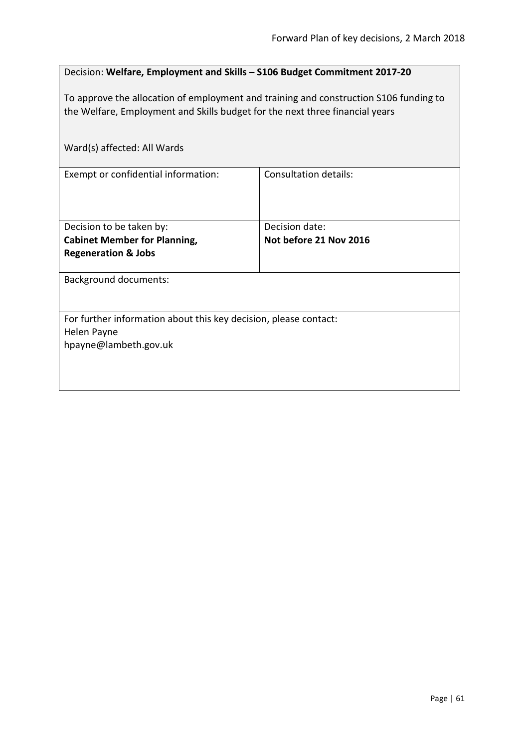Decision: **Welfare, Employment and Skills – S106 Budget Commitment 2017-20**

To approve the allocation of employment and training and construction S106 funding to the Welfare, Employment and Skills budget for the next three financial years

Ward(s) affected: All Wards

| | |
|---|---|
| Exempt or confidential information: | Consultation details: |
| Decision to be taken by:<br>**Cabinet Member for Planning, Regeneration & Jobs** | Decision date:<br>**Not before 21 Nov 2016** |

Background documents:

For further information about this key decision, please contact:
Helen Payne
hpayne@lambeth.gov.uk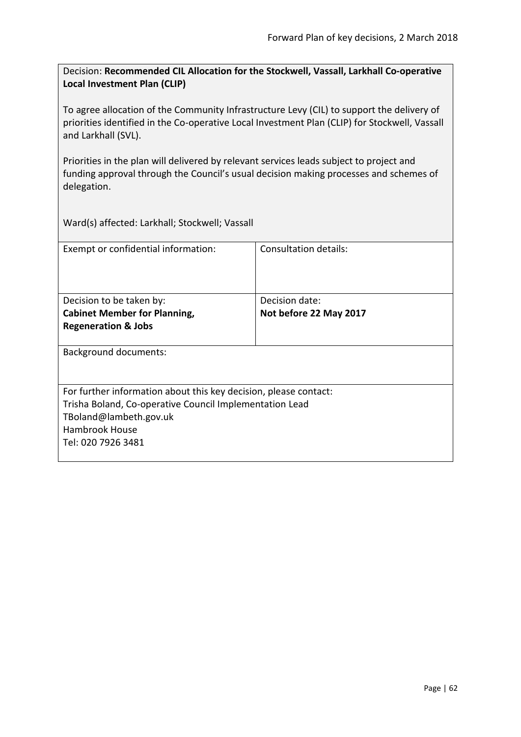Decision: **Recommended CIL Allocation for the Stockwell, Vassall, Larkhall Co-operative Local Investment Plan (CLIP)**

To agree allocation of the Community Infrastructure Levy (CIL) to support the delivery of priorities identified in the Co-operative Local Investment Plan (CLIP) for Stockwell, Vassall and Larkhall (SVL).

Priorities in the plan will delivered by relevant services leads subject to project and funding approval through the Council's usual decision making processes and schemes of delegation.

Ward(s) affected: Larkhall; Stockwell; Vassall

| Exempt or confidential information: | Consultation details: |
|---|---|
| Decision to be taken by:<br>**Cabinet Member for Planning, Regeneration & Jobs** | Decision date:<br>**Not before 22 May 2017** |

Background documents:

For further information about this key decision, please contact:
Trisha Boland, Co-operative Council Implementation Lead
TBoland@lambeth.gov.uk
Hambrook House
Tel: 020 7926 3481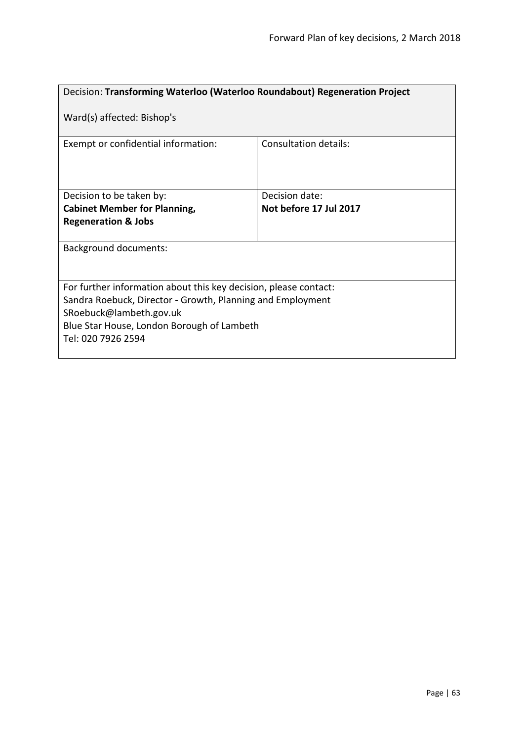| Decision: **Transforming Waterloo (Waterloo Roundabout) Regeneration Project**<br><br>Ward(s) affected: Bishop's | |
|---|---|
| Exempt or confidential information: | Consultation details: |
| Decision to be taken by:<br>**Cabinet Member for Planning, Regeneration & Jobs** | Decision date:<br>**Not before 17 Jul 2017** |
| Background documents: | |
| For further information about this key decision, please contact:<br>Sandra Roebuck, Director - Growth, Planning and Employment<br>SRoebuck@lambeth.gov.uk<br>Blue Star House, London Borough of Lambeth<br>Tel: 020 7926 2594 | |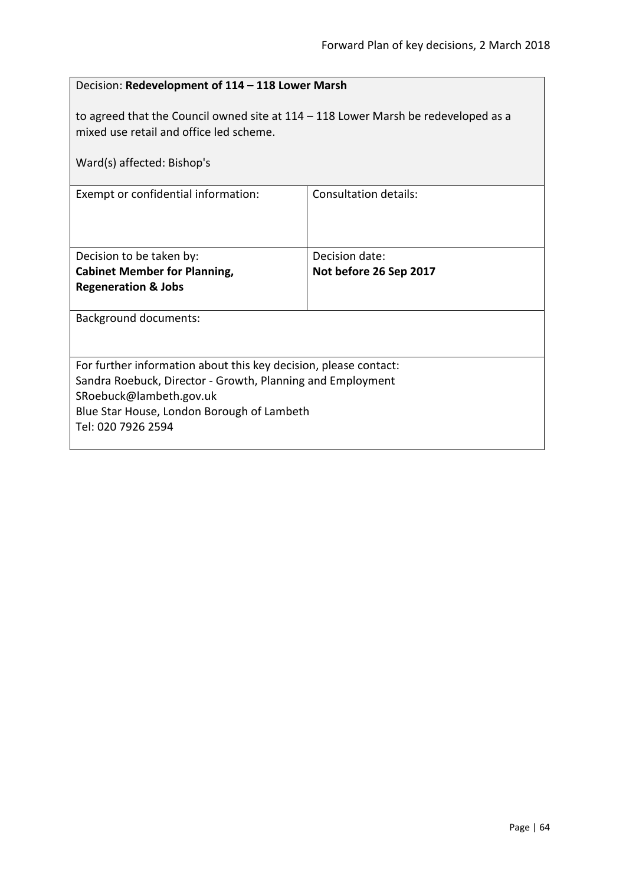Decision: **Redevelopment of 114 – 118 Lower Marsh**

to agreed that the Council owned site at 114 – 118 Lower Marsh be redeveloped as a mixed use retail and office led scheme.

Ward(s) affected: Bishop's

| | |
|---|---|
| Exempt or confidential information: | Consultation details: |
| Decision to be taken by:<br>**Cabinet Member for Planning, Regeneration & Jobs** | Decision date:<br>**Not before 26 Sep 2017** |

Background documents:

For further information about this key decision, please contact:
Sandra Roebuck, Director - Growth, Planning and Employment
SRoebuck@lambeth.gov.uk
Blue Star House, London Borough of Lambeth
Tel: 020 7926 2594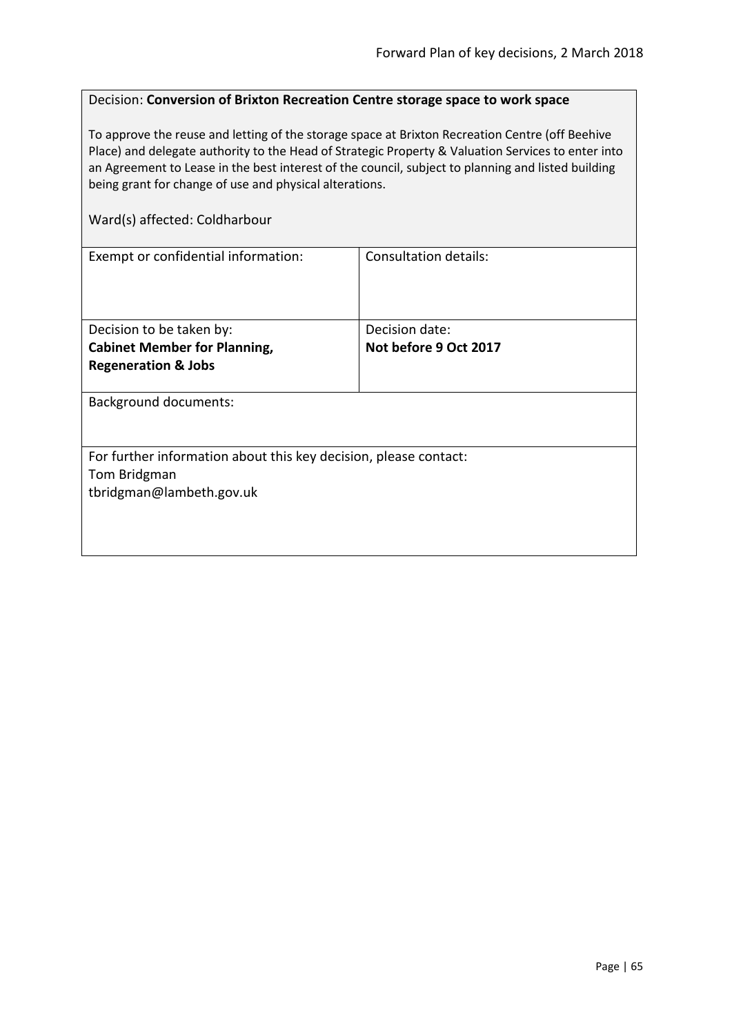Decision: **Conversion of Brixton Recreation Centre storage space to work space**

To approve the reuse and letting of the storage space at Brixton Recreation Centre (off Beehive Place) and delegate authority to the Head of Strategic Property & Valuation Services to enter into an Agreement to Lease in the best interest of the council, subject to planning and listed building being grant for change of use and physical alterations.

Ward(s) affected: Coldharbour

| Exempt or confidential information: | Consultation details: |
|---|---|
| Decision to be taken by:<br>**Cabinet Member for Planning, Regeneration & Jobs** | Decision date:<br>**Not before 9 Oct 2017** |

Background documents:

For further information about this key decision, please contact:
Tom Bridgman
tbridgman@lambeth.gov.uk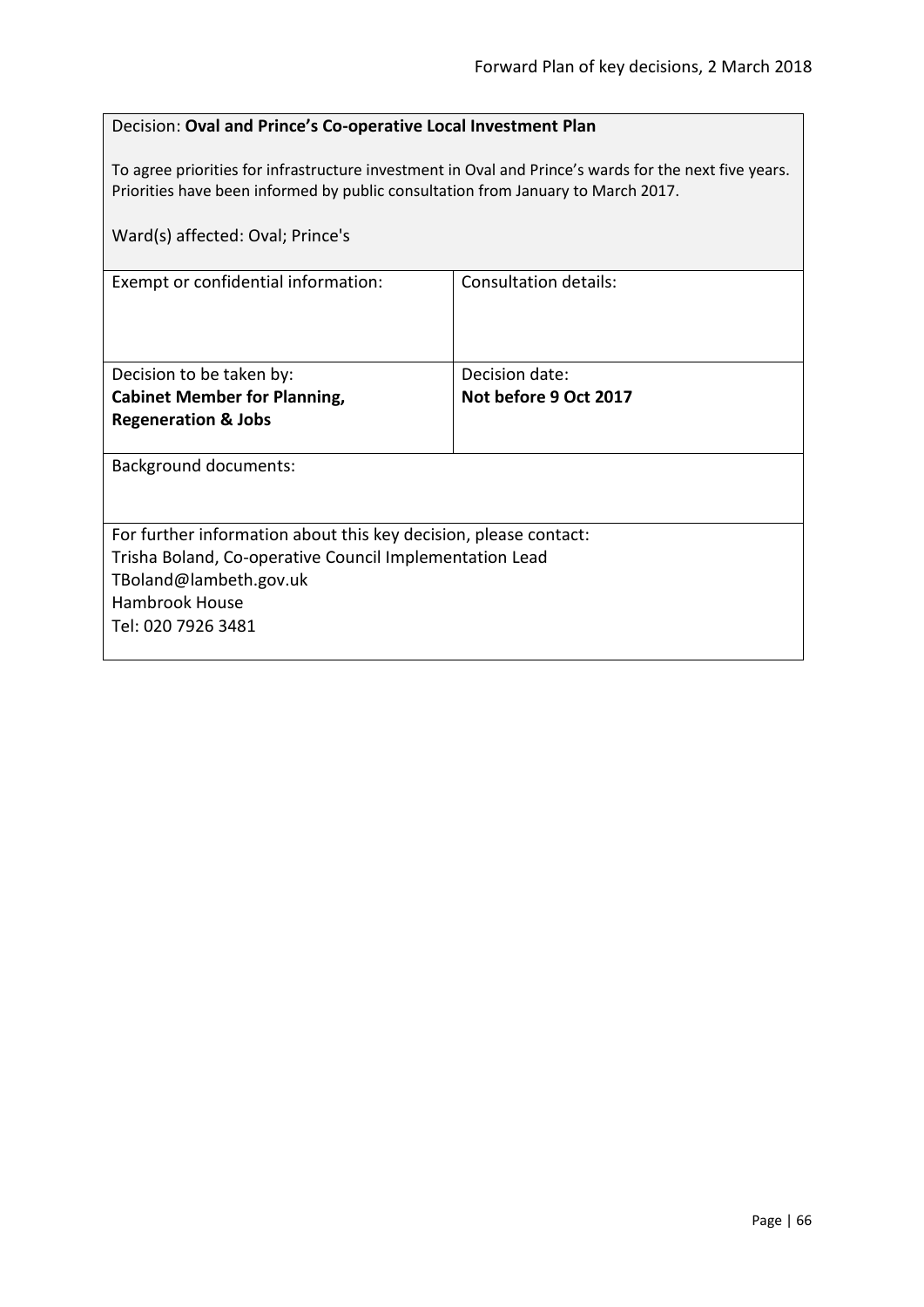Decision: **Oval and Prince's Co-operative Local Investment Plan**

To agree priorities for infrastructure investment in Oval and Prince's wards for the next five years. Priorities have been informed by public consultation from January to March 2017.

Ward(s) affected: Oval; Prince's

| | |
|---|---|
| Exempt or confidential information: | Consultation details: |
| Decision to be taken by:<br>**Cabinet Member for Planning, Regeneration & Jobs** | Decision date:<br>**Not before 9 Oct 2017** |

Background documents:

For further information about this key decision, please contact:
Trisha Boland, Co-operative Council Implementation Lead
TBoland@lambeth.gov.uk
Hambrook House
Tel: 020 7926 3481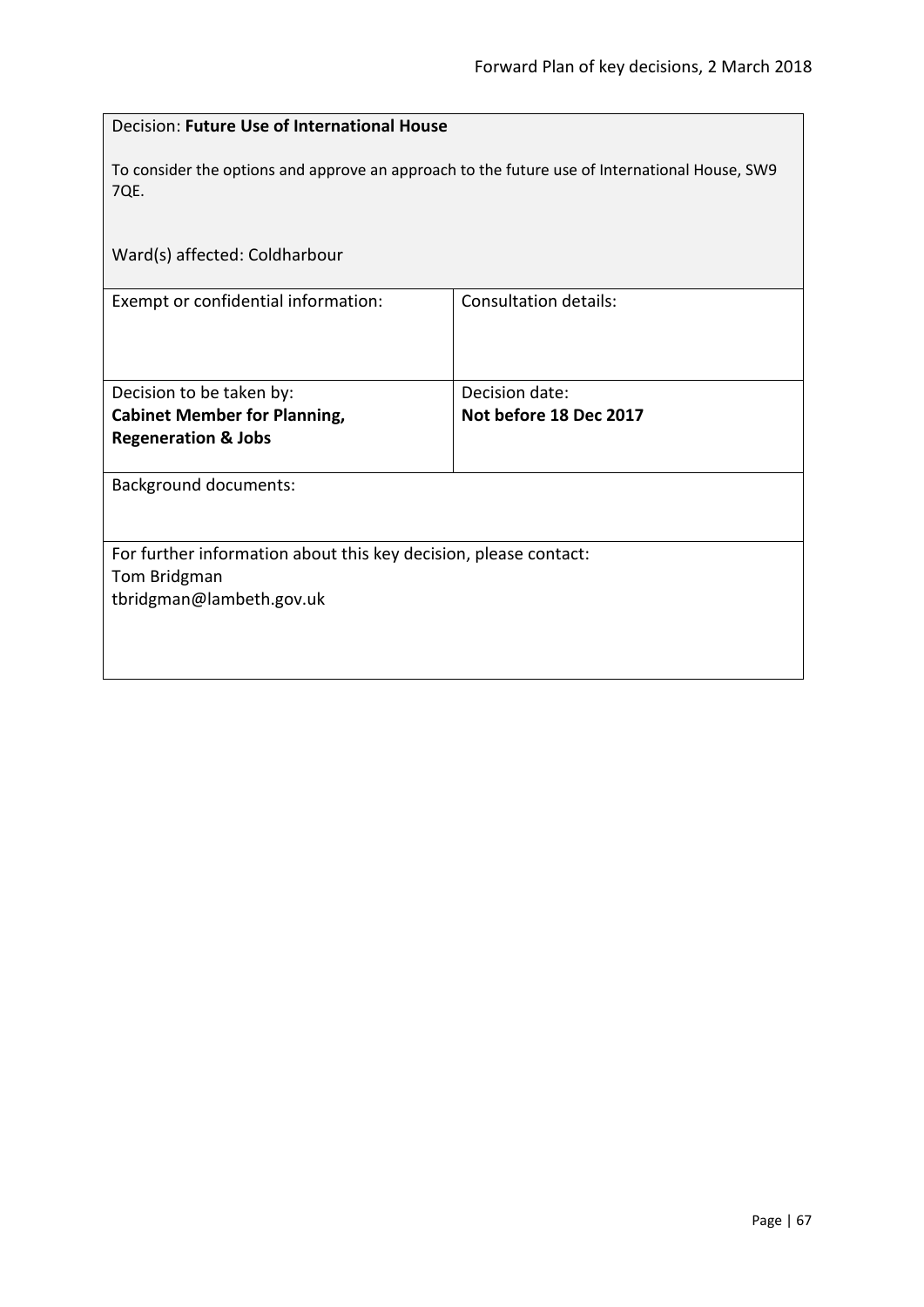Decision: **Future Use of International House**

To consider the options and approve an approach to the future use of International House, SW9 7QE.

Ward(s) affected: Coldharbour

| Exempt or confidential information: | Consultation details: |
| --- | --- |
| Decision to be taken by:<br>**Cabinet Member for Planning, Regeneration & Jobs** | Decision date:<br>**Not before 18 Dec 2017** |

Background documents:

For further information about this key decision, please contact:
Tom Bridgman
tbridgman@lambeth.gov.uk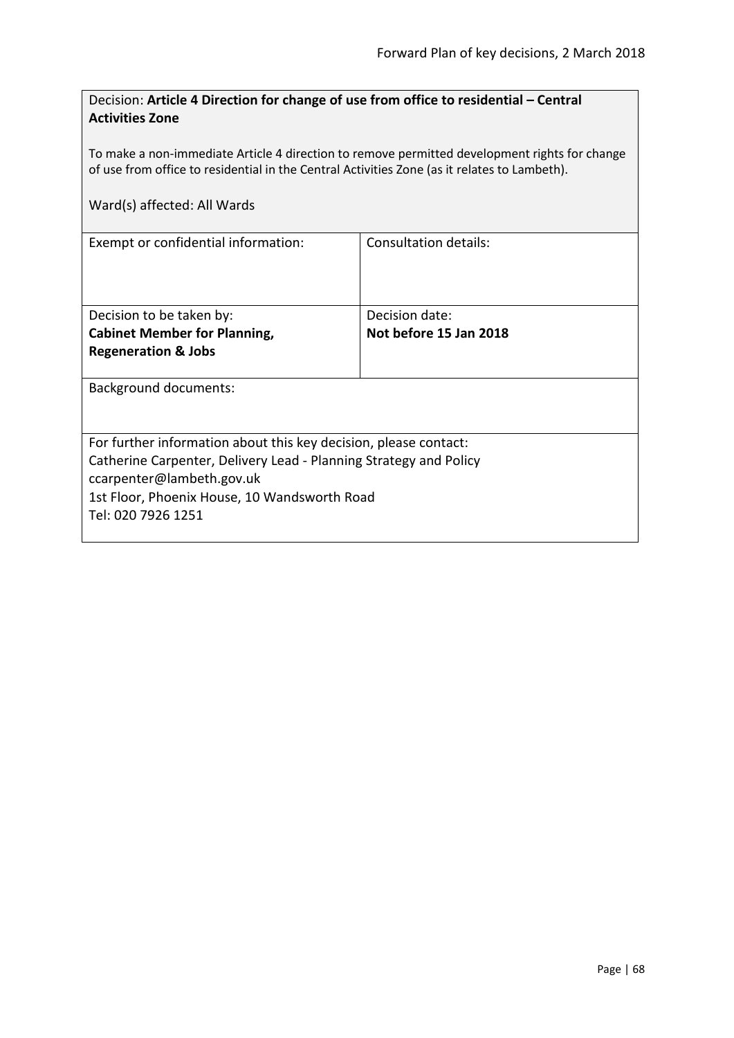Decision: **Article 4 Direction for change of use from office to residential – Central Activities Zone**

To make a non-immediate Article 4 direction to remove permitted development rights for change of use from office to residential in the Central Activities Zone (as it relates to Lambeth).

Ward(s) affected: All Wards

| | |
|---|---|
| Exempt or confidential information: | Consultation details: |
| Decision to be taken by:<br>**Cabinet Member for Planning, Regeneration & Jobs** | Decision date:<br>**Not before 15 Jan 2018** |

Background documents:

For further information about this key decision, please contact:
Catherine Carpenter, Delivery Lead - Planning Strategy and Policy
ccarpenter@lambeth.gov.uk
1st Floor, Phoenix House, 10 Wandsworth Road
Tel: 020 7926 1251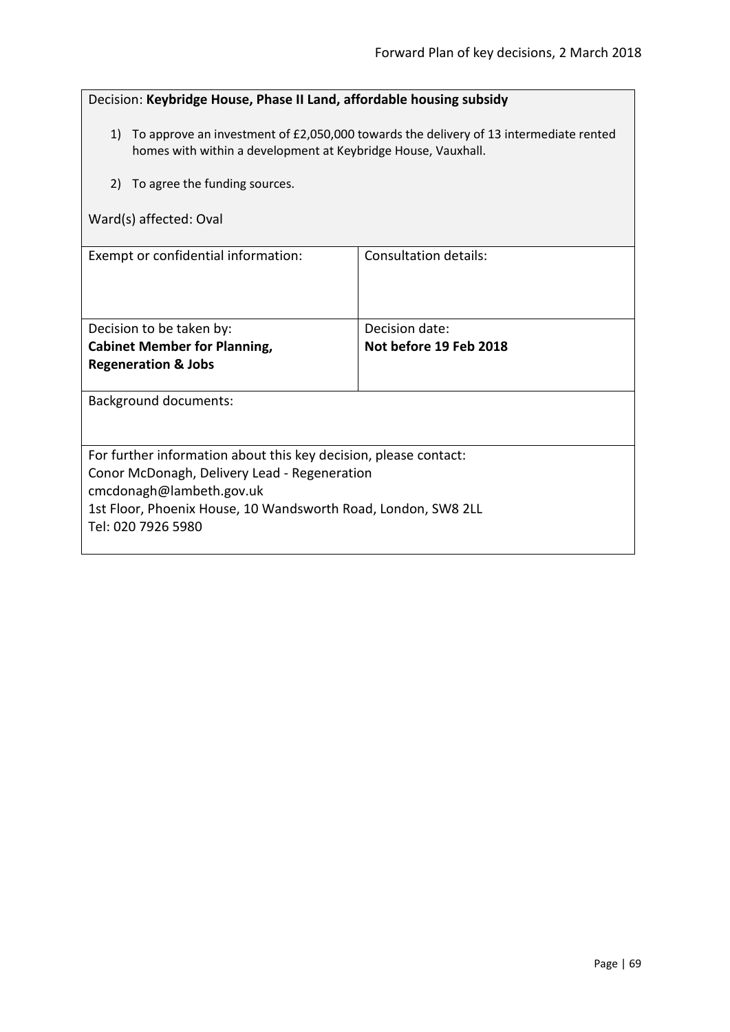Decision: **Keybridge House, Phase II Land, affordable housing subsidy**

1) To approve an investment of £2,050,000 towards the delivery of 13 intermediate rented homes with within a development at Keybridge House, Vauxhall.

2) To agree the funding sources.

Ward(s) affected: Oval

| | |
|---|---|
| Exempt or confidential information: | Consultation details: |
| Decision to be taken by:<br>**Cabinet Member for Planning, Regeneration & Jobs** | Decision date:<br>**Not before 19 Feb 2018** |

Background documents:

For further information about this key decision, please contact:
Conor McDonagh, Delivery Lead - Regeneration
cmcdonagh@lambeth.gov.uk
1st Floor, Phoenix House, 10 Wandsworth Road, London, SW8 2LL
Tel: 020 7926 5980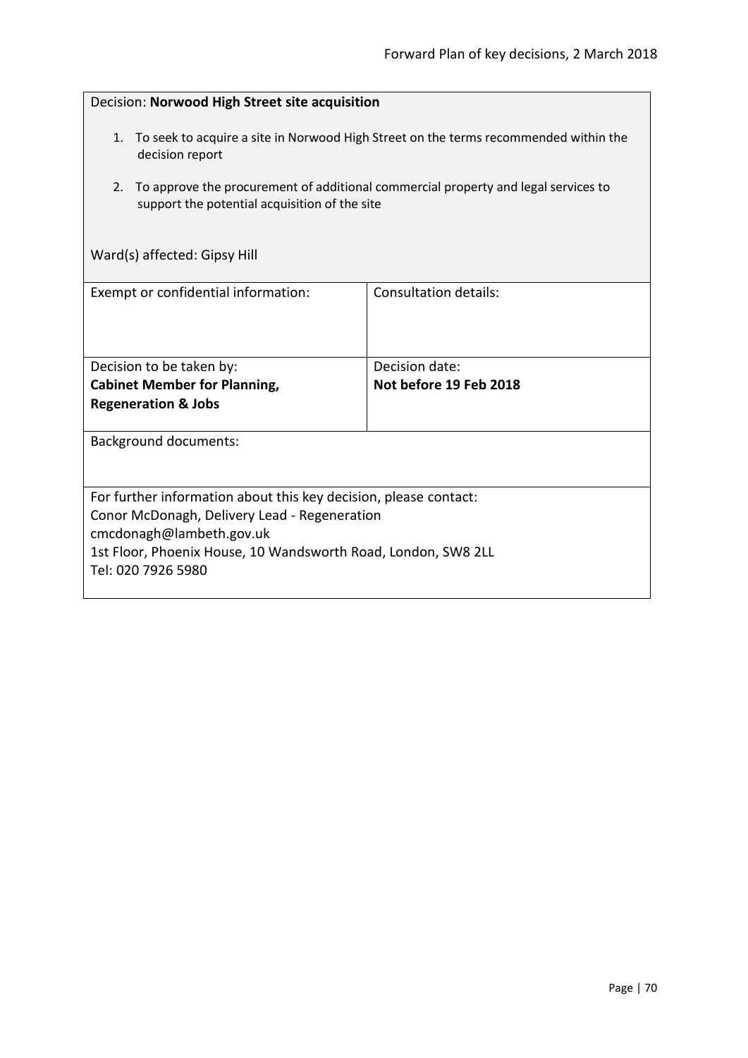Decision: **Norwood High Street site acquisition**

1. To seek to acquire a site in Norwood High Street on the terms recommended within the decision report
2. To approve the procurement of additional commercial property and legal services to support the potential acquisition of the site

Ward(s) affected: Gipsy Hill

| | |
|---|---|
| Exempt or confidential information: | Consultation details: |
| Decision to be taken by:<br>**Cabinet Member for Planning, Regeneration & Jobs** | Decision date:<br>**Not before 19 Feb 2018** |

Background documents:

For further information about this key decision, please contact:
Conor McDonagh, Delivery Lead - Regeneration
cmcdonagh@lambeth.gov.uk
1st Floor, Phoenix House, 10 Wandsworth Road, London, SW8 2LL
Tel: 020 7926 5980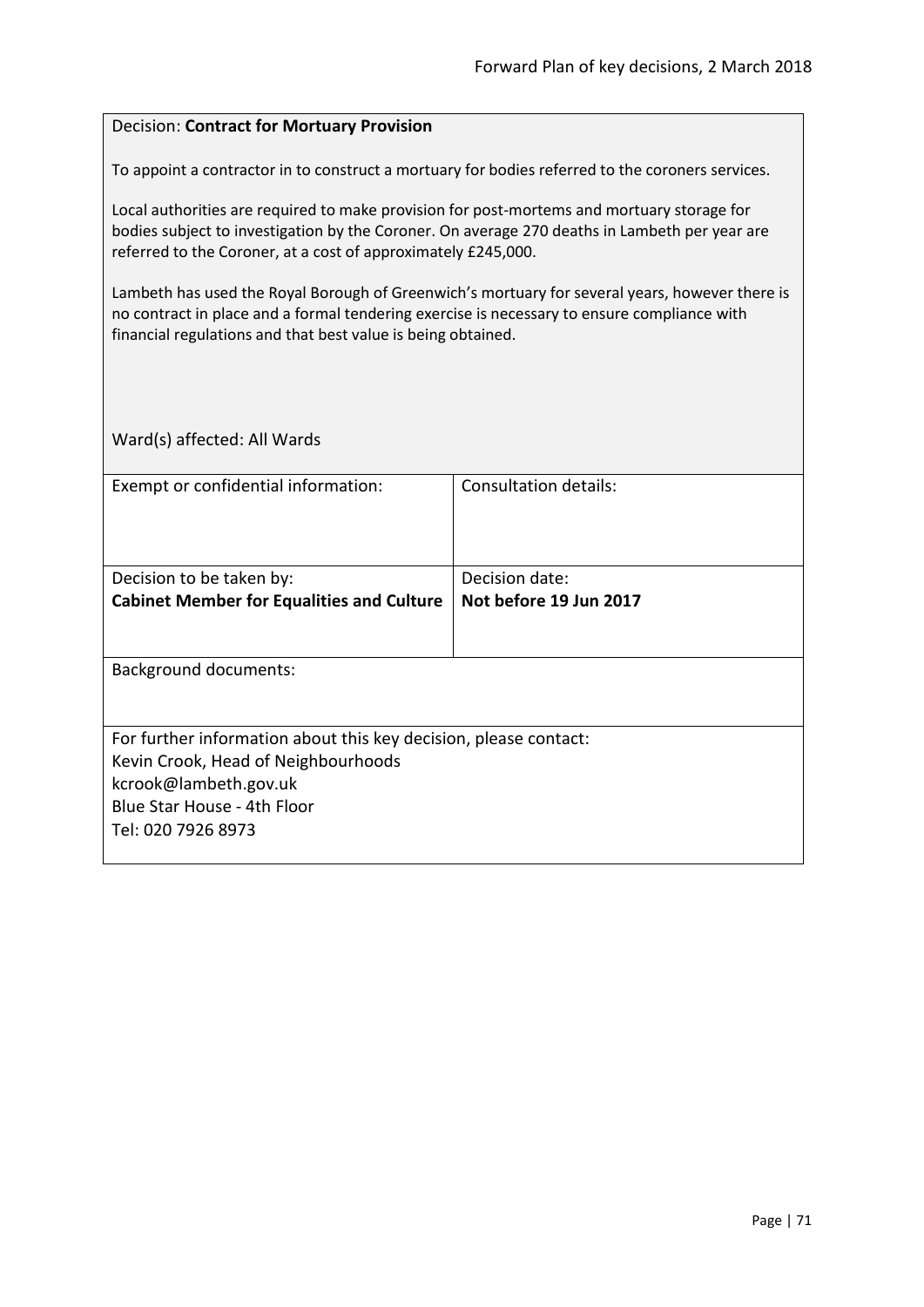Decision: **Contract for Mortuary Provision**

To appoint a contractor in to construct a mortuary for bodies referred to the coroners services.

Local authorities are required to make provision for post-mortems and mortuary storage for bodies subject to investigation by the Coroner. On average 270 deaths in Lambeth per year are referred to the Coroner, at a cost of approximately £245,000.

Lambeth has used the Royal Borough of Greenwich's mortuary for several years, however there is no contract in place and a formal tendering exercise is necessary to ensure compliance with financial regulations and that best value is being obtained.

Ward(s) affected: All Wards

| | |
|---|---|
| Exempt or confidential information: | Consultation details: |
| Decision to be taken by:<br>**Cabinet Member for Equalities and Culture** | Decision date:<br>**Not before 19 Jun 2017** |

Background documents:

For further information about this key decision, please contact:
Kevin Crook, Head of Neighbourhoods
kcrook@lambeth.gov.uk
Blue Star House - 4th Floor
Tel: 020 7926 8973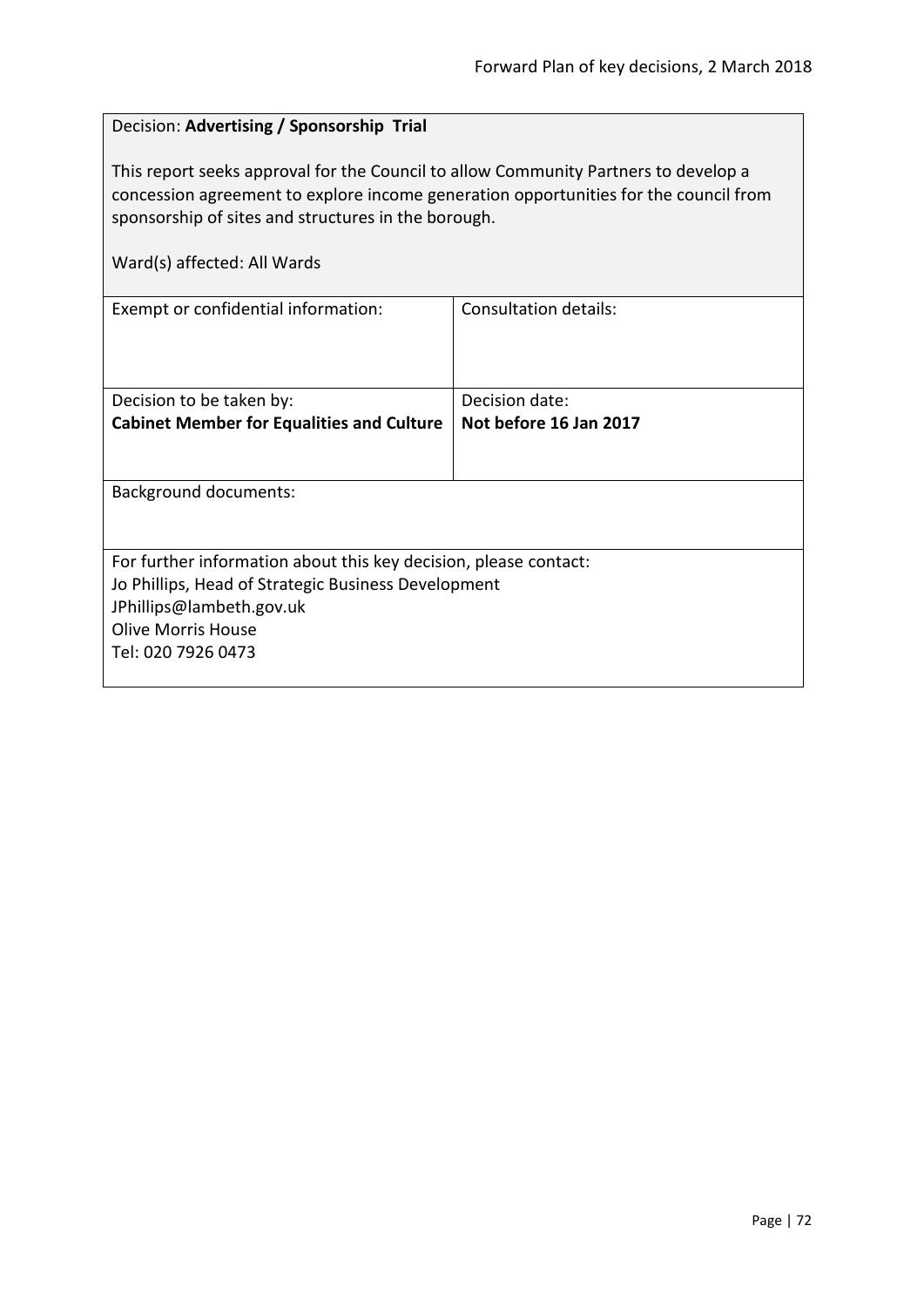Decision: **Advertising / Sponsorship Trial**

This report seeks approval for the Council to allow Community Partners to develop a concession agreement to explore income generation opportunities for the council from sponsorship of sites and structures in the borough.

Ward(s) affected: All Wards

| | |
|---|---|
| Exempt or confidential information: | Consultation details: |
| Decision to be taken by:<br>**Cabinet Member for Equalities and Culture** | Decision date:<br>**Not before 16 Jan 2017** |

Background documents:

For further information about this key decision, please contact:
Jo Phillips, Head of Strategic Business Development
JPhillips@lambeth.gov.uk
Olive Morris House
Tel: 020 7926 0473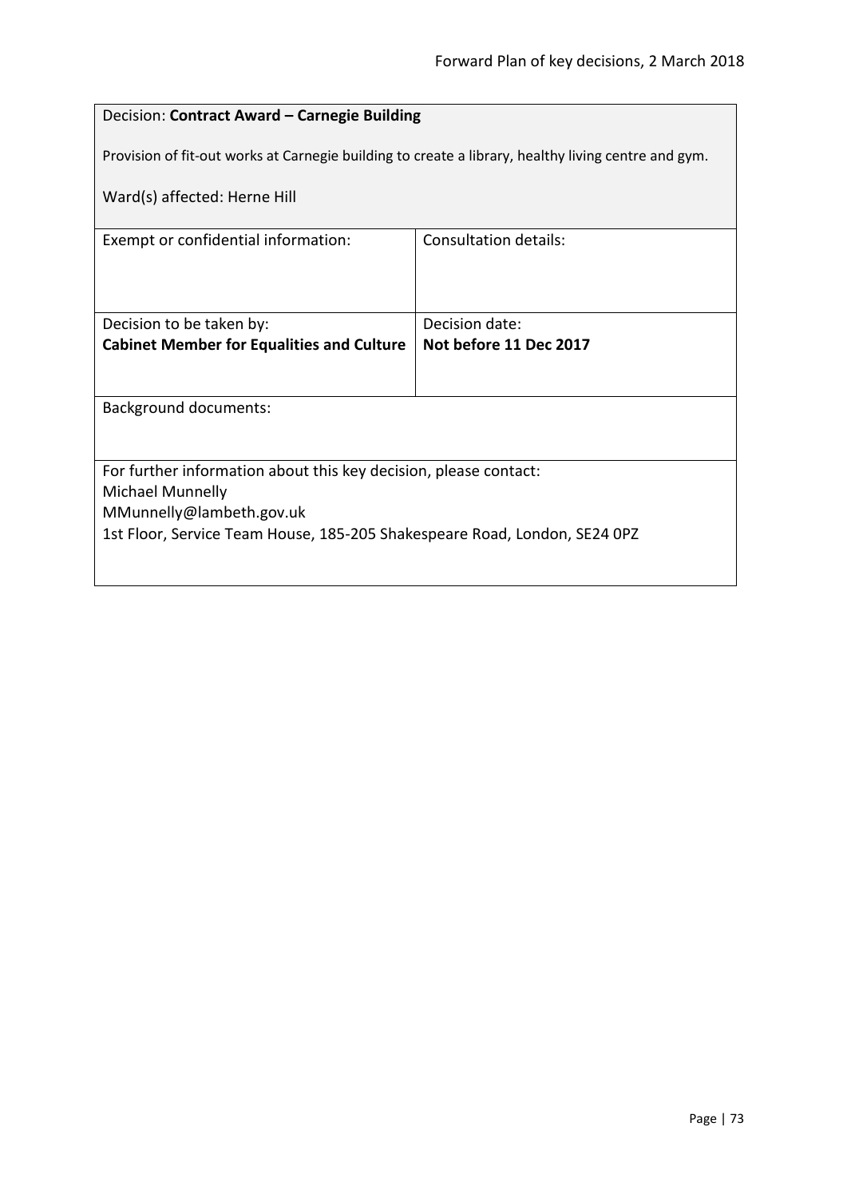| Decision: **Contract Award – Carnegie Building**<br><br>Provision of fit-out works at Carnegie building to create a library, healthy living centre and gym.<br><br>Ward(s) affected: Herne Hill | |
|---|---|
| Exempt or confidential information: | Consultation details: |
| Decision to be taken by:<br>**Cabinet Member for Equalities and Culture** | Decision date:<br>**Not before 11 Dec 2017** |
| Background documents: | |
| For further information about this key decision, please contact:<br>Michael Munnelly<br>MMunnelly@lambeth.gov.uk<br>1st Floor, Service Team House, 185-205 Shakespeare Road, London, SE24 0PZ | |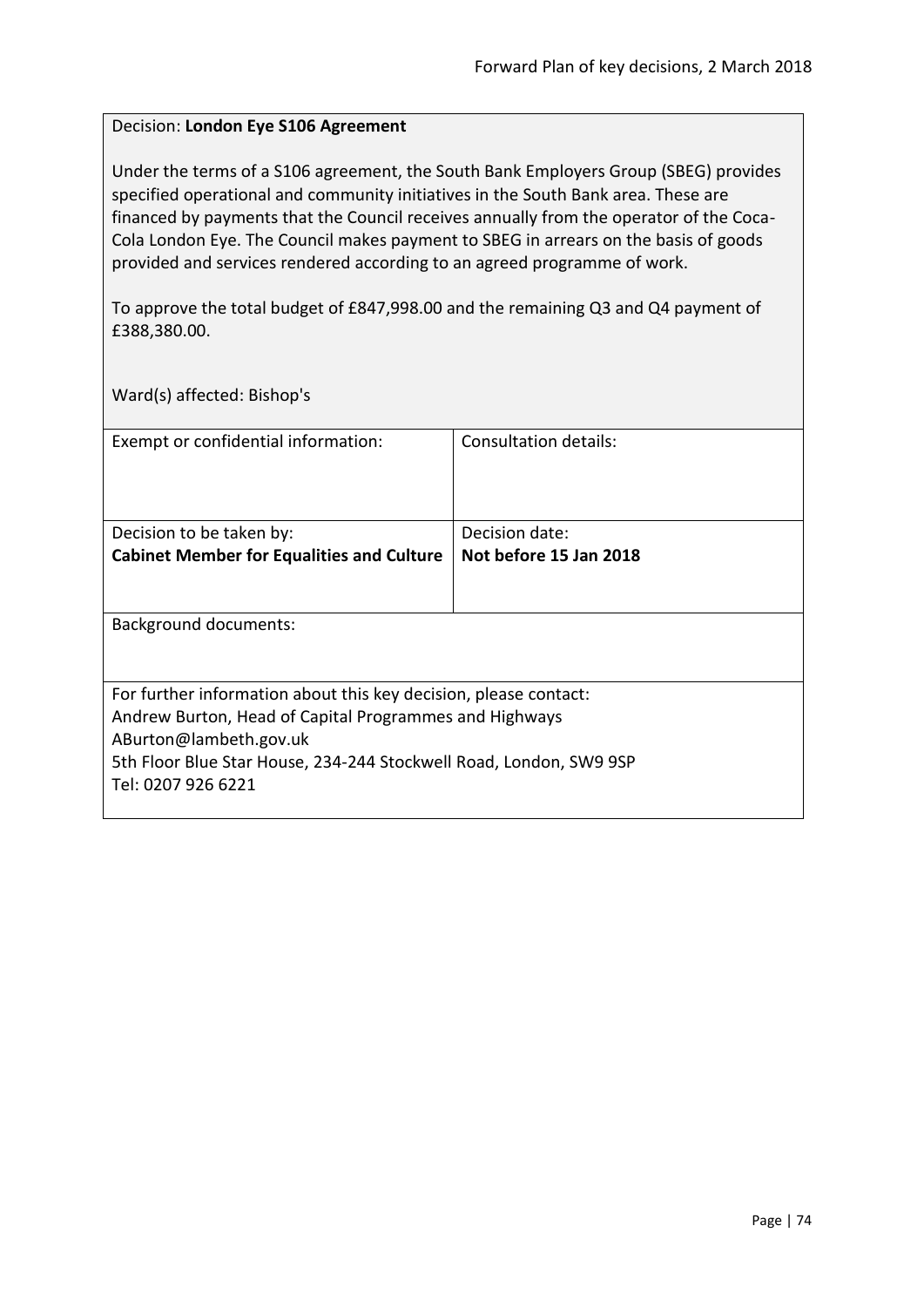Decision: **London Eye S106 Agreement**

Under the terms of a S106 agreement, the South Bank Employers Group (SBEG) provides specified operational and community initiatives in the South Bank area. These are financed by payments that the Council receives annually from the operator of the Coca-Cola London Eye. The Council makes payment to SBEG in arrears on the basis of goods provided and services rendered according to an agreed programme of work.

To approve the total budget of £847,998.00 and the remaining Q3 and Q4 payment of £388,380.00.

Ward(s) affected: Bishop's

| | |
|---|---|
| Exempt or confidential information: | Consultation details: |
| Decision to be taken by:<br>**Cabinet Member for Equalities and Culture** | Decision date:<br>**Not before 15 Jan 2018** |

Background documents:

For further information about this key decision, please contact:
Andrew Burton, Head of Capital Programmes and Highways
ABurton@lambeth.gov.uk
5th Floor Blue Star House, 234-244 Stockwell Road, London, SW9 9SP
Tel: 0207 926 6221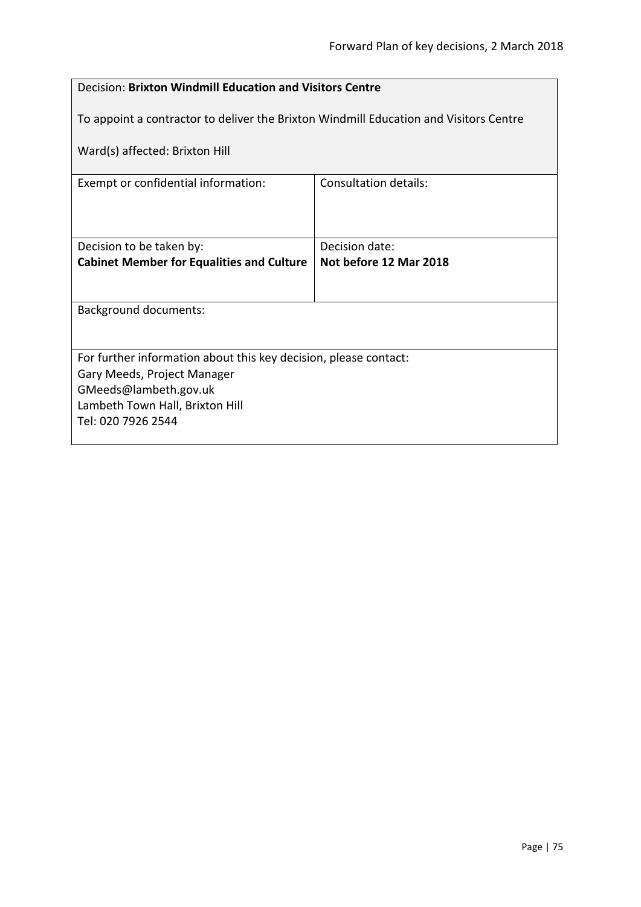Decision: **Brixton Windmill Education and Visitors Centre**

To appoint a contractor to deliver the Brixton Windmill Education and Visitors Centre

Ward(s) affected: Brixton Hill

| | |
|---|---|
| Exempt or confidential information: | Consultation details: |
| Decision to be taken by:<br>**Cabinet Member for Equalities and Culture** | Decision date:<br>**Not before 12 Mar 2018** |

Background documents:

For further information about this key decision, please contact:
Gary Meeds, Project Manager
GMeeds@lambeth.gov.uk
Lambeth Town Hall, Brixton Hill
Tel: 020 7926 2544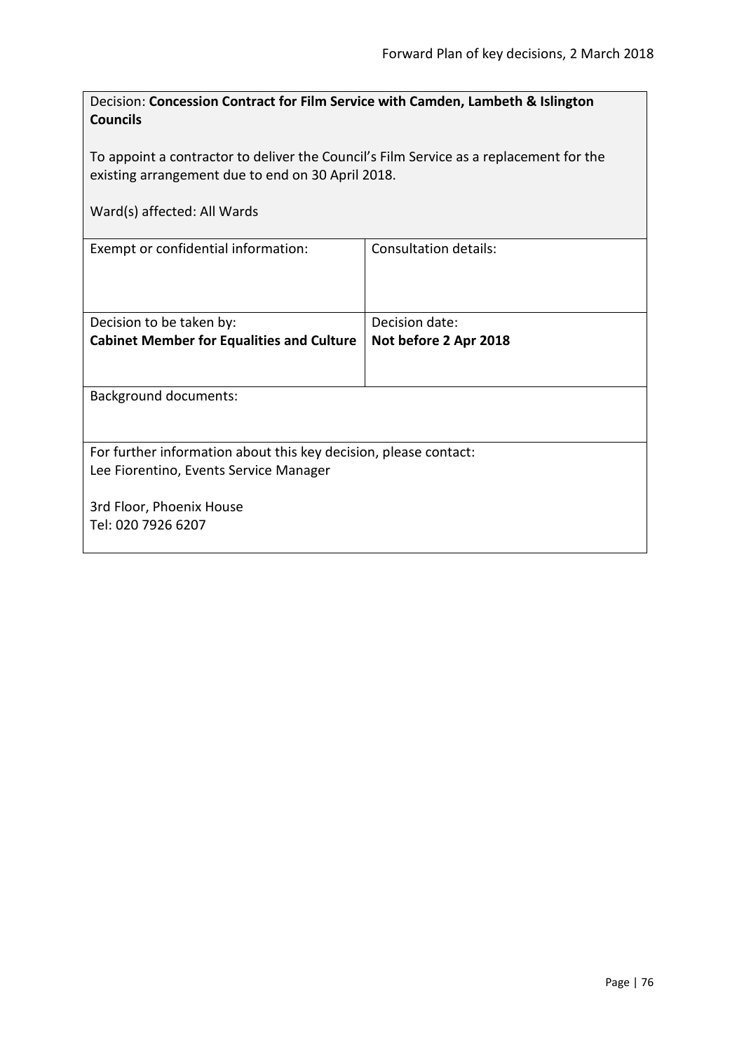Decision: **Concession Contract for Film Service with Camden, Lambeth & Islington Councils**

To appoint a contractor to deliver the Council's Film Service as a replacement for the existing arrangement due to end on 30 April 2018.

Ward(s) affected: All Wards

| Exempt or confidential information: | Consultation details: |
|---|---|
| Decision to be taken by:<br>**Cabinet Member for Equalities and Culture** | Decision date:<br>**Not before 2 Apr 2018** |

Background documents:

For further information about this key decision, please contact:
Lee Fiorentino, Events Service Manager

3rd Floor, Phoenix House
Tel: 020 7926 6207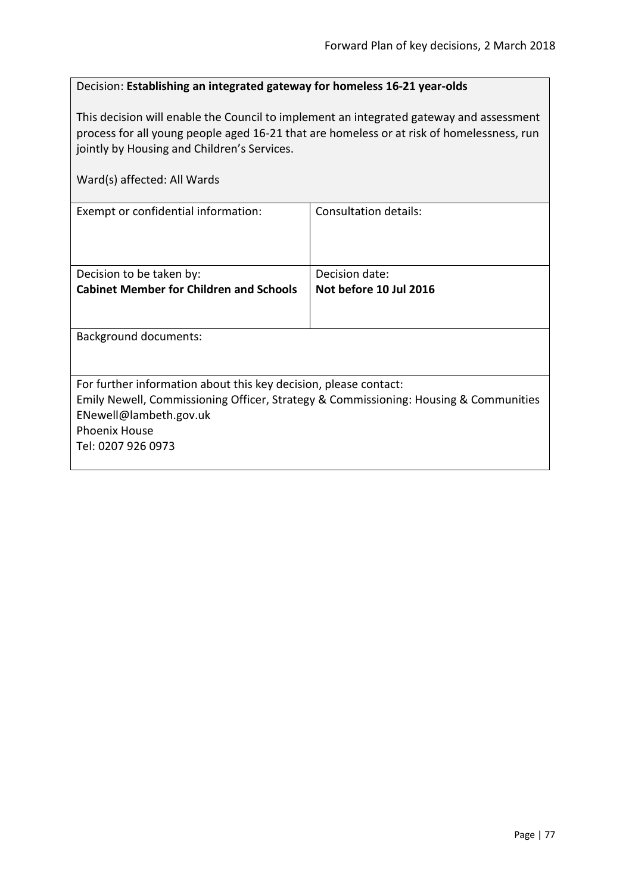Decision: **Establishing an integrated gateway for homeless 16-21 year-olds**

This decision will enable the Council to implement an integrated gateway and assessment process for all young people aged 16-21 that are homeless or at risk of homelessness, run jointly by Housing and Children's Services.

Ward(s) affected: All Wards

| | |
|---|---|
| Exempt or confidential information: | Consultation details: |
| Decision to be taken by:<br>**Cabinet Member for Children and Schools** | Decision date:<br>**Not before 10 Jul 2016** |

Background documents:

For further information about this key decision, please contact:
Emily Newell, Commissioning Officer, Strategy & Commissioning: Housing & Communities
ENewell@lambeth.gov.uk
Phoenix House
Tel: 0207 926 0973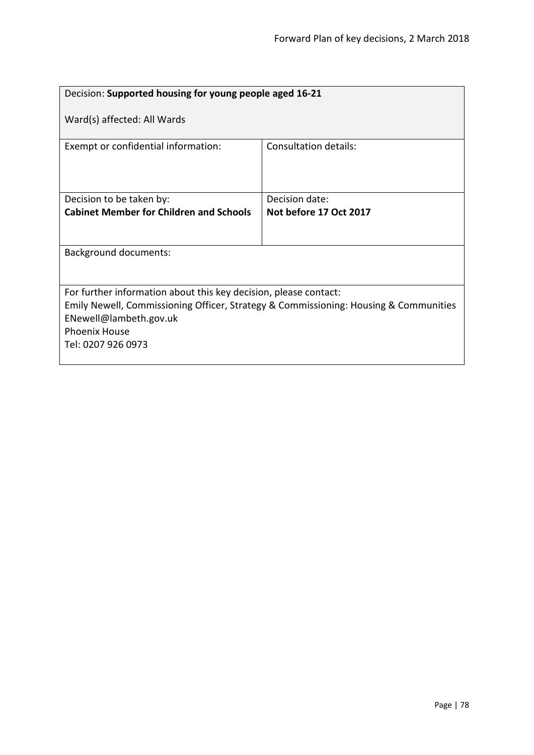| Decision: **Supported housing for young people aged 16-21**<br><br>Ward(s) affected: All Wards | |
|---|---|
| Exempt or confidential information: | Consultation details: |
| Decision to be taken by:<br>**Cabinet Member for Children and Schools** | Decision date:<br>**Not before 17 Oct 2017** |
| Background documents: | |
| For further information about this key decision, please contact:<br>Emily Newell, Commissioning Officer, Strategy & Commissioning: Housing & Communities<br>ENewell@lambeth.gov.uk<br>Phoenix House<br>Tel: 0207 926 0973 | |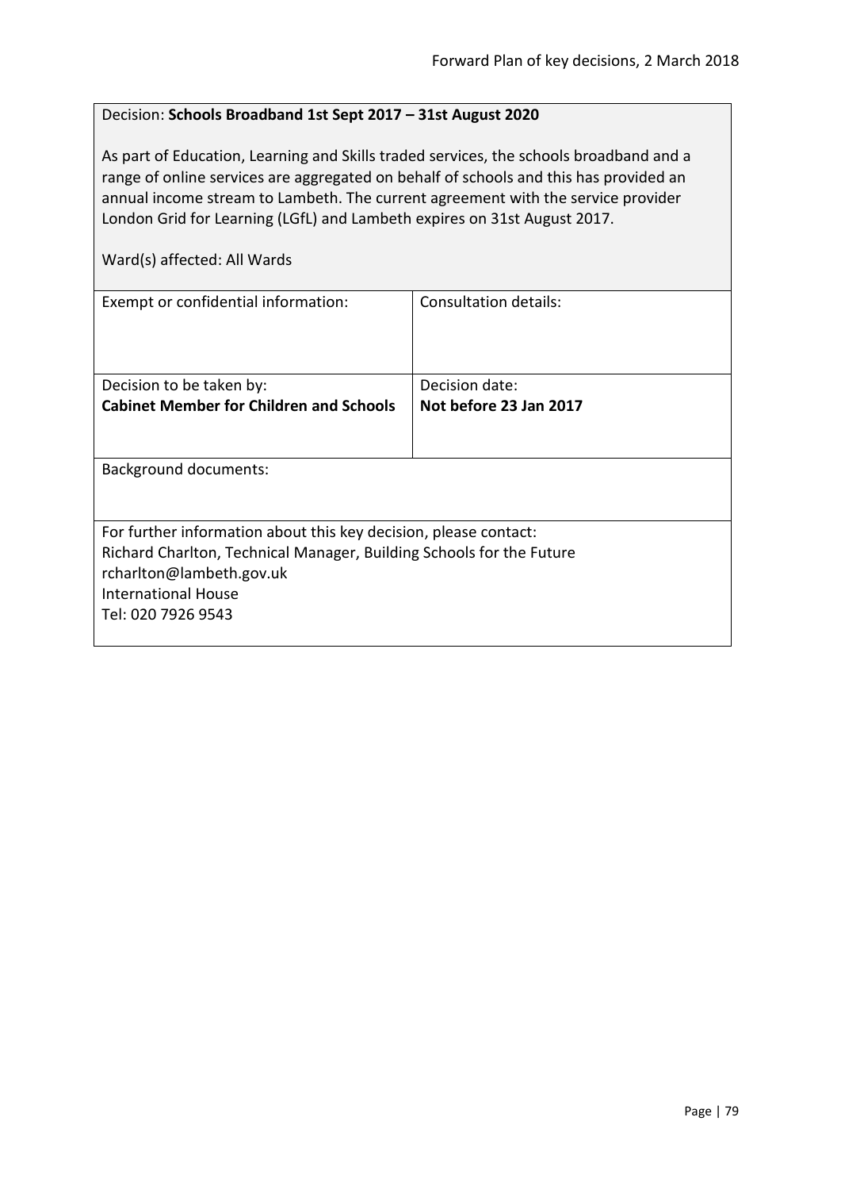Decision: **Schools Broadband 1st Sept 2017 – 31st August 2020**

As part of Education, Learning and Skills traded services, the schools broadband and a range of online services are aggregated on behalf of schools and this has provided an annual income stream to Lambeth. The current agreement with the service provider London Grid for Learning (LGfL) and Lambeth expires on 31st August 2017.

Ward(s) affected: All Wards

| | |
|---|---|
| Exempt or confidential information: | Consultation details: |
| Decision to be taken by:<br>**Cabinet Member for Children and Schools** | Decision date:<br>**Not before 23 Jan 2017** |

Background documents:

For further information about this key decision, please contact:
Richard Charlton, Technical Manager, Building Schools for the Future
rcharlton@lambeth.gov.uk
International House
Tel: 020 7926 9543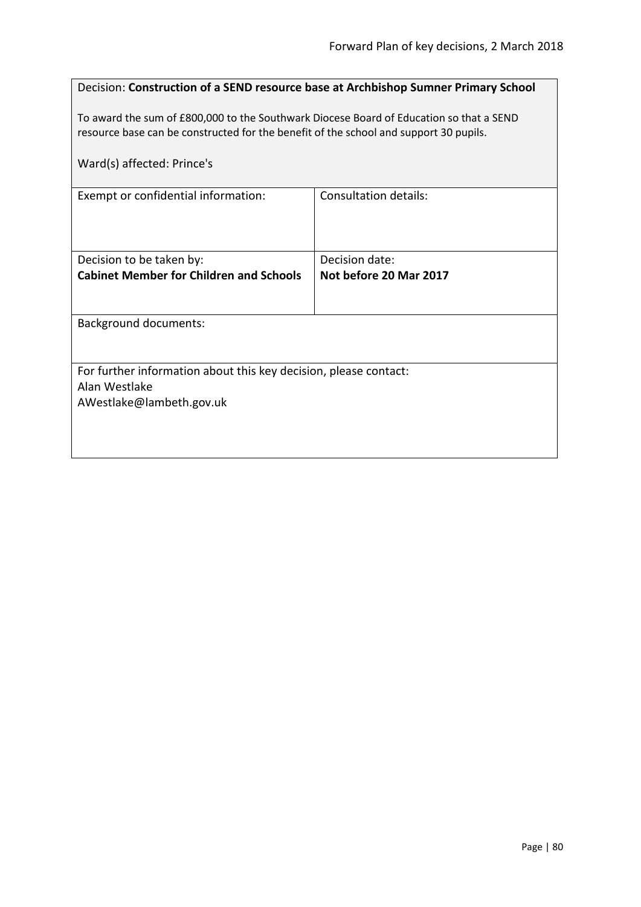Decision: **Construction of a SEND resource base at Archbishop Sumner Primary School**

To award the sum of £800,000 to the Southwark Diocese Board of Education so that a SEND resource base can be constructed for the benefit of the school and support 30 pupils.

Ward(s) affected: Prince's

| | |
|---|---|
| Exempt or confidential information: | Consultation details: |
| Decision to be taken by:<br>**Cabinet Member for Children and Schools** | Decision date:<br>**Not before 20 Mar 2017** |

Background documents:

For further information about this key decision, please contact:
Alan Westlake
AWestlake@lambeth.gov.uk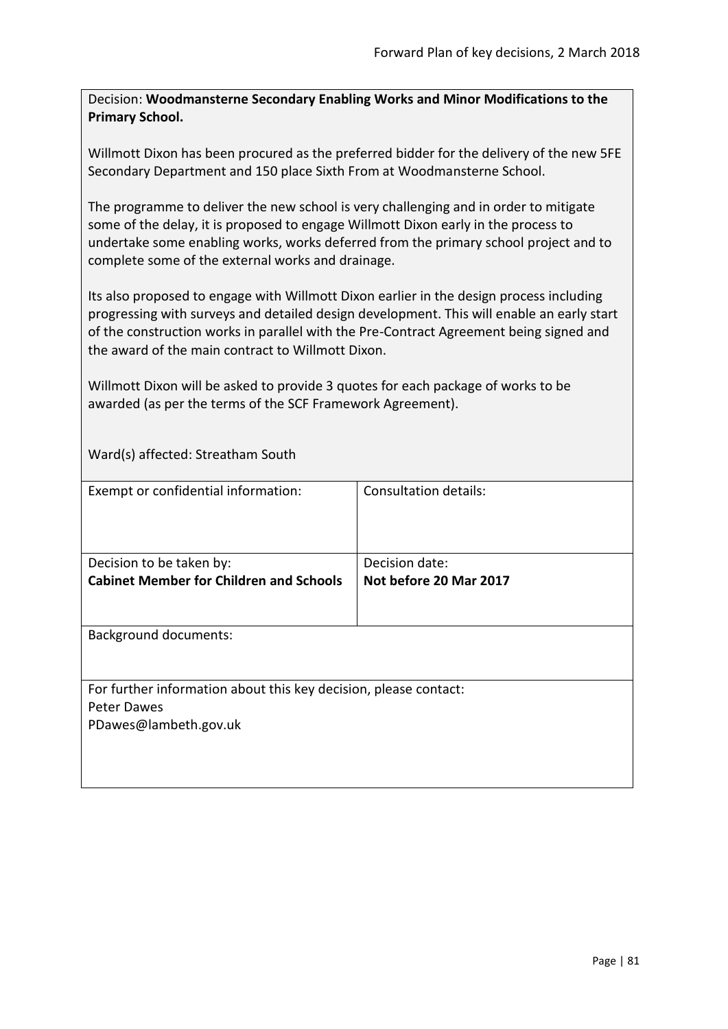Decision: **Woodmansterne Secondary Enabling Works and Minor Modifications to the Primary School.**

Willmott Dixon has been procured as the preferred bidder for the delivery of the new 5FE Secondary Department and 150 place Sixth From at Woodmansterne School.

The programme to deliver the new school is very challenging and in order to mitigate some of the delay, it is proposed to engage Willmott Dixon early in the process to undertake some enabling works, works deferred from the primary school project and to complete some of the external works and drainage.

Its also proposed to engage with Willmott Dixon earlier in the design process including progressing with surveys and detailed design development. This will enable an early start of the construction works in parallel with the Pre-Contract Agreement being signed and the award of the main contract to Willmott Dixon.

Willmott Dixon will be asked to provide 3 quotes for each package of works to be awarded (as per the terms of the SCF Framework Agreement).

Ward(s) affected: Streatham South

| | |
|---|---|
| Exempt or confidential information: | Consultation details: |
| Decision to be taken by: **Cabinet Member for Children and Schools** | Decision date: **Not before 20 Mar 2017** |

Background documents:

For further information about this key decision, please contact:
Peter Dawes
PDawes@lambeth.gov.uk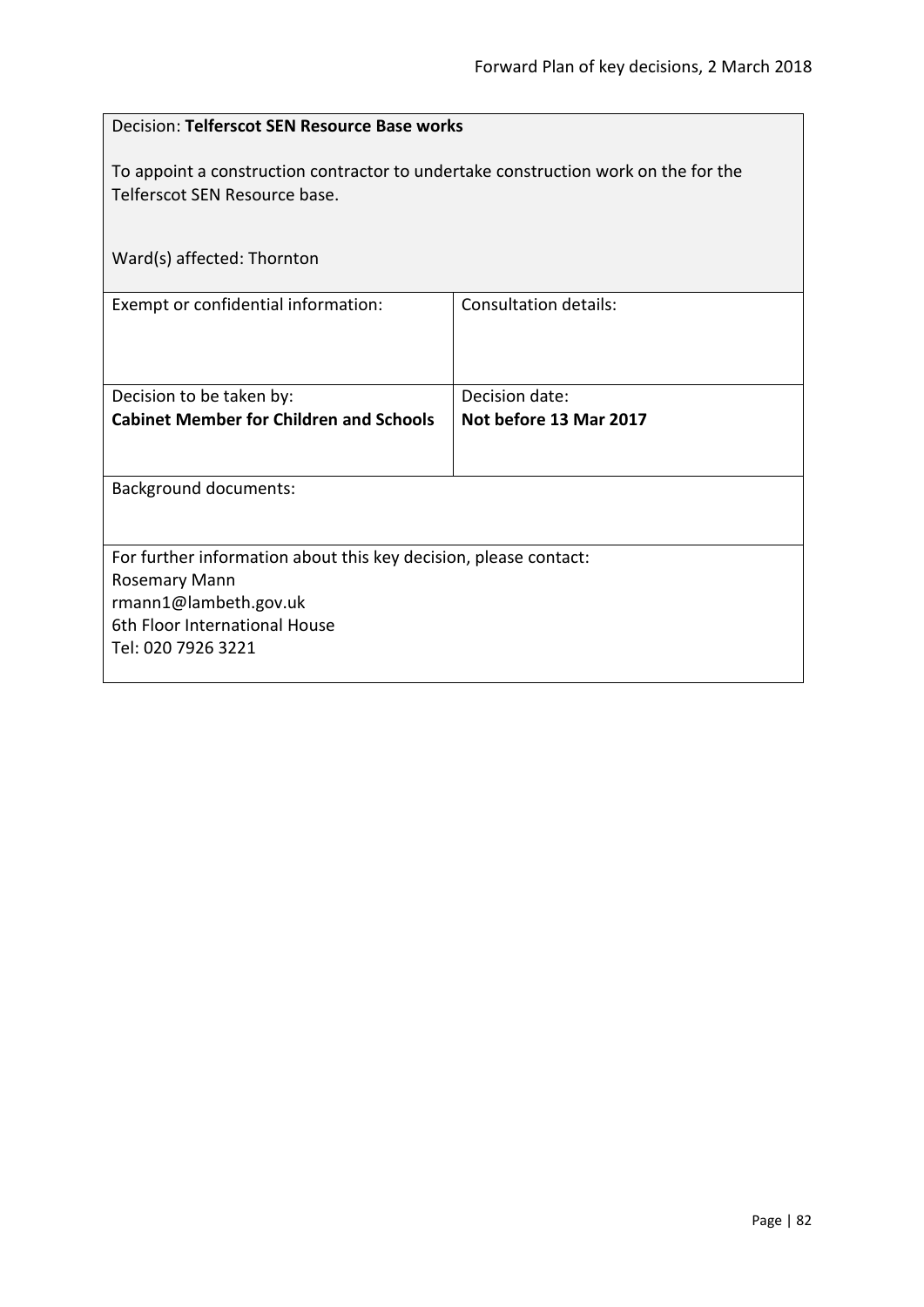Decision: **Telferscot SEN Resource Base works**

To appoint a construction contractor to undertake construction work on the for the Telferscot SEN Resource base.

Ward(s) affected: Thornton

| | |
|---|---|
| Exempt or confidential information: | Consultation details: |
| Decision to be taken by:<br>**Cabinet Member for Children and Schools** | Decision date:<br>**Not before 13 Mar 2017** |

Background documents:

For further information about this key decision, please contact:
Rosemary Mann
rmann1@lambeth.gov.uk
6th Floor International House
Tel: 020 7926 3221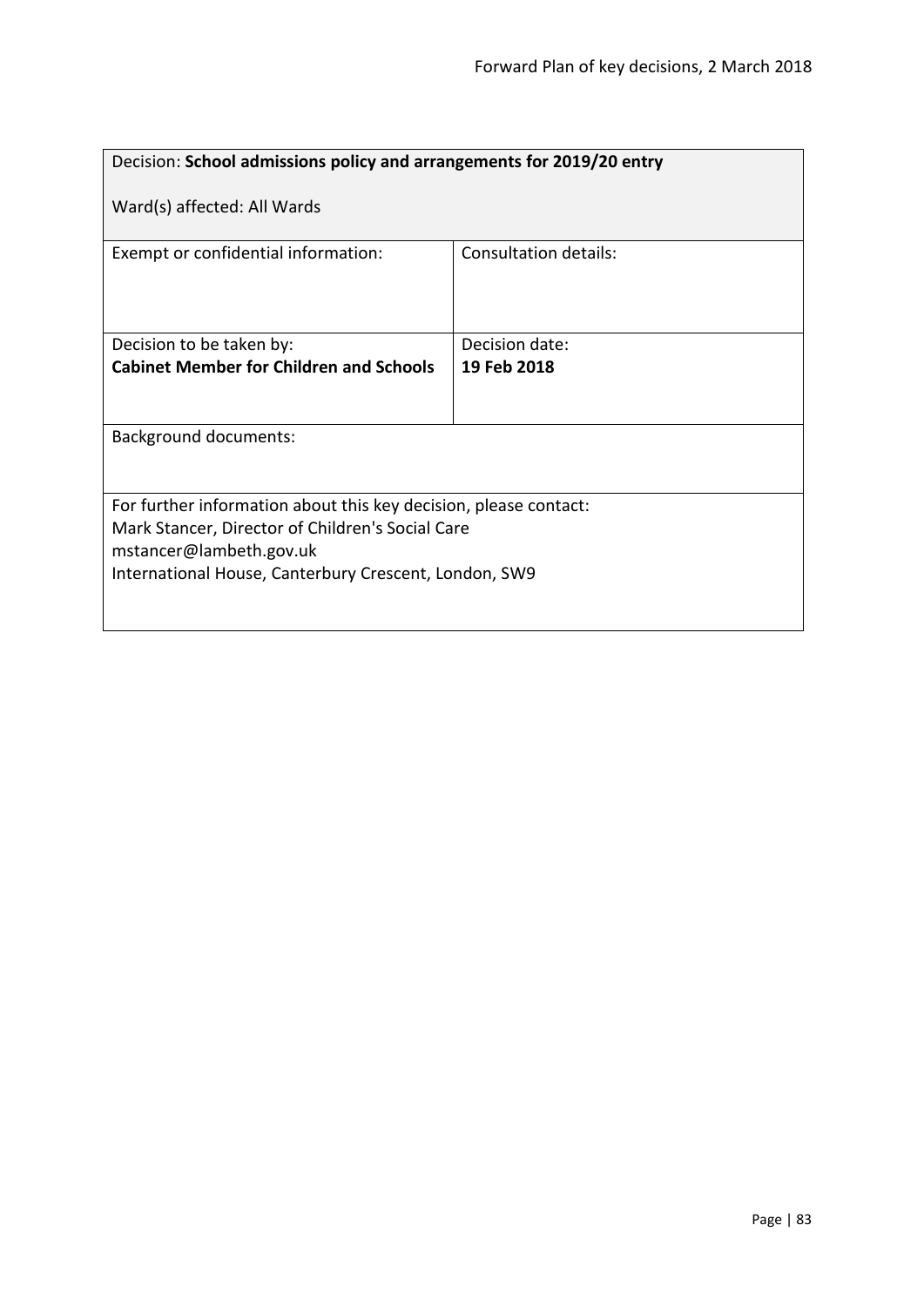| Decision: **School admissions policy and arrangements for 2019/20 entry**<br><br>Ward(s) affected: All Wards | |
|---|---|
| Exempt or confidential information: | Consultation details: |
| Decision to be taken by:<br>**Cabinet Member for Children and Schools** | Decision date:<br>**19 Feb 2018** |
| Background documents: | |
| For further information about this key decision, please contact:<br>Mark Stancer, Director of Children's Social Care<br>mstancer@lambeth.gov.uk<br>International House, Canterbury Crescent, London, SW9 | |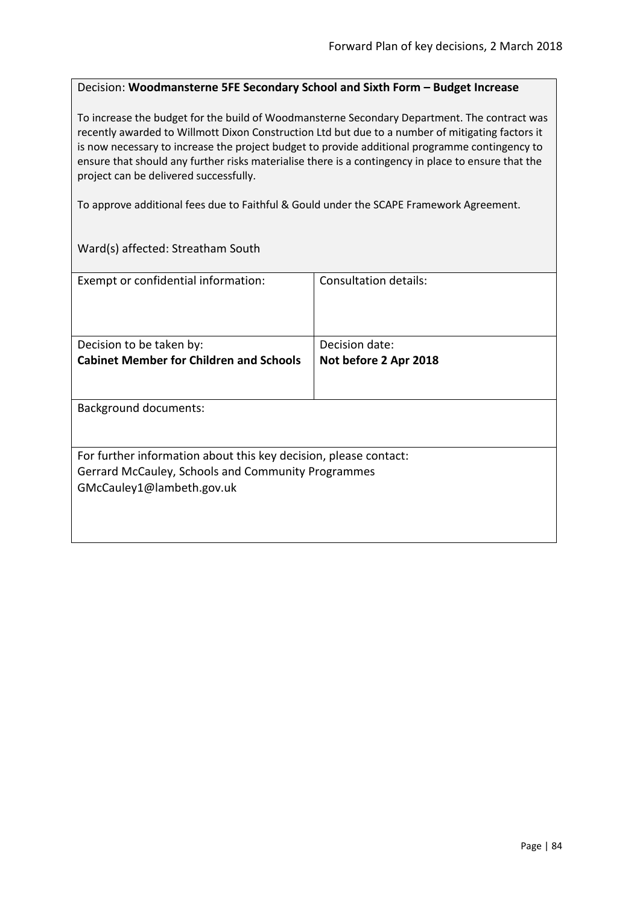Decision: **Woodmansterne 5FE Secondary School and Sixth Form – Budget Increase**

To increase the budget for the build of Woodmansterne Secondary Department. The contract was recently awarded to Willmott Dixon Construction Ltd but due to a number of mitigating factors it is now necessary to increase the project budget to provide additional programme contingency to ensure that should any further risks materialise there is a contingency in place to ensure that the project can be delivered successfully.

To approve additional fees due to Faithful & Gould under the SCAPE Framework Agreement.

Ward(s) affected: Streatham South

| | |
|---|---|
| Exempt or confidential information: | Consultation details: |
| Decision to be taken by:<br>**Cabinet Member for Children and Schools** | Decision date:<br>**Not before 2 Apr 2018** |

Background documents:

For further information about this key decision, please contact:
Gerrard McCauley, Schools and Community Programmes
GMcCauley1@lambeth.gov.uk